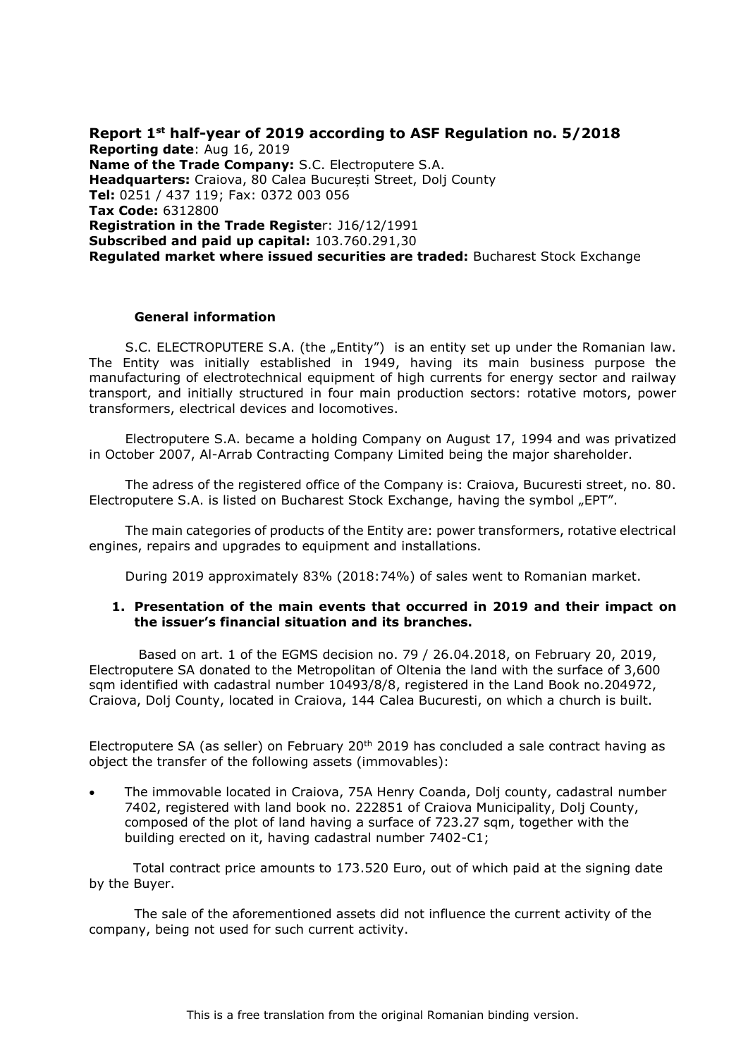# Report 1st half-year of 2019 according to ASF Regulation no. 5/2018

**Reporting date**: Aug 16, 2019
**Name of the Trade Company:** S.C. Electroputere S.A.
**Headquarters:** Craiova, 80 Calea București Street, Dolj County
**Tel:** 0251 / 437 119; Fax: 0372 003 056
**Tax Code:** 6312800
**Registration in the Trade Registe**r: J16/12/1991
**Subscribed and paid up capital:** 103.760.291,30
**Regulated market where issued securities are traded:** Bucharest Stock Exchange

## General information

S.C. ELECTROPUTERE S.A. (the „Entity") is an entity set up under the Romanian law. The Entity was initially established in 1949, having its main business purpose the manufacturing of electrotechnical equipment of high currents for energy sector and railway transport, and initially structured in four main production sectors: rotative motors, power transformers, electrical devices and locomotives.

Electroputere S.A. became a holding Company on August 17, 1994 and was privatized in October 2007, Al-Arrab Contracting Company Limited being the major shareholder.

The adress of the registered office of the Company is: Craiova, Bucuresti street, no. 80. Electroputere S.A. is listed on Bucharest Stock Exchange, having the symbol „EPT".

The main categories of products of the Entity are: power transformers, rotative electrical engines, repairs and upgrades to equipment and installations.

During 2019 approximately 83% (2018:74%) of sales went to Romanian market.

## 1. Presentation of the main events that occurred in 2019 and their impact on the issuer's financial situation and its branches.

Based on art. 1 of the EGMS decision no. 79 / 26.04.2018, on February 20, 2019, Electroputere SA donated to the Metropolitan of Oltenia the land with the surface of 3,600 sqm identified with cadastral number 10493/8/8, registered in the Land Book no.204972, Craiova, Dolj County, located in Craiova, 144 Calea Bucuresti, on which a church is built.

Electroputere SA (as seller) on February 20th 2019 has concluded a sale contract having as object the transfer of the following assets (immovables):

- The immovable located in Craiova, 75A Henry Coanda, Dolj county, cadastral number 7402, registered with land book no. 222851 of Craiova Municipality, Dolj County, composed of the plot of land having a surface of 723.27 sqm, together with the building erected on it, having cadastral number 7402-C1;

Total contract price amounts to 173.520 Euro, out of which paid at the signing date by the Buyer.

The sale of the aforementioned assets did not influence the current activity of the company, being not used for such current activity.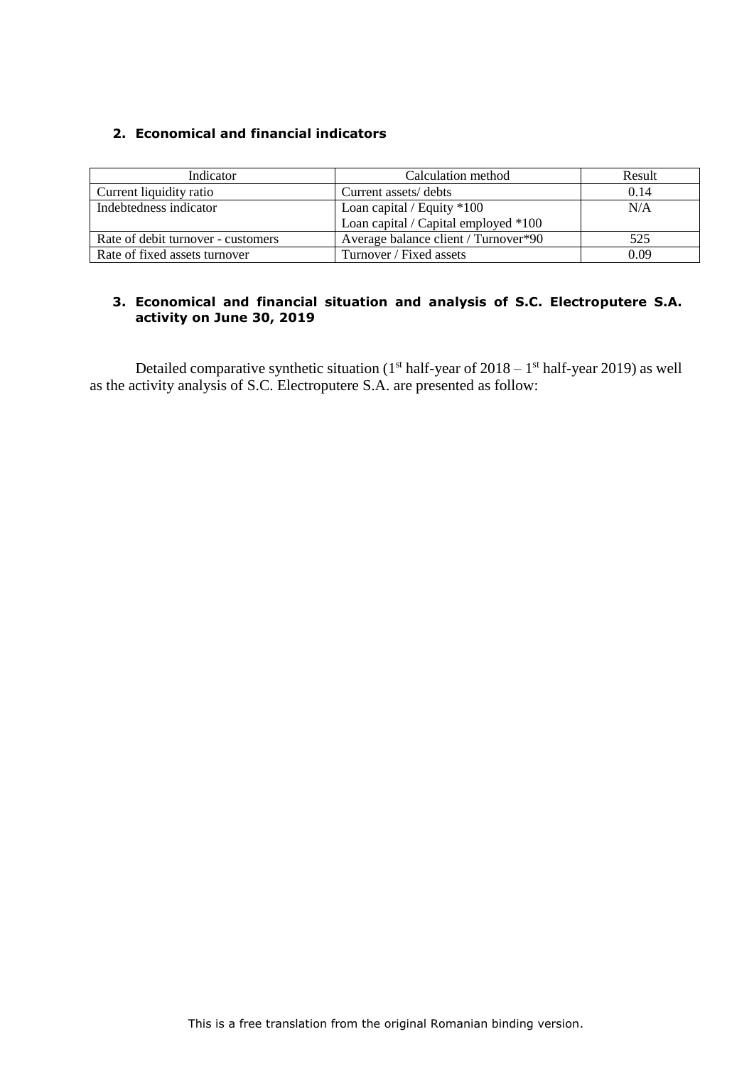## 2. Economical and financial indicators

| Indicator | Calculation method | Result |
|---|---|---|
| Current liquidity ratio | Current assets/ debts | 0.14 |
| Indebtedness indicator | Loan capital / Equity *100<br>Loan capital / Capital employed *100 | N/A |
| Rate of debit turnover - customers | Average balance client / Turnover*90 | 525 |
| Rate of fixed assets turnover | Turnover / Fixed assets | 0.09 |

## 3. Economical and financial situation and analysis of S.C. Electroputere S.A. activity on June 30, 2019

Detailed comparative synthetic situation (1st half-year of 2018 – 1st half-year 2019) as well as the activity analysis of S.C. Electroputere S.A. are presented as follow: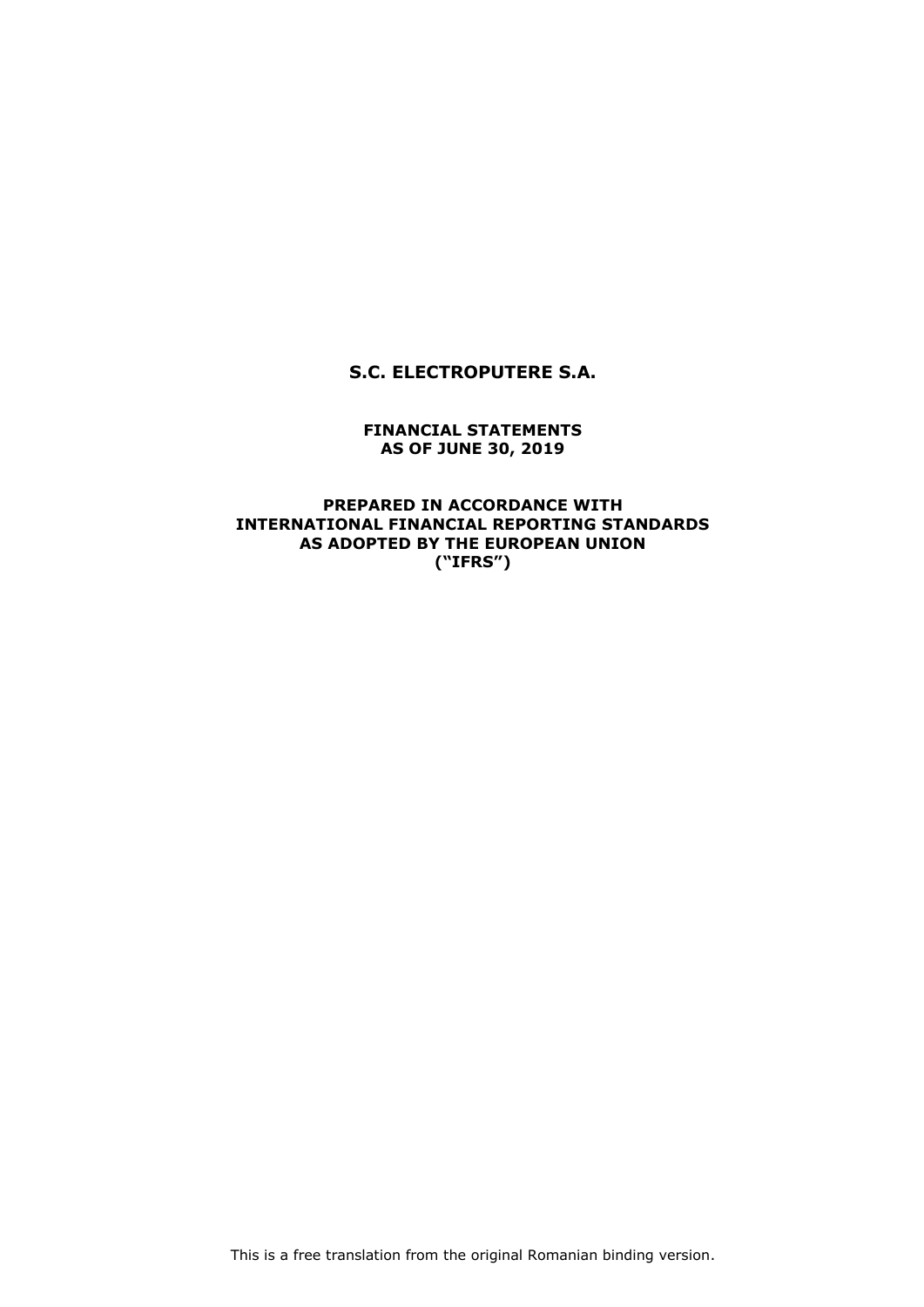# S.C. ELECTROPUTERE S.A.

**FINANCIAL STATEMENTS**
**AS OF JUNE 30, 2019**

**PREPARED IN ACCORDANCE WITH**
**INTERNATIONAL FINANCIAL REPORTING STANDARDS**
**AS ADOPTED BY THE EUROPEAN UNION**
**("IFRS")**

This is a free translation from the original Romanian binding version.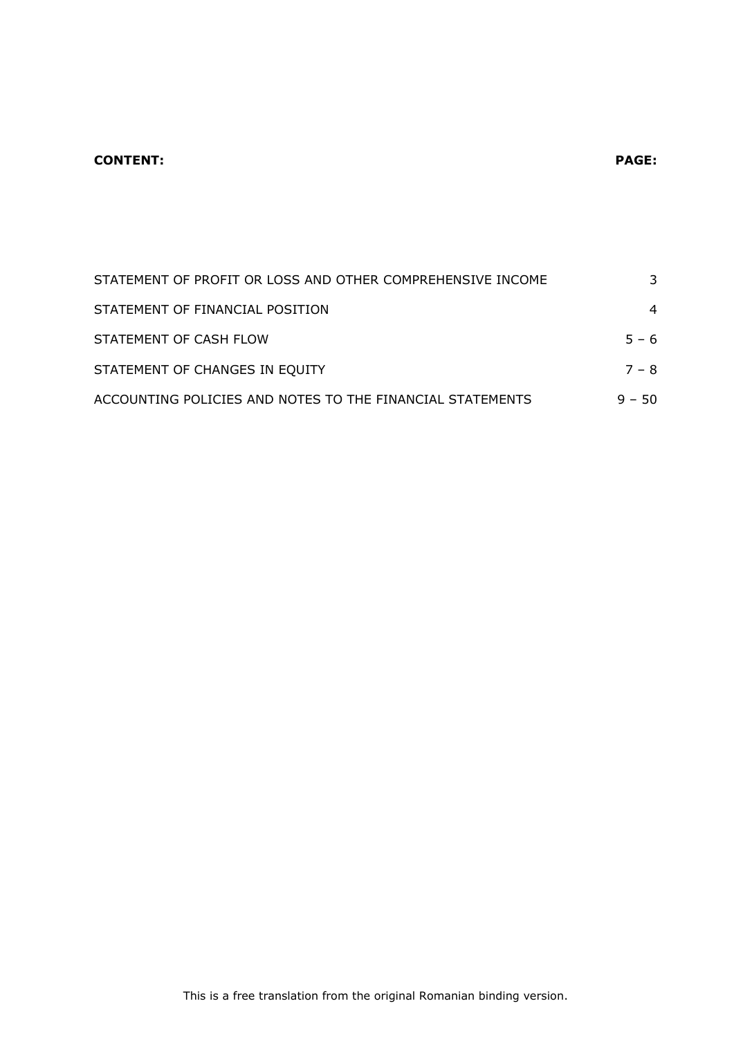| **CONTENT:** | **PAGE:** |
| --- | --- |
| STATEMENT OF PROFIT OR LOSS AND OTHER COMPREHENSIVE INCOME | 3 |
| STATEMENT OF FINANCIAL POSITION | 4 |
| STATEMENT OF CASH FLOW | 5 – 6 |
| STATEMENT OF CHANGES IN EQUITY | 7 – 8 |
| ACCOUNTING POLICIES AND NOTES TO THE FINANCIAL STATEMENTS | 9 – 50 |

This is a free translation from the original Romanian binding version.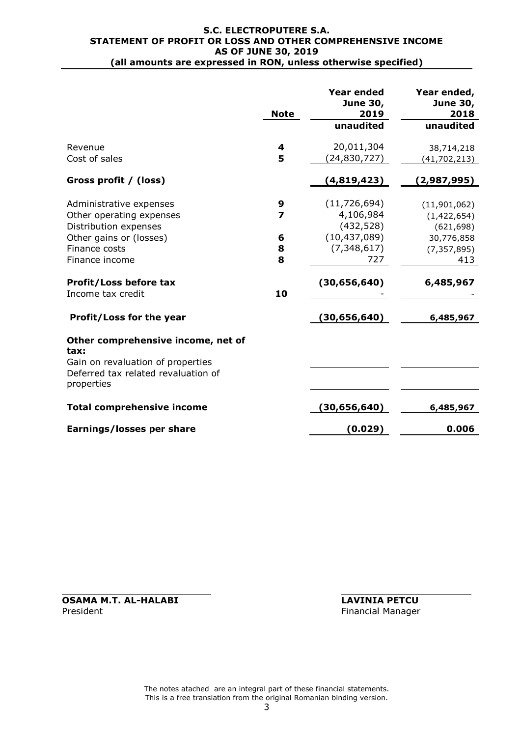# S.C. ELECTROPUTERE S.A.
## STATEMENT OF PROFIT OR LOSS AND OTHER COMPREHENSIVE INCOME
## AS OF JUNE 30, 2019
### (all amounts are expressed in RON, unless otherwise specified)

| | Note | Year ended June 30, 2019 | Year ended, June 30, 2018 |
|---|---|---|---|
| | | unaudited | unaudited |
| Revenue | 4 | 20,011,304 | 38,714,218 |
| Cost of sales | 5 | (24,830,727) | (41,702,213) |
| **Gross profit / (loss)** | | **(4,819,423)** | **(2,987,995)** |
| Administrative expenses | 9 | (11,726,694) | (11,901,062) |
| Other operating expenses | 7 | 4,106,984 | (1,422,654) |
| Distribution expenses | | (432,528) | (621,698) |
| Other gains or (losses) | 6 | (10,437,089) | 30,776,858 |
| Finance costs | 8 | (7,348,617) | (7,357,895) |
| Finance income | 8 | 727 | 413 |
| **Profit/Loss before tax** | | **(30,656,640)** | **6,485,967** |
| Income tax credit | 10 | - | - |
| **Profit/Loss for the year** | | **(30,656,640)** | **6,485,967** |
| **Other comprehensive income, net of tax:** | | | |
| Gain on revaluation of properties | | | |
| Deferred tax related revaluation of properties | | | |
| **Total comprehensive income** | | **(30,656,640)** | **6,485,967** |
| **Earnings/losses per share** | | **(0.029)** | **0.006** |

**OSAMA M.T. AL-HALABI**
President

**LAVINIA PETCU**
Financial Manager

The notes atached are an integral part of these financial statements.
This is a free translation from the original Romanian binding version.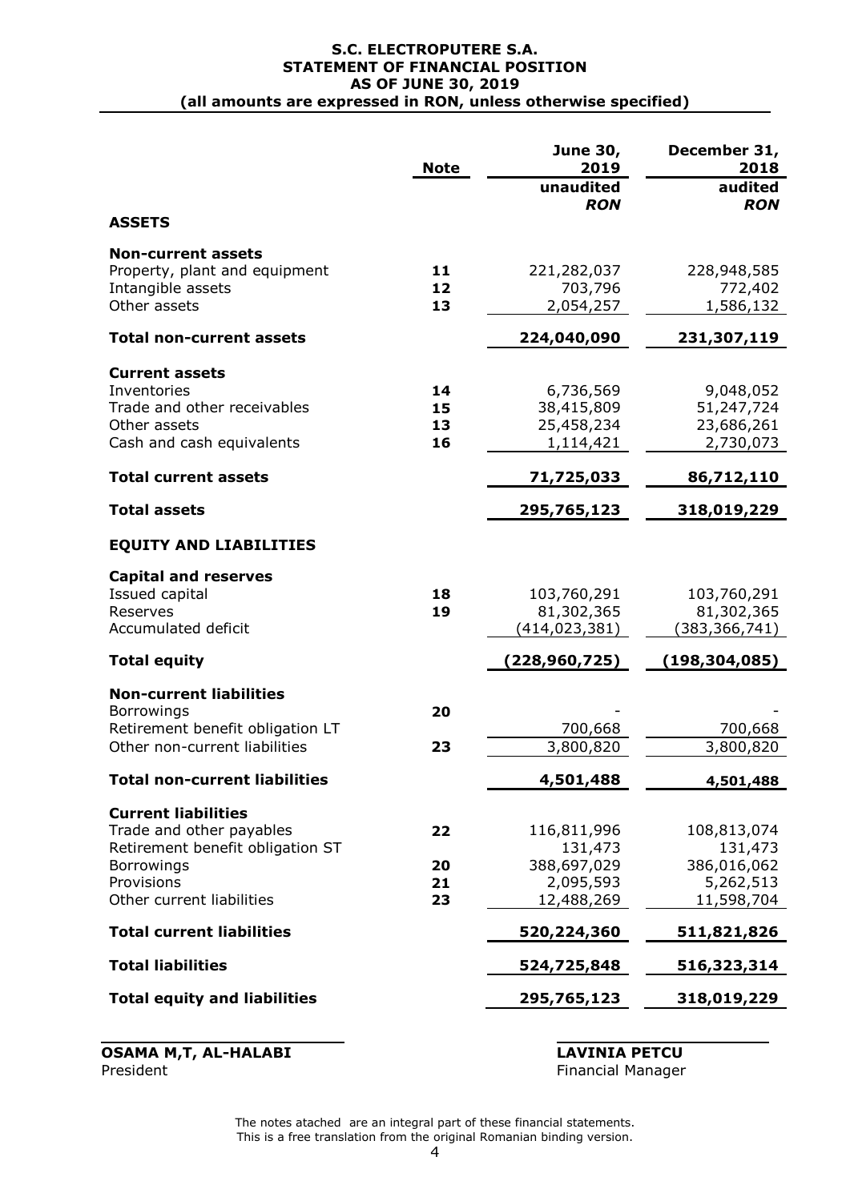**S.C. ELECTROPUTERE S.A.**
**STATEMENT OF FINANCIAL POSITION**
**AS OF JUNE 30, 2019**
**(all amounts are expressed in RON, unless otherwise specified)**

| | Note | June 30, 2019 unaudited *RON* | December 31, 2018 audited *RON* |
|---|---|---|---|
| **ASSETS** | | | |
| **Non-current assets** | | | |
| Property, plant and equipment | **11** | 221,282,037 | 228,948,585 |
| Intangible assets | **12** | 703,796 | 772,402 |
| Other assets | **13** | 2,054,257 | 1,586,132 |
| **Total non-current assets** | | **224,040,090** | **231,307,119** |
| **Current assets** | | | |
| Inventories | **14** | 6,736,569 | 9,048,052 |
| Trade and other receivables | **15** | 38,415,809 | 51,247,724 |
| Other assets | **13** | 25,458,234 | 23,686,261 |
| Cash and cash equivalents | **16** | 1,114,421 | 2,730,073 |
| **Total current assets** | | **71,725,033** | **86,712,110** |
| **Total assets** | | **295,765,123** | **318,019,229** |
| **EQUITY AND LIABILITIES** | | | |
| **Capital and reserves** | | | |
| Issued capital | **18** | 103,760,291 | 103,760,291 |
| Reserves | **19** | 81,302,365 | 81,302,365 |
| Accumulated deficit | | (414,023,381) | (383,366,741) |
| **Total equity** | | **(228,960,725)** | **(198,304,085)** |
| **Non-current liabilities** | | | |
| Borrowings | **20** | - | - |
| Retirement benefit obligation LT | | 700,668 | 700,668 |
| Other non-current liabilities | **23** | 3,800,820 | 3,800,820 |
| **Total non-current liabilities** | | **4,501,488** | **4,501,488** |
| **Current liabilities** | | | |
| Trade and other payables | **22** | 116,811,996 | 108,813,074 |
| Retirement benefit obligation ST | | 131,473 | 131,473 |
| Borrowings | **20** | 388,697,029 | 386,016,062 |
| Provisions | **21** | 2,095,593 | 5,262,513 |
| Other current liabilities | **23** | 12,488,269 | 11,598,704 |
| **Total current liabilities** | | **520,224,360** | **511,821,826** |
| **Total liabilities** | | **524,725,848** | **516,323,314** |
| **Total equity and liabilities** | | **295,765,123** | **318,019,229** |

**OSAMA M,T, AL-HALABI**
President

**LAVINIA PETCU**
Financial Manager

The notes atached are an integral part of these financial statements.
This is a free translation from the original Romanian binding version.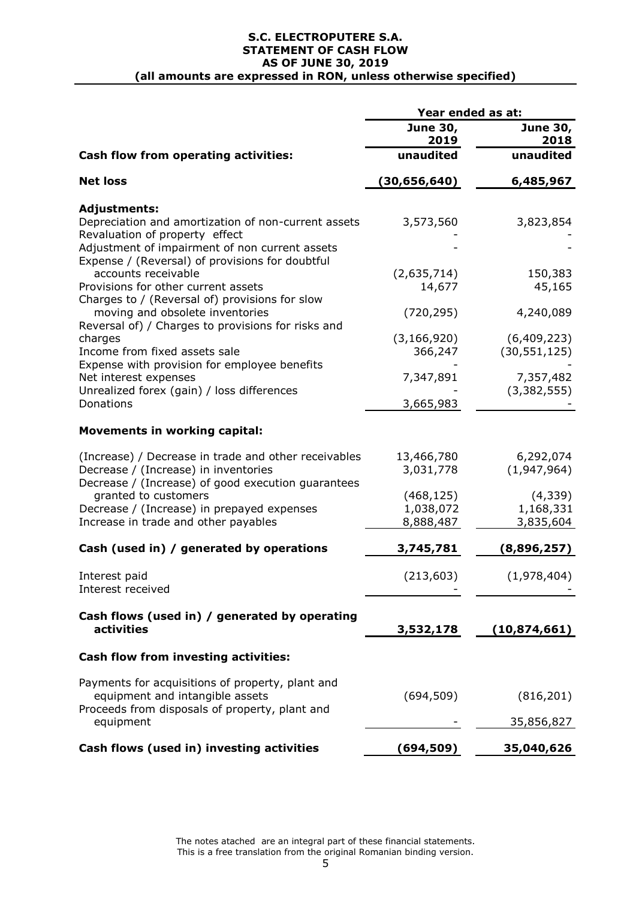**S.C. ELECTROPUTERE S.A.**
**STATEMENT OF CASH FLOW**
**AS OF JUNE 30, 2019**
**(all amounts are expressed in RON, unless otherwise specified)**

| | Year ended as at: | |
|---|---|---|
| | **June 30, 2019** | **June 30, 2018** |
| **Cash flow from operating activities:** | **unaudited** | **unaudited** |
| **Net loss** | **(30,656,640)** | **6,485,967** |
| **Adjustments:** | | |
| Depreciation and amortization of non-current assets | 3,573,560 | 3,823,854 |
| Revaluation of property effect | - | - |
| Adjustment of impairment of non current assets | - | - |
| Expense / (Reversal) of provisions for doubtful accounts receivable | (2,635,714) | 150,383 |
| Provisions for other current assets | 14,677 | 45,165 |
| Charges to / (Reversal of) provisions for slow moving and obsolete inventories | (720,295) | 4,240,089 |
| Reversal of) / Charges to provisions for risks and charges | (3,166,920) | (6,409,223) |
| Income from fixed assets sale | 366,247 | (30,551,125) |
| Expense with provision for employee benefits | - | - |
| Net interest expenses | 7,347,891 | 7,357,482 |
| Unrealized forex (gain) / loss differences | - | (3,382,555) |
| Donations | 3,665,983 | - |
| **Movements in working capital:** | | |
| (Increase) / Decrease in trade and other receivables | 13,466,780 | 6,292,074 |
| Decrease / (Increase) in inventories | 3,031,778 | (1,947,964) |
| Decrease / (Increase) of good execution guarantees granted to customers | (468,125) | (4,339) |
| Decrease / (Increase) in prepayed expenses | 1,038,072 | 1,168,331 |
| Increase in trade and other payables | 8,888,487 | 3,835,604 |
| **Cash (used in) / generated by operations** | **3,745,781** | **(8,896,257)** |
| Interest paid | (213,603) | (1,978,404) |
| Interest received | - | - |
| **Cash flows (used in) / generated by operating activities** | **3,532,178** | **(10,874,661)** |
| **Cash flow from investing activities:** | | |
| Payments for acquisitions of property, plant and equipment and intangible assets | (694,509) | (816,201) |
| Proceeds from disposals of property, plant and equipment | - | 35,856,827 |
| **Cash flows (used in) investing activities** | **(694,509)** | **35,040,626** |

The notes atached are an integral part of these financial statements.
This is a free translation from the original Romanian binding version.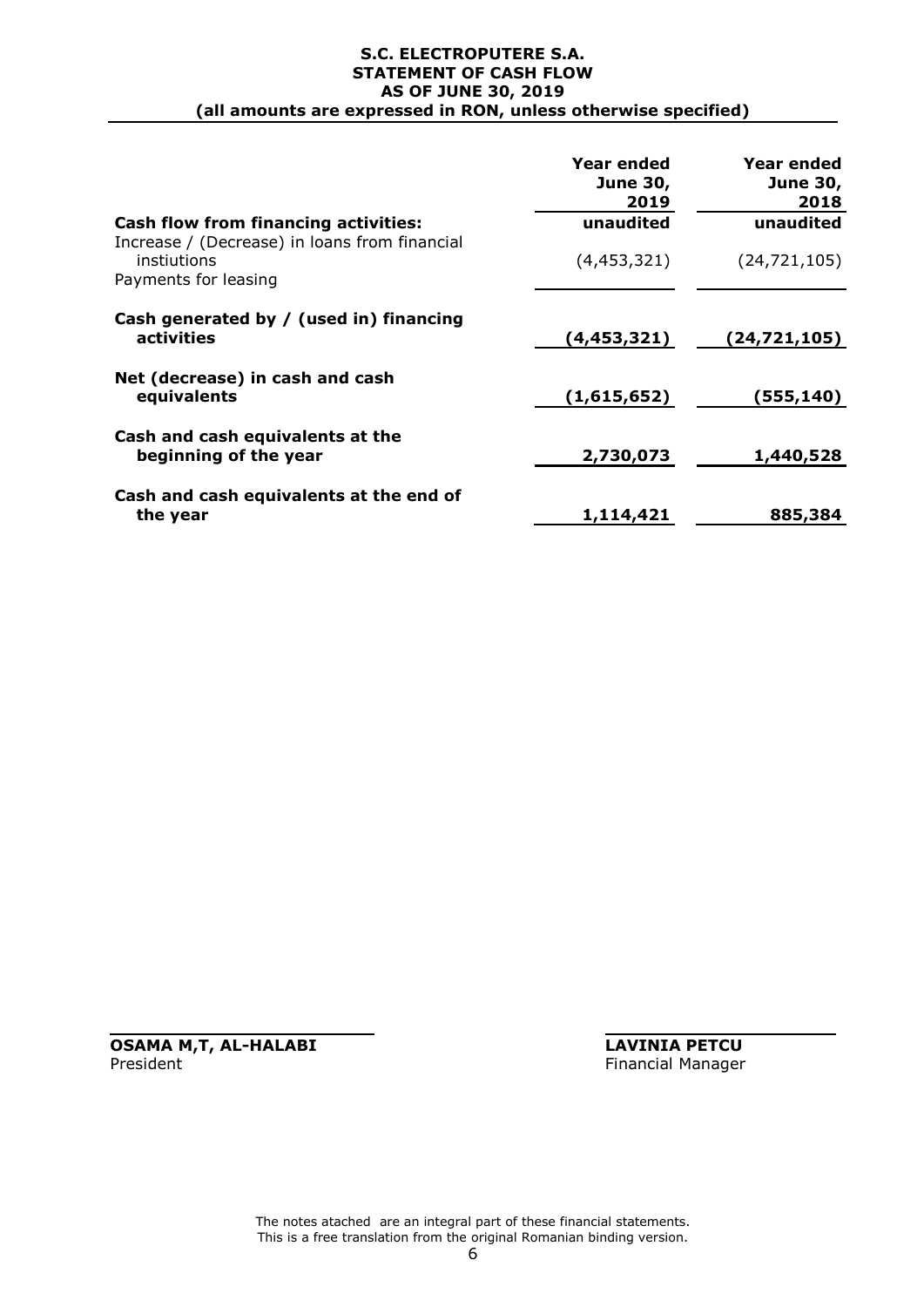**S.C. ELECTROPUTERE S.A.**
**STATEMENT OF CASH FLOW**
**AS OF JUNE 30, 2019**
**(all amounts are expressed in RON, unless otherwise specified)**

| | Year ended June 30, 2019 | Year ended June 30, 2018 |
|---|---|---|
| **Cash flow from financing activities:** | **unaudited** | **unaudited** |
| Increase / (Decrease) in loans from financial instiutions | (4,453,321) | (24,721,105) |
| Payments for leasing | | |
| **Cash generated by / (used in) financing activities** | **(4,453,321)** | **(24,721,105)** |
| **Net (decrease) in cash and cash equivalents** | **(1,615,652)** | **(555,140)** |
| **Cash and cash equivalents at the beginning of the year** | **2,730,073** | **1,440,528** |
| **Cash and cash equivalents at the end of the year** | **1,114,421** | **885,384** |

**OSAMA M,T, AL-HALABI**
President

**LAVINIA PETCU**
Financial Manager

The notes atached are an integral part of these financial statements.
This is a free translation from the original Romanian binding version.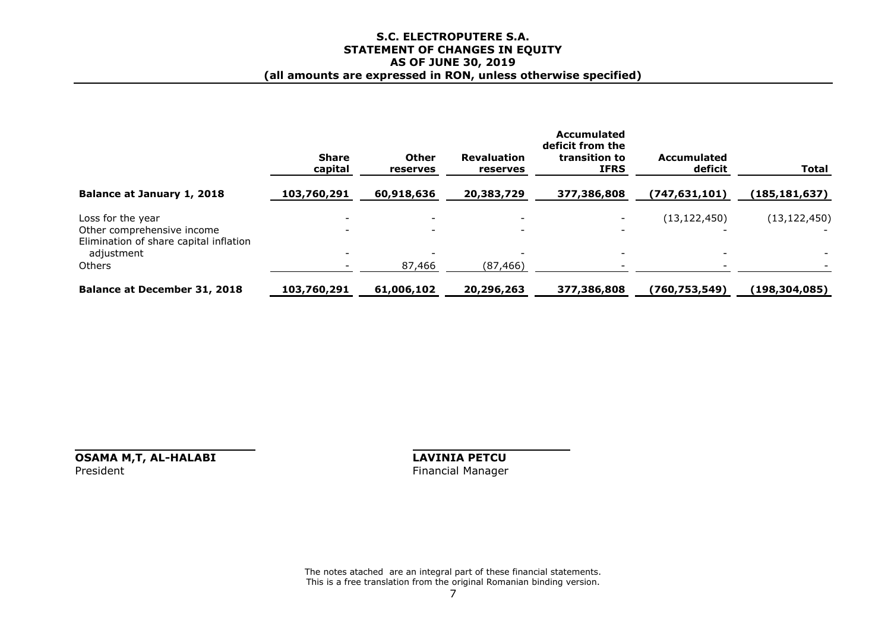# S.C. ELECTROPUTERE S.A.
## STATEMENT OF CHANGES IN EQUITY
## AS OF JUNE 30, 2019
### (all amounts are expressed in RON, unless otherwise specified)

| | Share capital | Other reserves | Revaluation reserves | Accumulated deficit from the transition to IFRS | Accumulated deficit | Total |
|---|---|---|---|---|---|---|
| **Balance at January 1, 2018** | **103,760,291** | **60,918,636** | **20,383,729** | **377,386,808** | **(747,631,101)** | **(185,181,637)** |
| Loss for the year | - | - | - | - | (13,122,450) | (13,122,450) |
| Other comprehensive income | - | - | - | - | - | - |
| Elimination of share capital inflation adjustment | - | - | - | - | - | - |
| Others | - | 87,466 | (87,466) | - | - | - |
| **Balance at December 31, 2018** | **103,760,291** | **61,006,102** | **20,296,263** | **377,386,808** | **(760,753,549)** | **(198,304,085)** |

**OSAMA M,T, AL-HALABI**
President

**LAVINIA PETCU**
Financial Manager

The notes atached are an integral part of these financial statements.
This is a free translation from the original Romanian binding version.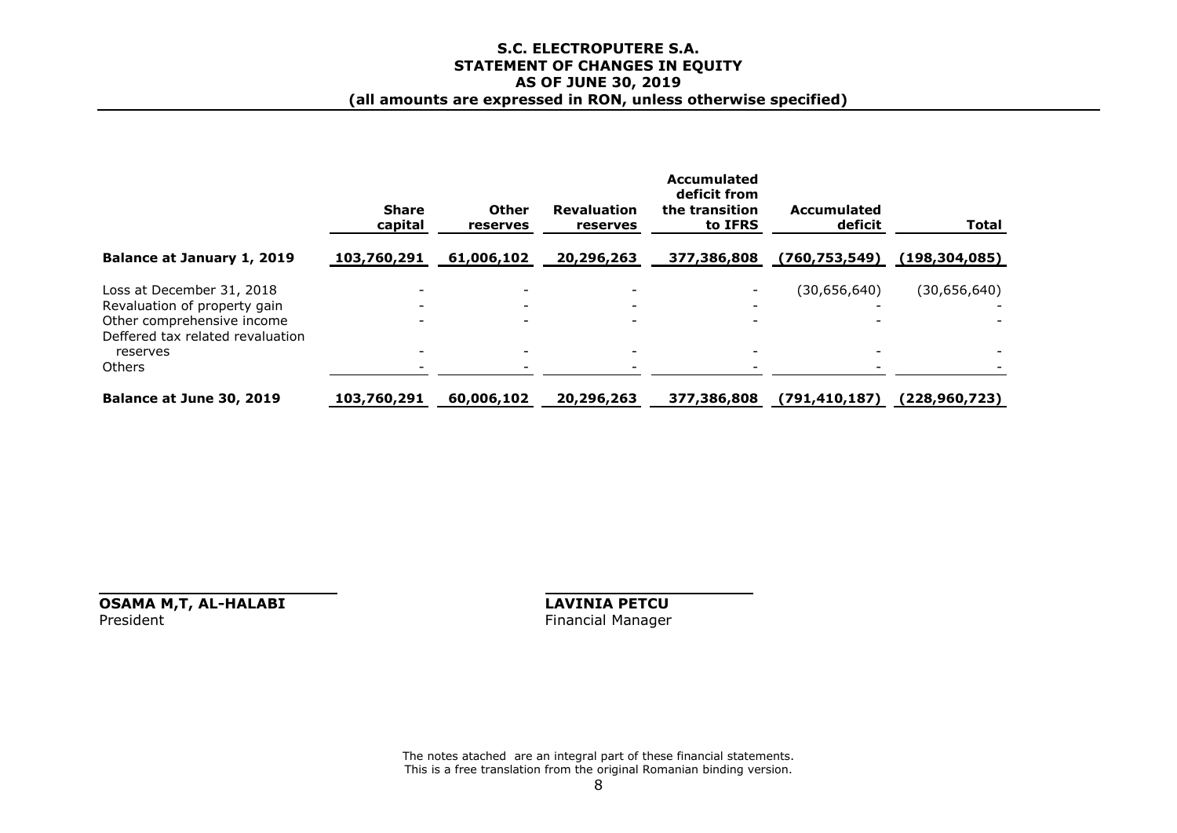**S.C. ELECTROPUTERE S.A.**
**STATEMENT OF CHANGES IN EQUITY**
**AS OF JUNE 30, 2019**
**(all amounts are expressed in RON, unless otherwise specified)**

| | Share capital | Other reserves | Revaluation reserves | Accumulated deficit from the transition to IFRS | Accumulated deficit | Total |
|---|---|---|---|---|---|---|
| **Balance at January 1, 2019** | **103,760,291** | **61,006,102** | **20,296,263** | **377,386,808** | **(760,753,549)** | **(198,304,085)** |
| Loss at December 31, 2018 | - | - | - | - | (30,656,640) | (30,656,640) |
| Revaluation of property gain | - | - | - | - | - | - |
| Other comprehensive income | - | - | - | - | - | - |
| Deffered tax related revaluation reserves | - | - | - | - | - | - |
| Others | - | - | - | - | - | - |
| **Balance at June 30, 2019** | **103,760,291** | **60,006,102** | **20,296,263** | **377,386,808** | **(791,410,187)** | **(228,960,723)** |

**OSAMA M,T, AL-HALABI**
President

**LAVINIA PETCU**
Financial Manager

The notes atached are an integral part of these financial statements.
This is a free translation from the original Romanian binding version.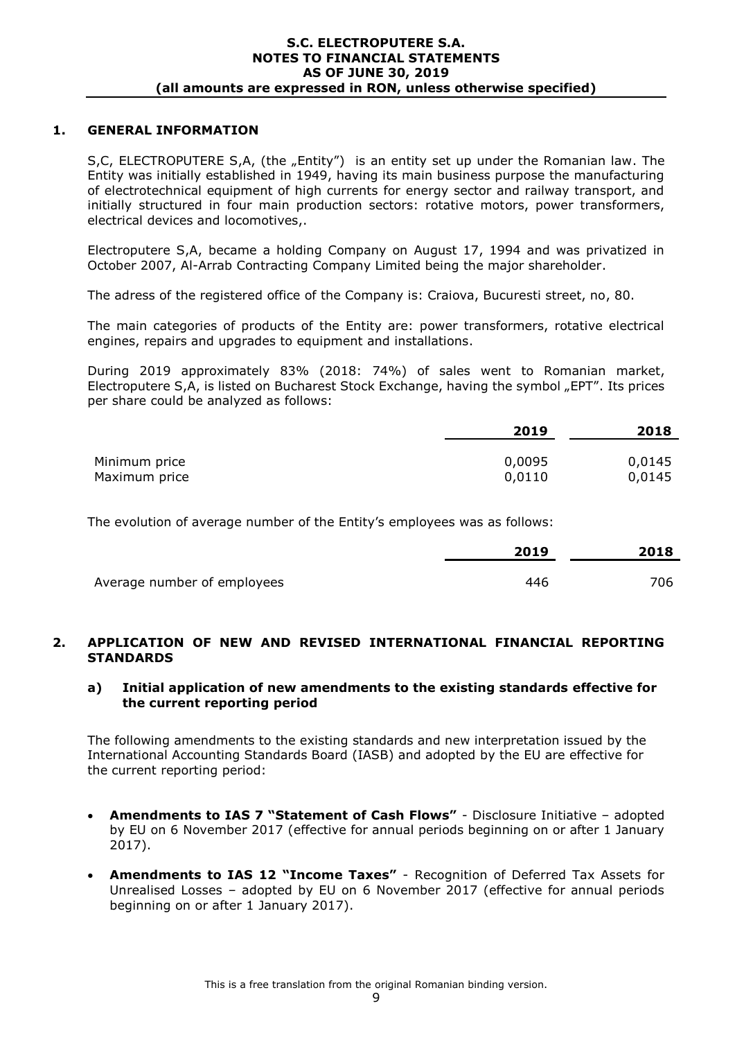## 1. GENERAL INFORMATION

S,C, ELECTROPUTERE S,A, (the „Entity") is an entity set up under the Romanian law. The Entity was initially established in 1949, having its main business purpose the manufacturing of electrotechnical equipment of high currents for energy sector and railway transport, and initially structured in four main production sectors: rotative motors, power transformers, electrical devices and locomotives,.

Electroputere S,A, became a holding Company on August 17, 1994 and was privatized in October 2007, Al-Arrab Contracting Company Limited being the major shareholder.

The adress of the registered office of the Company is: Craiova, Bucuresti street, no, 80.

The main categories of products of the Entity are: power transformers, rotative electrical engines, repairs and upgrades to equipment and installations.

During 2019 approximately 83% (2018: 74%) of sales went to Romanian market, Electroputere S,A, is listed on Bucharest Stock Exchange, having the symbol „EPT". Its prices per share could be analyzed as follows:

| | 2019 | 2018 |
|---|---|---|
| Minimum price | 0,0095 | 0,0145 |
| Maximum price | 0,0110 | 0,0145 |

The evolution of average number of the Entity's employees was as follows:

| | 2019 | 2018 |
|---|---|---|
| Average number of employees | 446 | 706 |

## 2. APPLICATION OF NEW AND REVISED INTERNATIONAL FINANCIAL REPORTING STANDARDS

### a) Initial application of new amendments to the existing standards effective for the current reporting period

The following amendments to the existing standards and new interpretation issued by the International Accounting Standards Board (IASB) and adopted by the EU are effective for the current reporting period:

- **Amendments to IAS 7 "Statement of Cash Flows"** - Disclosure Initiative – adopted by EU on 6 November 2017 (effective for annual periods beginning on or after 1 January 2017).
- **Amendments to IAS 12 "Income Taxes"** - Recognition of Deferred Tax Assets for Unrealised Losses – adopted by EU on 6 November 2017 (effective for annual periods beginning on or after 1 January 2017).

This is a free translation from the original Romanian binding version.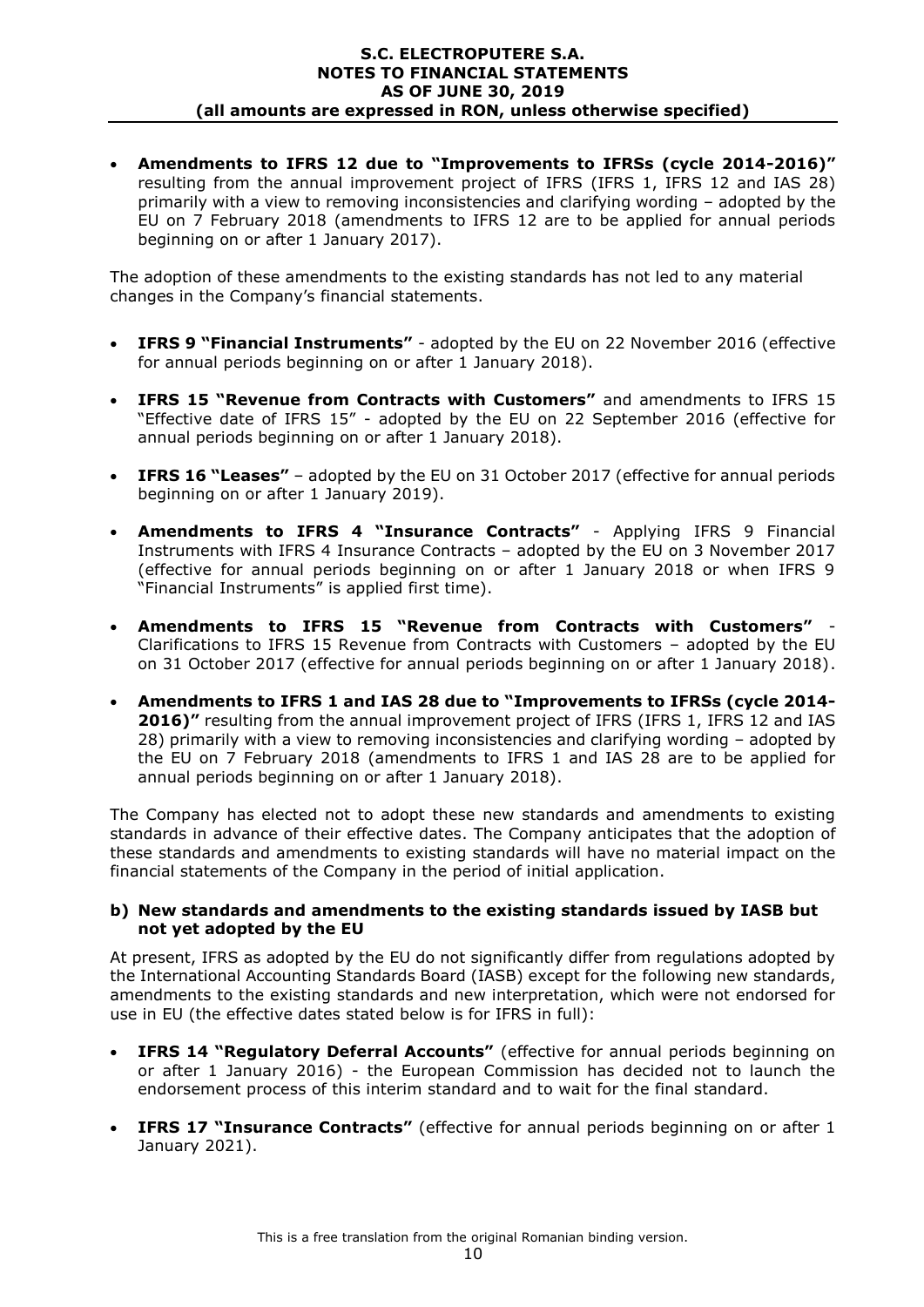- **Amendments to IFRS 12 due to "Improvements to IFRSs (cycle 2014-2016)"** resulting from the annual improvement project of IFRS (IFRS 1, IFRS 12 and IAS 28) primarily with a view to removing inconsistencies and clarifying wording – adopted by the EU on 7 February 2018 (amendments to IFRS 12 are to be applied for annual periods beginning on or after 1 January 2017).

The adoption of these amendments to the existing standards has not led to any material changes in the Company's financial statements.

- **IFRS 9 "Financial Instruments"** - adopted by the EU on 22 November 2016 (effective for annual periods beginning on or after 1 January 2018).
- **IFRS 15 "Revenue from Contracts with Customers"** and amendments to IFRS 15 "Effective date of IFRS 15" - adopted by the EU on 22 September 2016 (effective for annual periods beginning on or after 1 January 2018).
- **IFRS 16 "Leases"** – adopted by the EU on 31 October 2017 (effective for annual periods beginning on or after 1 January 2019).
- **Amendments to IFRS 4 "Insurance Contracts"** - Applying IFRS 9 Financial Instruments with IFRS 4 Insurance Contracts – adopted by the EU on 3 November 2017 (effective for annual periods beginning on or after 1 January 2018 or when IFRS 9 "Financial Instruments" is applied first time).
- **Amendments to IFRS 15 "Revenue from Contracts with Customers"** - Clarifications to IFRS 15 Revenue from Contracts with Customers – adopted by the EU on 31 October 2017 (effective for annual periods beginning on or after 1 January 2018).
- **Amendments to IFRS 1 and IAS 28 due to "Improvements to IFRSs (cycle 2014-2016)"** resulting from the annual improvement project of IFRS (IFRS 1, IFRS 12 and IAS 28) primarily with a view to removing inconsistencies and clarifying wording – adopted by the EU on 7 February 2018 (amendments to IFRS 1 and IAS 28 are to be applied for annual periods beginning on or after 1 January 2018).

The Company has elected not to adopt these new standards and amendments to existing standards in advance of their effective dates. The Company anticipates that the adoption of these standards and amendments to existing standards will have no material impact on the financial statements of the Company in the period of initial application.

**b) New standards and amendments to the existing standards issued by IASB but not yet adopted by the EU**

At present, IFRS as adopted by the EU do not significantly differ from regulations adopted by the International Accounting Standards Board (IASB) except for the following new standards, amendments to the existing standards and new interpretation, which were not endorsed for use in EU (the effective dates stated below is for IFRS in full):

- **IFRS 14 "Regulatory Deferral Accounts"** (effective for annual periods beginning on or after 1 January 2016) - the European Commission has decided not to launch the endorsement process of this interim standard and to wait for the final standard.
- **IFRS 17 "Insurance Contracts"** (effective for annual periods beginning on or after 1 January 2021).

This is a free translation from the original Romanian binding version.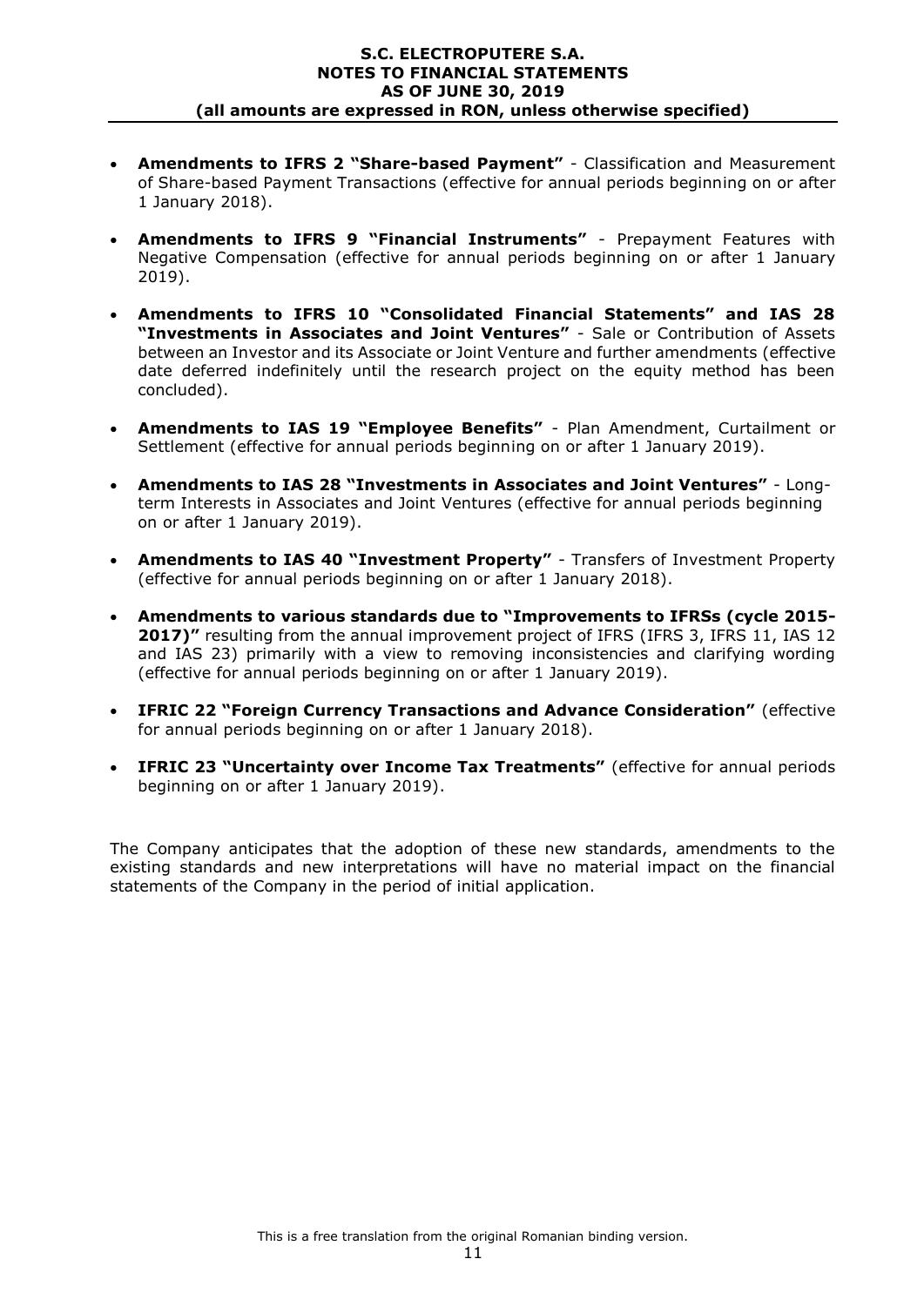- **Amendments to IFRS 2 "Share-based Payment"** - Classification and Measurement of Share-based Payment Transactions (effective for annual periods beginning on or after 1 January 2018).

- **Amendments to IFRS 9 "Financial Instruments"** - Prepayment Features with Negative Compensation (effective for annual periods beginning on or after 1 January 2019).

- **Amendments to IFRS 10 "Consolidated Financial Statements" and IAS 28 "Investments in Associates and Joint Ventures"** - Sale or Contribution of Assets between an Investor and its Associate or Joint Venture and further amendments (effective date deferred indefinitely until the research project on the equity method has been concluded).

- **Amendments to IAS 19 "Employee Benefits"** - Plan Amendment, Curtailment or Settlement (effective for annual periods beginning on or after 1 January 2019).

- **Amendments to IAS 28 "Investments in Associates and Joint Ventures"** - Long-term Interests in Associates and Joint Ventures (effective for annual periods beginning on or after 1 January 2019).

- **Amendments to IAS 40 "Investment Property"** - Transfers of Investment Property (effective for annual periods beginning on or after 1 January 2018).

- **Amendments to various standards due to "Improvements to IFRSs (cycle 2015-2017)"** resulting from the annual improvement project of IFRS (IFRS 3, IFRS 11, IAS 12 and IAS 23) primarily with a view to removing inconsistencies and clarifying wording (effective for annual periods beginning on or after 1 January 2019).

- **IFRIC 22 "Foreign Currency Transactions and Advance Consideration"** (effective for annual periods beginning on or after 1 January 2018).

- **IFRIC 23 "Uncertainty over Income Tax Treatments"** (effective for annual periods beginning on or after 1 January 2019).

The Company anticipates that the adoption of these new standards, amendments to the existing standards and new interpretations will have no material impact on the financial statements of the Company in the period of initial application.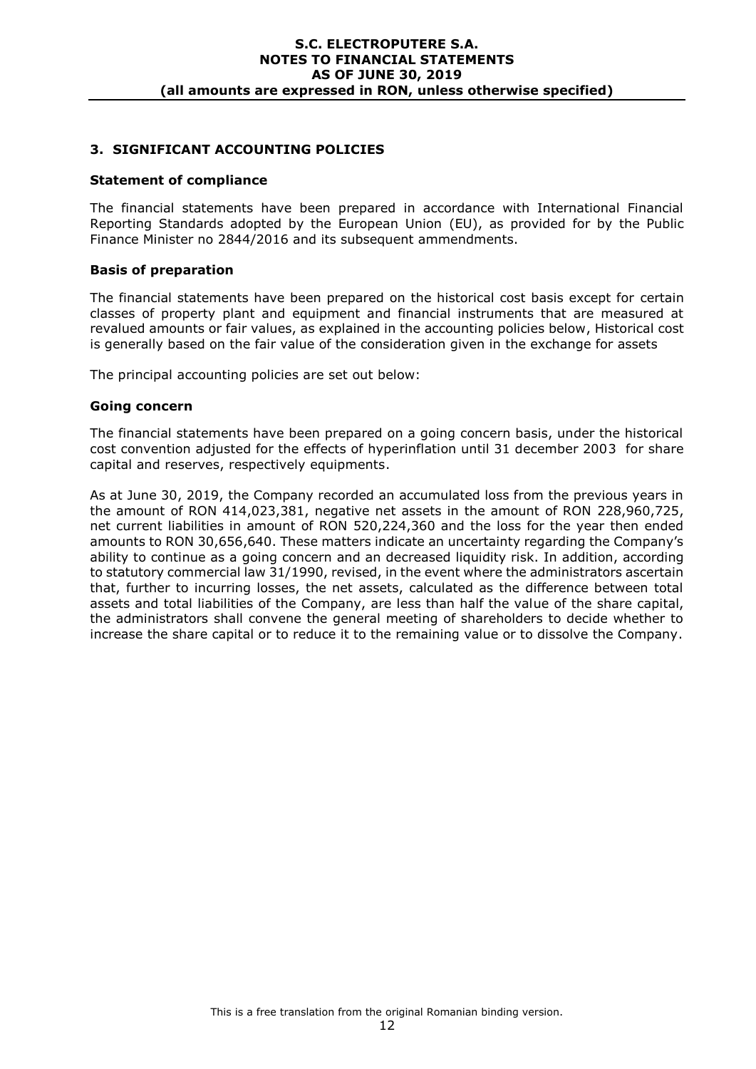## 3. SIGNIFICANT ACCOUNTING POLICIES

### Statement of compliance

The financial statements have been prepared in accordance with International Financial Reporting Standards adopted by the European Union (EU), as provided for by the Public Finance Minister no 2844/2016 and its subsequent ammendments.

### Basis of preparation

The financial statements have been prepared on the historical cost basis except for certain classes of property plant and equipment and financial instruments that are measured at revalued amounts or fair values, as explained in the accounting policies below, Historical cost is generally based on the fair value of the consideration given in the exchange for assets

The principal accounting policies are set out below:

### Going concern

The financial statements have been prepared on a going concern basis, under the historical cost convention adjusted for the effects of hyperinflation until 31 december 2003 for share capital and reserves, respectively equipments.

As at June 30, 2019, the Company recorded an accumulated loss from the previous years in the amount of RON 414,023,381, negative net assets in the amount of RON 228,960,725, net current liabilities in amount of RON 520,224,360 and the loss for the year then ended amounts to RON 30,656,640. These matters indicate an uncertainty regarding the Company's ability to continue as a going concern and an decreased liquidity risk. In addition, according to statutory commercial law 31/1990, revised, in the event where the administrators ascertain that, further to incurring losses, the net assets, calculated as the difference between total assets and total liabilities of the Company, are less than half the value of the share capital, the administrators shall convene the general meeting of shareholders to decide whether to increase the share capital or to reduce it to the remaining value or to dissolve the Company.

This is a free translation from the original Romanian binding version.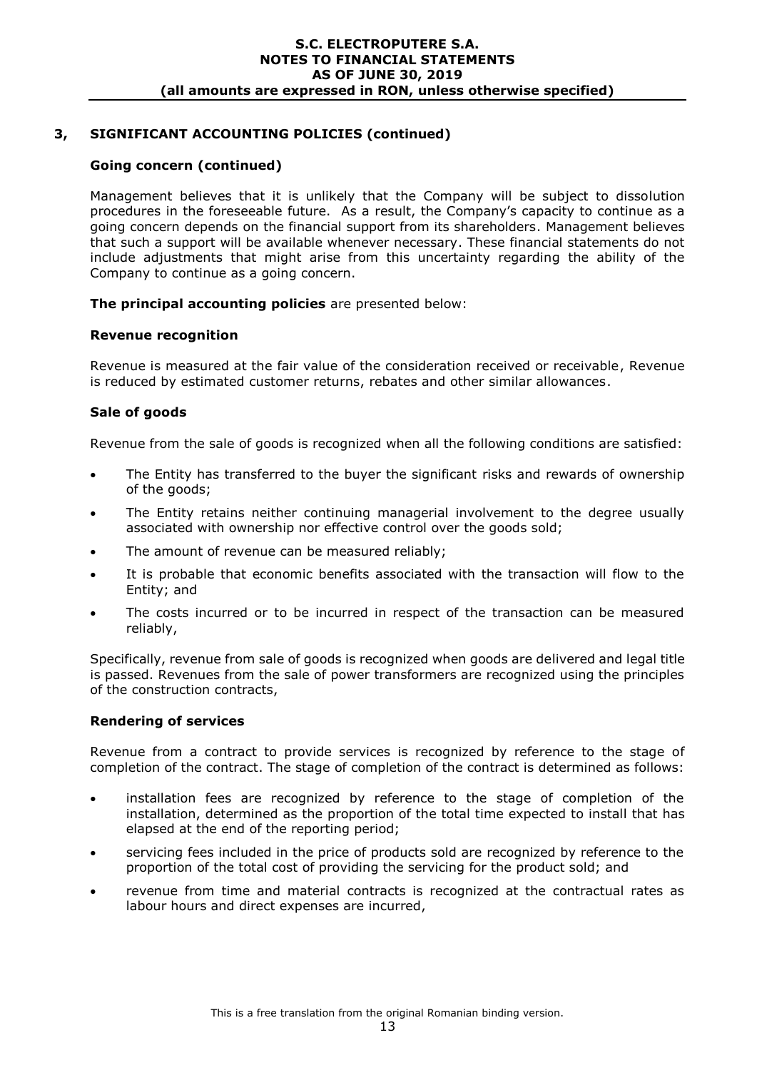## 3, SIGNIFICANT ACCOUNTING POLICIES (continued)

### Going concern (continued)

Management believes that it is unlikely that the Company will be subject to dissolution procedures in the foreseeable future. As a result, the Company's capacity to continue as a going concern depends on the financial support from its shareholders. Management believes that such a support will be available whenever necessary. These financial statements do not include adjustments that might arise from this uncertainty regarding the ability of the Company to continue as a going concern.

**The principal accounting policies** are presented below:

### Revenue recognition

Revenue is measured at the fair value of the consideration received or receivable, Revenue is reduced by estimated customer returns, rebates and other similar allowances.

### Sale of goods

Revenue from the sale of goods is recognized when all the following conditions are satisfied:

- The Entity has transferred to the buyer the significant risks and rewards of ownership of the goods;
- The Entity retains neither continuing managerial involvement to the degree usually associated with ownership nor effective control over the goods sold;
- The amount of revenue can be measured reliably;
- It is probable that economic benefits associated with the transaction will flow to the Entity; and
- The costs incurred or to be incurred in respect of the transaction can be measured reliably,

Specifically, revenue from sale of goods is recognized when goods are delivered and legal title is passed. Revenues from the sale of power transformers are recognized using the principles of the construction contracts,

### Rendering of services

Revenue from a contract to provide services is recognized by reference to the stage of completion of the contract. The stage of completion of the contract is determined as follows:

- installation fees are recognized by reference to the stage of completion of the installation, determined as the proportion of the total time expected to install that has elapsed at the end of the reporting period;
- servicing fees included in the price of products sold are recognized by reference to the proportion of the total cost of providing the servicing for the product sold; and
- revenue from time and material contracts is recognized at the contractual rates as labour hours and direct expenses are incurred,

This is a free translation from the original Romanian binding version.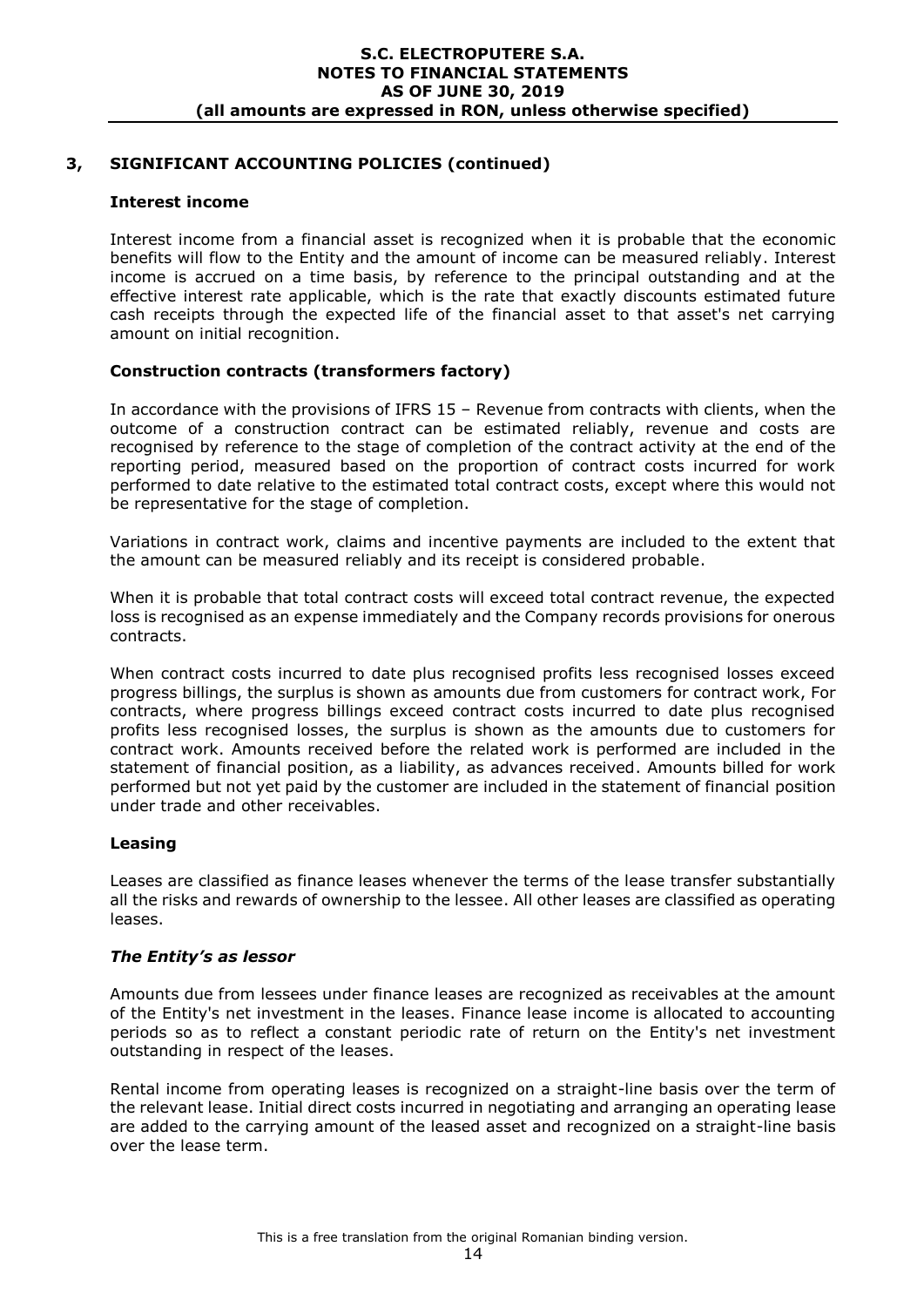## 3, SIGNIFICANT ACCOUNTING POLICIES (continued)

### Interest income

Interest income from a financial asset is recognized when it is probable that the economic benefits will flow to the Entity and the amount of income can be measured reliably. Interest income is accrued on a time basis, by reference to the principal outstanding and at the effective interest rate applicable, which is the rate that exactly discounts estimated future cash receipts through the expected life of the financial asset to that asset's net carrying amount on initial recognition.

### Construction contracts (transformers factory)

In accordance with the provisions of IFRS 15 – Revenue from contracts with clients, when the outcome of a construction contract can be estimated reliably, revenue and costs are recognised by reference to the stage of completion of the contract activity at the end of the reporting period, measured based on the proportion of contract costs incurred for work performed to date relative to the estimated total contract costs, except where this would not be representative for the stage of completion.

Variations in contract work, claims and incentive payments are included to the extent that the amount can be measured reliably and its receipt is considered probable.

When it is probable that total contract costs will exceed total contract revenue, the expected loss is recognised as an expense immediately and the Company records provisions for onerous contracts.

When contract costs incurred to date plus recognised profits less recognised losses exceed progress billings, the surplus is shown as amounts due from customers for contract work, For contracts, where progress billings exceed contract costs incurred to date plus recognised profits less recognised losses, the surplus is shown as the amounts due to customers for contract work. Amounts received before the related work is performed are included in the statement of financial position, as a liability, as advances received. Amounts billed for work performed but not yet paid by the customer are included in the statement of financial position under trade and other receivables.

### Leasing

Leases are classified as finance leases whenever the terms of the lease transfer substantially all the risks and rewards of ownership to the lessee. All other leases are classified as operating leases.

### *The Entity's as lessor*

Amounts due from lessees under finance leases are recognized as receivables at the amount of the Entity's net investment in the leases. Finance lease income is allocated to accounting periods so as to reflect a constant periodic rate of return on the Entity's net investment outstanding in respect of the leases.

Rental income from operating leases is recognized on a straight-line basis over the term of the relevant lease. Initial direct costs incurred in negotiating and arranging an operating lease are added to the carrying amount of the leased asset and recognized on a straight-line basis over the lease term.

This is a free translation from the original Romanian binding version.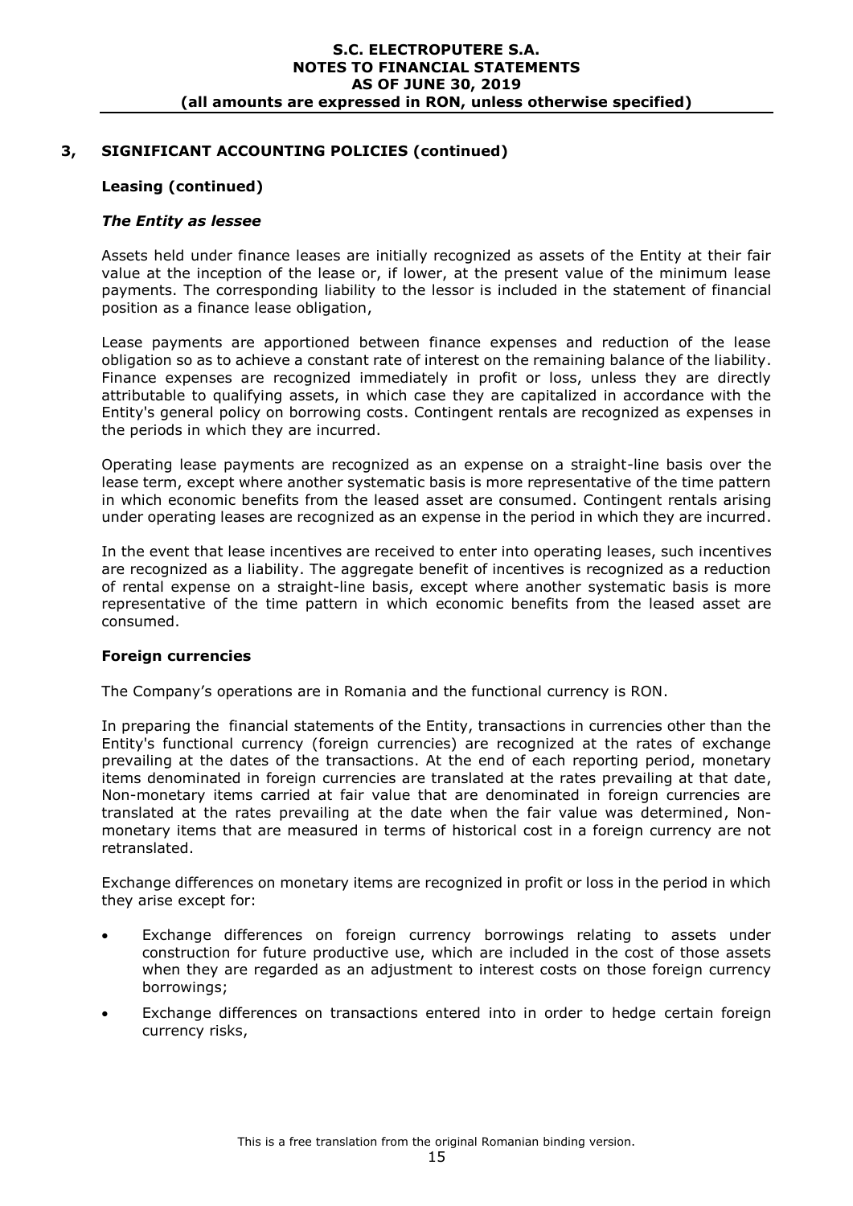## 3, SIGNIFICANT ACCOUNTING POLICIES (continued)

### Leasing (continued)

#### *The Entity as lessee*

Assets held under finance leases are initially recognized as assets of the Entity at their fair value at the inception of the lease or, if lower, at the present value of the minimum lease payments. The corresponding liability to the lessor is included in the statement of financial position as a finance lease obligation,

Lease payments are apportioned between finance expenses and reduction of the lease obligation so as to achieve a constant rate of interest on the remaining balance of the liability. Finance expenses are recognized immediately in profit or loss, unless they are directly attributable to qualifying assets, in which case they are capitalized in accordance with the Entity's general policy on borrowing costs. Contingent rentals are recognized as expenses in the periods in which they are incurred.

Operating lease payments are recognized as an expense on a straight-line basis over the lease term, except where another systematic basis is more representative of the time pattern in which economic benefits from the leased asset are consumed. Contingent rentals arising under operating leases are recognized as an expense in the period in which they are incurred.

In the event that lease incentives are received to enter into operating leases, such incentives are recognized as a liability. The aggregate benefit of incentives is recognized as a reduction of rental expense on a straight-line basis, except where another systematic basis is more representative of the time pattern in which economic benefits from the leased asset are consumed.

### Foreign currencies

The Company's operations are in Romania and the functional currency is RON.

In preparing the financial statements of the Entity, transactions in currencies other than the Entity's functional currency (foreign currencies) are recognized at the rates of exchange prevailing at the dates of the transactions. At the end of each reporting period, monetary items denominated in foreign currencies are translated at the rates prevailing at that date, Non-monetary items carried at fair value that are denominated in foreign currencies are translated at the rates prevailing at the date when the fair value was determined, Non-monetary items that are measured in terms of historical cost in a foreign currency are not retranslated.

Exchange differences on monetary items are recognized in profit or loss in the period in which they arise except for:

- Exchange differences on foreign currency borrowings relating to assets under construction for future productive use, which are included in the cost of those assets when they are regarded as an adjustment to interest costs on those foreign currency borrowings;
- Exchange differences on transactions entered into in order to hedge certain foreign currency risks,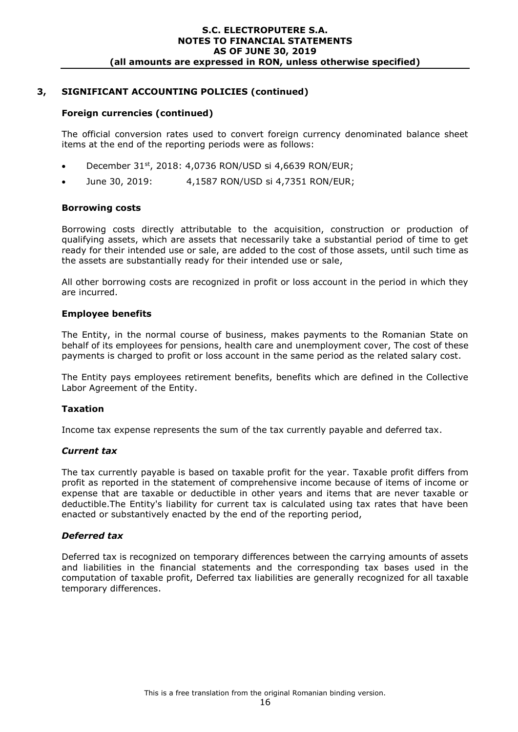## 3, SIGNIFICANT ACCOUNTING POLICIES (continued)

### Foreign currencies (continued)

The official conversion rates used to convert foreign currency denominated balance sheet items at the end of the reporting periods were as follows:

- December 31st, 2018: 4,0736 RON/USD si 4,6639 RON/EUR;
- June 30, 2019: 4,1587 RON/USD si 4,7351 RON/EUR;

### Borrowing costs

Borrowing costs directly attributable to the acquisition, construction or production of qualifying assets, which are assets that necessarily take a substantial period of time to get ready for their intended use or sale, are added to the cost of those assets, until such time as the assets are substantially ready for their intended use or sale,

All other borrowing costs are recognized in profit or loss account in the period in which they are incurred.

### Employee benefits

The Entity, in the normal course of business, makes payments to the Romanian State on behalf of its employees for pensions, health care and unemployment cover, The cost of these payments is charged to profit or loss account in the same period as the related salary cost.

The Entity pays employees retirement benefits, benefits which are defined in the Collective Labor Agreement of the Entity.

### Taxation

Income tax expense represents the sum of the tax currently payable and deferred tax.

#### *Current tax*

The tax currently payable is based on taxable profit for the year. Taxable profit differs from profit as reported in the statement of comprehensive income because of items of income or expense that are taxable or deductible in other years and items that are never taxable or deductible.The Entity's liability for current tax is calculated using tax rates that have been enacted or substantively enacted by the end of the reporting period,

#### *Deferred tax*

Deferred tax is recognized on temporary differences between the carrying amounts of assets and liabilities in the financial statements and the corresponding tax bases used in the computation of taxable profit, Deferred tax liabilities are generally recognized for all taxable temporary differences.

This is a free translation from the original Romanian binding version.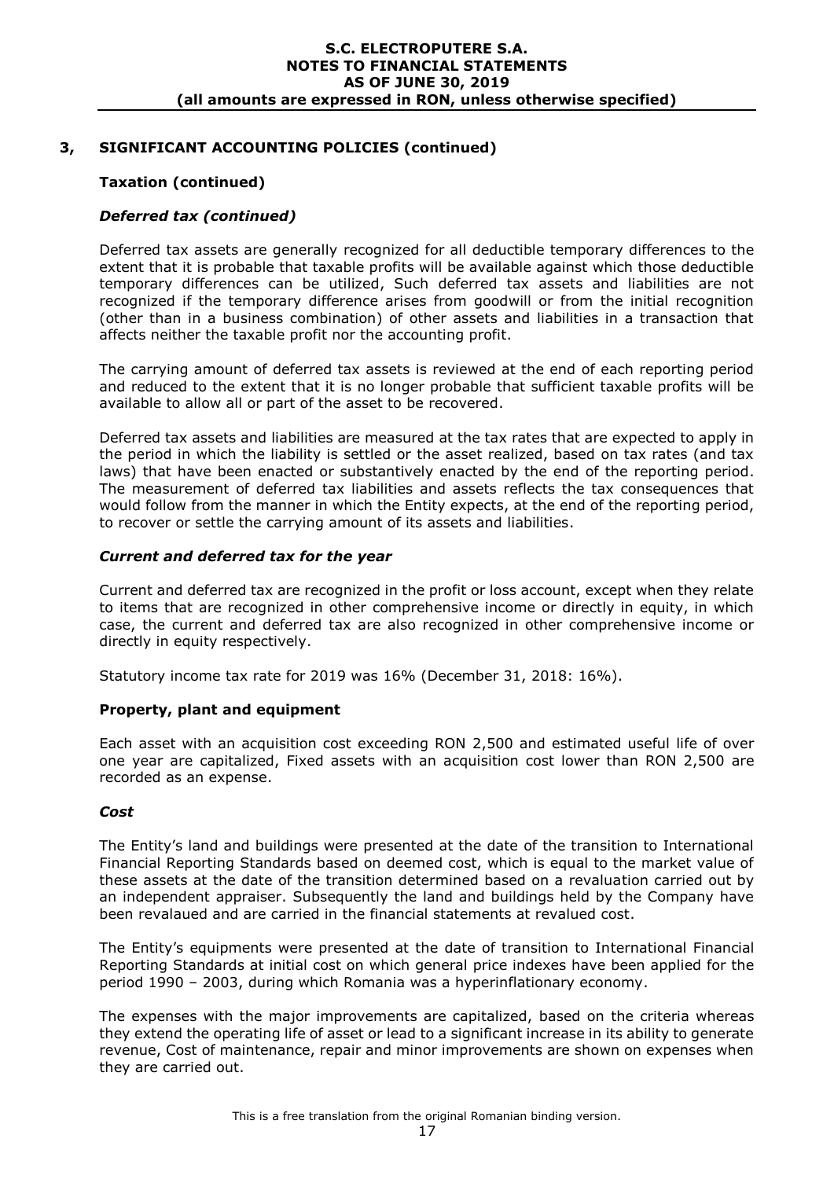## 3, SIGNIFICANT ACCOUNTING POLICIES (continued)

### Taxation (continued)

#### *Deferred tax (continued)*

Deferred tax assets are generally recognized for all deductible temporary differences to the extent that it is probable that taxable profits will be available against which those deductible temporary differences can be utilized, Such deferred tax assets and liabilities are not recognized if the temporary difference arises from goodwill or from the initial recognition (other than in a business combination) of other assets and liabilities in a transaction that affects neither the taxable profit nor the accounting profit.

The carrying amount of deferred tax assets is reviewed at the end of each reporting period and reduced to the extent that it is no longer probable that sufficient taxable profits will be available to allow all or part of the asset to be recovered.

Deferred tax assets and liabilities are measured at the tax rates that are expected to apply in the period in which the liability is settled or the asset realized, based on tax rates (and tax laws) that have been enacted or substantively enacted by the end of the reporting period. The measurement of deferred tax liabilities and assets reflects the tax consequences that would follow from the manner in which the Entity expects, at the end of the reporting period, to recover or settle the carrying amount of its assets and liabilities.

#### *Current and deferred tax for the year*

Current and deferred tax are recognized in the profit or loss account, except when they relate to items that are recognized in other comprehensive income or directly in equity, in which case, the current and deferred tax are also recognized in other comprehensive income or directly in equity respectively.

Statutory income tax rate for 2019 was 16% (December 31, 2018: 16%).

### Property, plant and equipment

Each asset with an acquisition cost exceeding RON 2,500 and estimated useful life of over one year are capitalized, Fixed assets with an acquisition cost lower than RON 2,500 are recorded as an expense.

#### *Cost*

The Entity's land and buildings were presented at the date of the transition to International Financial Reporting Standards based on deemed cost, which is equal to the market value of these assets at the date of the transition determined based on a revaluation carried out by an independent appraiser. Subsequently the land and buildings held by the Company have been revalaued and are carried in the financial statements at revalued cost.

The Entity's equipments were presented at the date of transition to International Financial Reporting Standards at initial cost on which general price indexes have been applied for the period 1990 – 2003, during which Romania was a hyperinflationary economy.

The expenses with the major improvements are capitalized, based on the criteria whereas they extend the operating life of asset or lead to a significant increase in its ability to generate revenue, Cost of maintenance, repair and minor improvements are shown on expenses when they are carried out.

This is a free translation from the original Romanian binding version.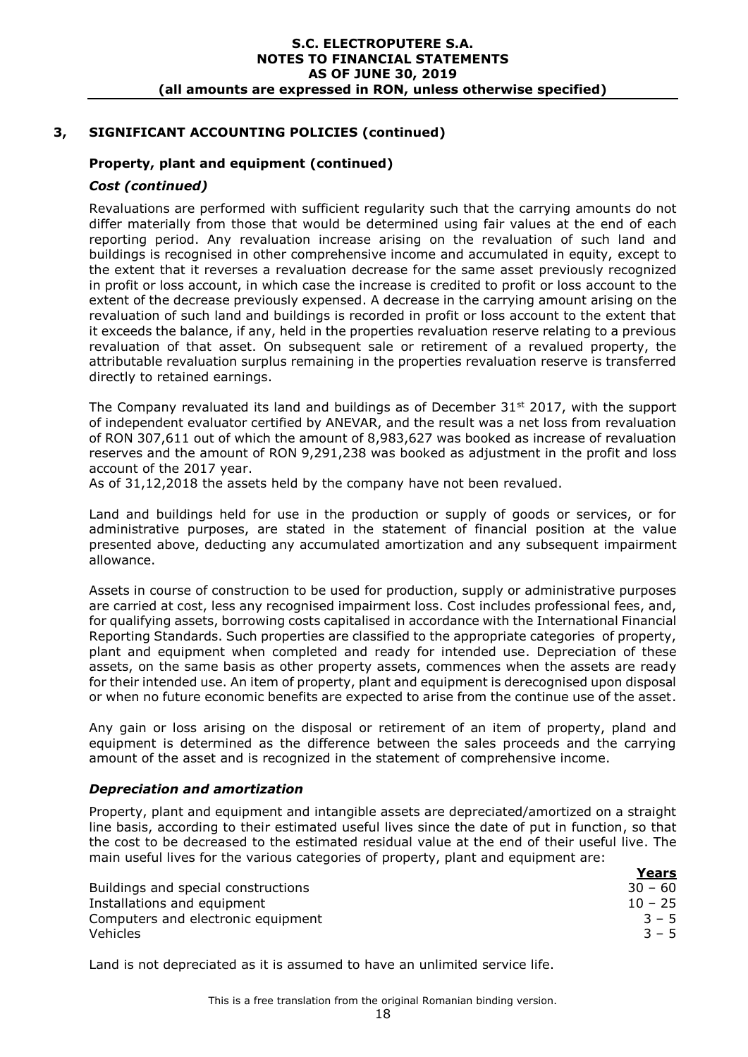## 3, SIGNIFICANT ACCOUNTING POLICIES (continued)

### Property, plant and equipment (continued)

#### *Cost (continued)*

Revaluations are performed with sufficient regularity such that the carrying amounts do not differ materially from those that would be determined using fair values at the end of each reporting period. Any revaluation increase arising on the revaluation of such land and buildings is recognised in other comprehensive income and accumulated in equity, except to the extent that it reverses a revaluation decrease for the same asset previously recognized in profit or loss account, in which case the increase is credited to profit or loss account to the extent of the decrease previously expensed. A decrease in the carrying amount arising on the revaluation of such land and buildings is recorded in profit or loss account to the extent that it exceeds the balance, if any, held in the properties revaluation reserve relating to a previous revaluation of that asset. On subsequent sale or retirement of a revalued property, the attributable revaluation surplus remaining in the properties revaluation reserve is transferred directly to retained earnings.

The Company revaluated its land and buildings as of December 31st 2017, with the support of independent evaluator certified by ANEVAR, and the result was a net loss from revaluation of RON 307,611 out of which the amount of 8,983,627 was booked as increase of revaluation reserves and the amount of RON 9,291,238 was booked as adjustment in the profit and loss account of the 2017 year.
As of 31,12,2018 the assets held by the company have not been revalued.

Land and buildings held for use in the production or supply of goods or services, or for administrative purposes, are stated in the statement of financial position at the value presented above, deducting any accumulated amortization and any subsequent impairment allowance.

Assets in course of construction to be used for production, supply or administrative purposes are carried at cost, less any recognised impairment loss. Cost includes professional fees, and, for qualifying assets, borrowing costs capitalised in accordance with the International Financial Reporting Standards. Such properties are classified to the appropriate categories of property, plant and equipment when completed and ready for intended use. Depreciation of these assets, on the same basis as other property assets, commences when the assets are ready for their intended use. An item of property, plant and equipment is derecognised upon disposal or when no future economic benefits are expected to arise from the continue use of the asset.

Any gain or loss arising on the disposal or retirement of an item of property, pland and equipment is determined as the difference between the sales proceeds and the carrying amount of the asset and is recognized in the statement of comprehensive income.

#### *Depreciation and amortization*

Property, plant and equipment and intangible assets are depreciated/amortized on a straight line basis, according to their estimated useful lives since the date of put in function, so that the cost to be decreased to the estimated residual value at the end of their useful live. The main useful lives for the various categories of property, plant and equipment are:

| | Years |
|---|---|
| Buildings and special constructions | 30 – 60 |
| Installations and equipment | 10 – 25 |
| Computers and electronic equipment | 3 – 5 |
| Vehicles | 3 – 5 |

Land is not depreciated as it is assumed to have an unlimited service life.

This is a free translation from the original Romanian binding version.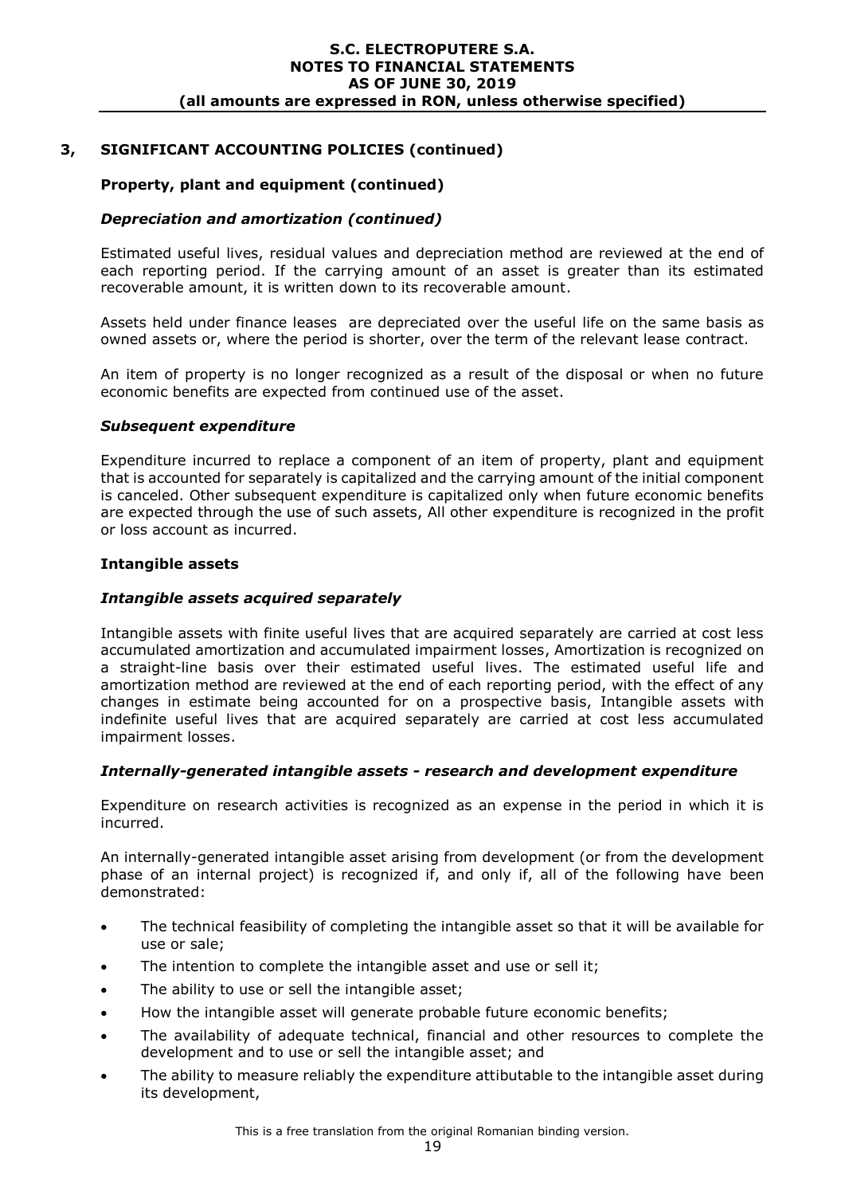## 3, SIGNIFICANT ACCOUNTING POLICIES (continued)

### Property, plant and equipment (continued)

#### *Depreciation and amortization (continued)*

Estimated useful lives, residual values and depreciation method are reviewed at the end of each reporting period. If the carrying amount of an asset is greater than its estimated recoverable amount, it is written down to its recoverable amount.

Assets held under finance leases are depreciated over the useful life on the same basis as owned assets or, where the period is shorter, over the term of the relevant lease contract.

An item of property is no longer recognized as a result of the disposal or when no future economic benefits are expected from continued use of the asset.

#### *Subsequent expenditure*

Expenditure incurred to replace a component of an item of property, plant and equipment that is accounted for separately is capitalized and the carrying amount of the initial component is canceled. Other subsequent expenditure is capitalized only when future economic benefits are expected through the use of such assets, All other expenditure is recognized in the profit or loss account as incurred.

### Intangible assets

#### *Intangible assets acquired separately*

Intangible assets with finite useful lives that are acquired separately are carried at cost less accumulated amortization and accumulated impairment losses, Amortization is recognized on a straight-line basis over their estimated useful lives. The estimated useful life and amortization method are reviewed at the end of each reporting period, with the effect of any changes in estimate being accounted for on a prospective basis, Intangible assets with indefinite useful lives that are acquired separately are carried at cost less accumulated impairment losses.

#### *Internally-generated intangible assets - research and development expenditure*

Expenditure on research activities is recognized as an expense in the period in which it is incurred.

An internally-generated intangible asset arising from development (or from the development phase of an internal project) is recognized if, and only if, all of the following have been demonstrated:

- The technical feasibility of completing the intangible asset so that it will be available for use or sale;
- The intention to complete the intangible asset and use or sell it;
- The ability to use or sell the intangible asset;
- How the intangible asset will generate probable future economic benefits;
- The availability of adequate technical, financial and other resources to complete the development and to use or sell the intangible asset; and
- The ability to measure reliably the expenditure attibutable to the intangible asset during its development,

This is a free translation from the original Romanian binding version.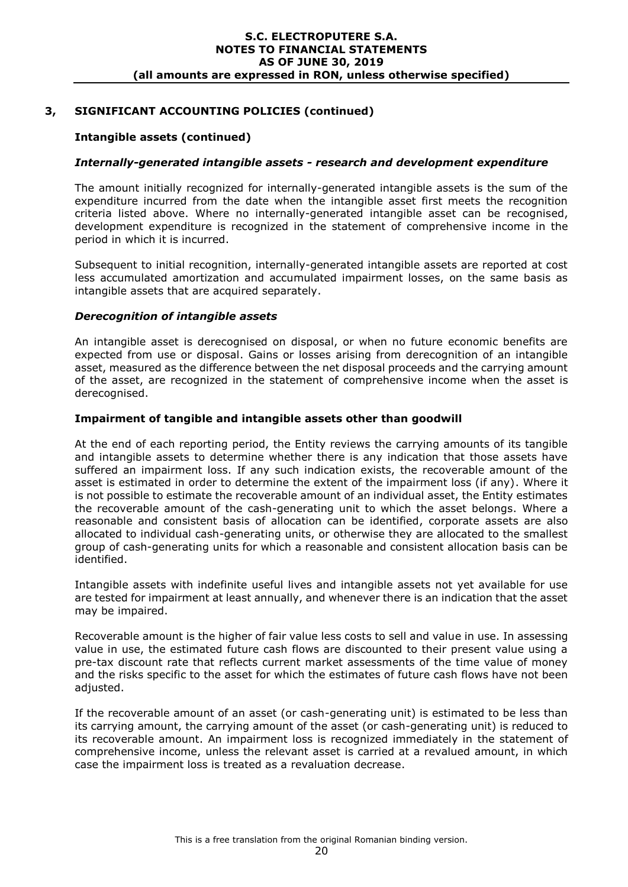## 3, SIGNIFICANT ACCOUNTING POLICIES (continued)

### Intangible assets (continued)

#### *Internally-generated intangible assets - research and development expenditure*

The amount initially recognized for internally-generated intangible assets is the sum of the expenditure incurred from the date when the intangible asset first meets the recognition criteria listed above. Where no internally-generated intangible asset can be recognised, development expenditure is recognized in the statement of comprehensive income in the period in which it is incurred.

Subsequent to initial recognition, internally-generated intangible assets are reported at cost less accumulated amortization and accumulated impairment losses, on the same basis as intangible assets that are acquired separately.

#### *Derecognition of intangible assets*

An intangible asset is derecognised on disposal, or when no future economic benefits are expected from use or disposal. Gains or losses arising from derecognition of an intangible asset, measured as the difference between the net disposal proceeds and the carrying amount of the asset, are recognized in the statement of comprehensive income when the asset is derecognised.

### Impairment of tangible and intangible assets other than goodwill

At the end of each reporting period, the Entity reviews the carrying amounts of its tangible and intangible assets to determine whether there is any indication that those assets have suffered an impairment loss. If any such indication exists, the recoverable amount of the asset is estimated in order to determine the extent of the impairment loss (if any). Where it is not possible to estimate the recoverable amount of an individual asset, the Entity estimates the recoverable amount of the cash-generating unit to which the asset belongs. Where a reasonable and consistent basis of allocation can be identified, corporate assets are also allocated to individual cash-generating units, or otherwise they are allocated to the smallest group of cash-generating units for which a reasonable and consistent allocation basis can be identified.

Intangible assets with indefinite useful lives and intangible assets not yet available for use are tested for impairment at least annually, and whenever there is an indication that the asset may be impaired.

Recoverable amount is the higher of fair value less costs to sell and value in use. In assessing value in use, the estimated future cash flows are discounted to their present value using a pre-tax discount rate that reflects current market assessments of the time value of money and the risks specific to the asset for which the estimates of future cash flows have not been adjusted.

If the recoverable amount of an asset (or cash-generating unit) is estimated to be less than its carrying amount, the carrying amount of the asset (or cash-generating unit) is reduced to its recoverable amount. An impairment loss is recognized immediately in the statement of comprehensive income, unless the relevant asset is carried at a revalued amount, in which case the impairment loss is treated as a revaluation decrease.

This is a free translation from the original Romanian binding version.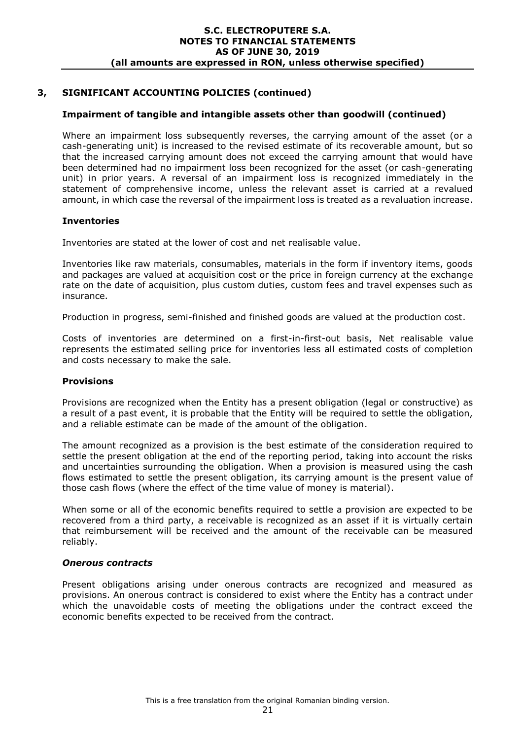## 3, SIGNIFICANT ACCOUNTING POLICIES (continued)

### Impairment of tangible and intangible assets other than goodwill (continued)

Where an impairment loss subsequently reverses, the carrying amount of the asset (or a cash-generating unit) is increased to the revised estimate of its recoverable amount, but so that the increased carrying amount does not exceed the carrying amount that would have been determined had no impairment loss been recognized for the asset (or cash-generating unit) in prior years. A reversal of an impairment loss is recognized immediately in the statement of comprehensive income, unless the relevant asset is carried at a revalued amount, in which case the reversal of the impairment loss is treated as a revaluation increase.

### Inventories

Inventories are stated at the lower of cost and net realisable value.

Inventories like raw materials, consumables, materials in the form if inventory items, goods and packages are valued at acquisition cost or the price in foreign currency at the exchange rate on the date of acquisition, plus custom duties, custom fees and travel expenses such as insurance.

Production in progress, semi-finished and finished goods are valued at the production cost.

Costs of inventories are determined on a first-in-first-out basis, Net realisable value represents the estimated selling price for inventories less all estimated costs of completion and costs necessary to make the sale.

### Provisions

Provisions are recognized when the Entity has a present obligation (legal or constructive) as a result of a past event, it is probable that the Entity will be required to settle the obligation, and a reliable estimate can be made of the amount of the obligation.

The amount recognized as a provision is the best estimate of the consideration required to settle the present obligation at the end of the reporting period, taking into account the risks and uncertainties surrounding the obligation. When a provision is measured using the cash flows estimated to settle the present obligation, its carrying amount is the present value of those cash flows (where the effect of the time value of money is material).

When some or all of the economic benefits required to settle a provision are expected to be recovered from a third party, a receivable is recognized as an asset if it is virtually certain that reimbursement will be received and the amount of the receivable can be measured reliably.

#### *Onerous contracts*

Present obligations arising under onerous contracts are recognized and measured as provisions. An onerous contract is considered to exist where the Entity has a contract under which the unavoidable costs of meeting the obligations under the contract exceed the economic benefits expected to be received from the contract.

This is a free translation from the original Romanian binding version.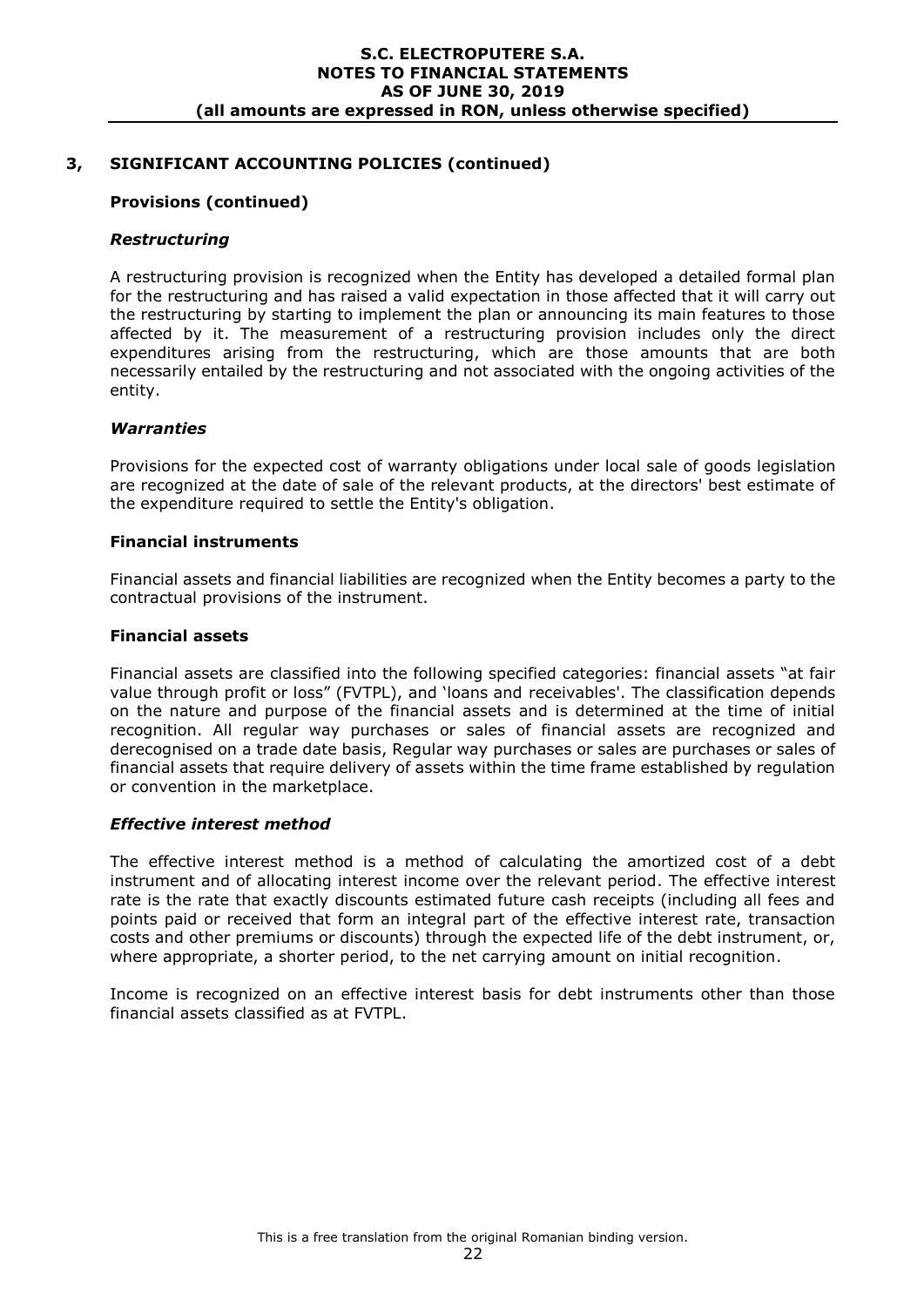## 3, SIGNIFICANT ACCOUNTING POLICIES (continued)

### Provisions (continued)

#### *Restructuring*

A restructuring provision is recognized when the Entity has developed a detailed formal plan for the restructuring and has raised a valid expectation in those affected that it will carry out the restructuring by starting to implement the plan or announcing its main features to those affected by it. The measurement of a restructuring provision includes only the direct expenditures arising from the restructuring, which are those amounts that are both necessarily entailed by the restructuring and not associated with the ongoing activities of the entity.

#### *Warranties*

Provisions for the expected cost of warranty obligations under local sale of goods legislation are recognized at the date of sale of the relevant products, at the directors' best estimate of the expenditure required to settle the Entity's obligation.

### Financial instruments

Financial assets and financial liabilities are recognized when the Entity becomes a party to the contractual provisions of the instrument.

### Financial assets

Financial assets are classified into the following specified categories: financial assets "at fair value through profit or loss" (FVTPL), and 'loans and receivables'. The classification depends on the nature and purpose of the financial assets and is determined at the time of initial recognition. All regular way purchases or sales of financial assets are recognized and derecognised on a trade date basis, Regular way purchases or sales are purchases or sales of financial assets that require delivery of assets within the time frame established by regulation or convention in the marketplace.

#### *Effective interest method*

The effective interest method is a method of calculating the amortized cost of a debt instrument and of allocating interest income over the relevant period. The effective interest rate is the rate that exactly discounts estimated future cash receipts (including all fees and points paid or received that form an integral part of the effective interest rate, transaction costs and other premiums or discounts) through the expected life of the debt instrument, or, where appropriate, a shorter period, to the net carrying amount on initial recognition.

Income is recognized on an effective interest basis for debt instruments other than those financial assets classified as at FVTPL.

This is a free translation from the original Romanian binding version.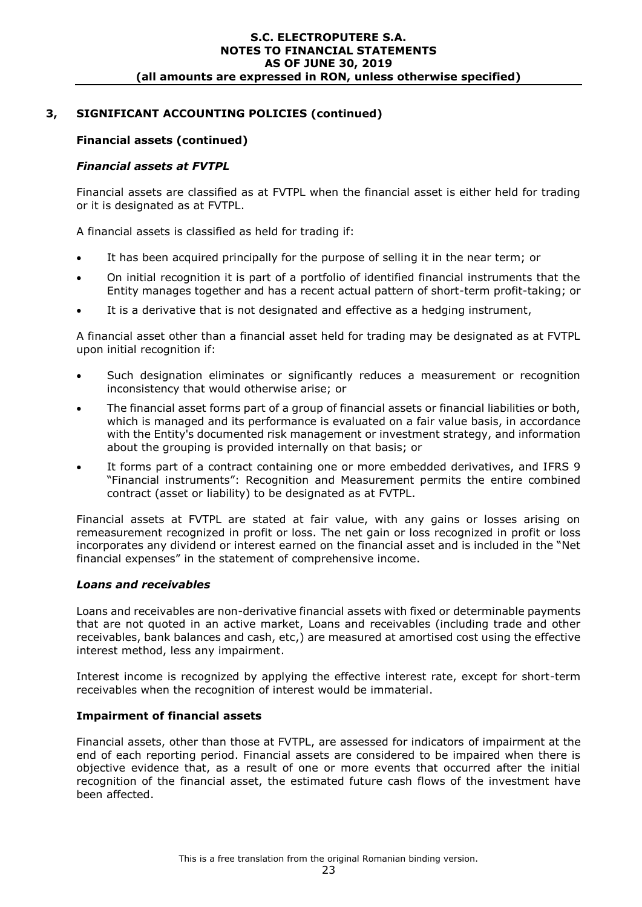## 3, SIGNIFICANT ACCOUNTING POLICIES (continued)

### Financial assets (continued)

#### *Financial assets at FVTPL*

Financial assets are classified as at FVTPL when the financial asset is either held for trading or it is designated as at FVTPL.

A financial assets is classified as held for trading if:

- It has been acquired principally for the purpose of selling it in the near term; or
- On initial recognition it is part of a portfolio of identified financial instruments that the Entity manages together and has a recent actual pattern of short-term profit-taking; or
- It is a derivative that is not designated and effective as a hedging instrument,

A financial asset other than a financial asset held for trading may be designated as at FVTPL upon initial recognition if:

- Such designation eliminates or significantly reduces a measurement or recognition inconsistency that would otherwise arise; or
- The financial asset forms part of a group of financial assets or financial liabilities or both, which is managed and its performance is evaluated on a fair value basis, in accordance with the Entity's documented risk management or investment strategy, and information about the grouping is provided internally on that basis; or
- It forms part of a contract containing one or more embedded derivatives, and IFRS 9 "Financial instruments": Recognition and Measurement permits the entire combined contract (asset or liability) to be designated as at FVTPL.

Financial assets at FVTPL are stated at fair value, with any gains or losses arising on remeasurement recognized in profit or loss. The net gain or loss recognized in profit or loss incorporates any dividend or interest earned on the financial asset and is included in the "Net financial expenses" in the statement of comprehensive income.

#### *Loans and receivables*

Loans and receivables are non-derivative financial assets with fixed or determinable payments that are not quoted in an active market, Loans and receivables (including trade and other receivables, bank balances and cash, etc,) are measured at amortised cost using the effective interest method, less any impairment.

Interest income is recognized by applying the effective interest rate, except for short-term receivables when the recognition of interest would be immaterial.

### Impairment of financial assets

Financial assets, other than those at FVTPL, are assessed for indicators of impairment at the end of each reporting period. Financial assets are considered to be impaired when there is objective evidence that, as a result of one or more events that occurred after the initial recognition of the financial asset, the estimated future cash flows of the investment have been affected.

This is a free translation from the original Romanian binding version.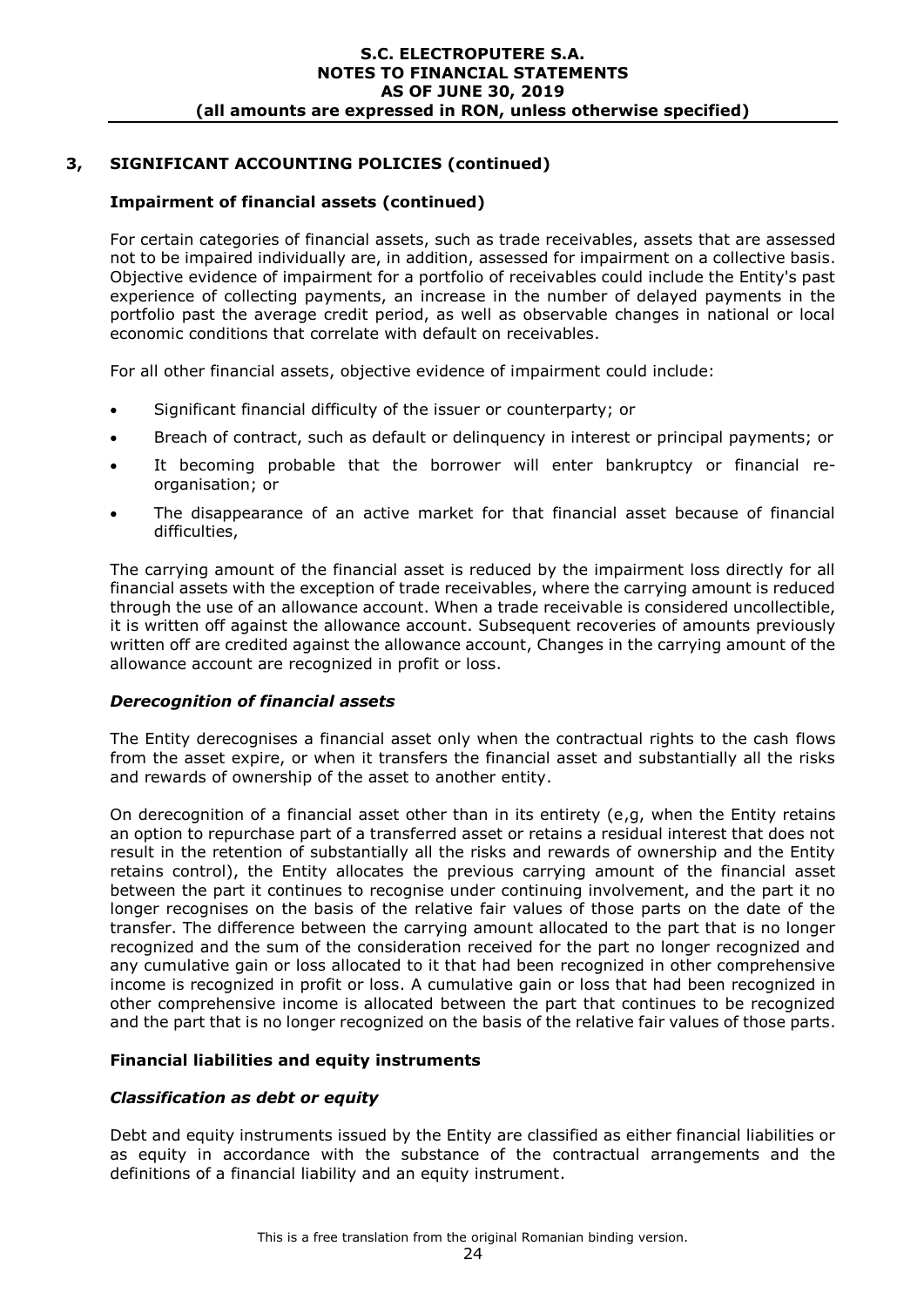## 3, SIGNIFICANT ACCOUNTING POLICIES (continued)

### Impairment of financial assets (continued)

For certain categories of financial assets, such as trade receivables, assets that are assessed not to be impaired individually are, in addition, assessed for impairment on a collective basis. Objective evidence of impairment for a portfolio of receivables could include the Entity's past experience of collecting payments, an increase in the number of delayed payments in the portfolio past the average credit period, as well as observable changes in national or local economic conditions that correlate with default on receivables.

For all other financial assets, objective evidence of impairment could include:

- Significant financial difficulty of the issuer or counterparty; or
- Breach of contract, such as default or delinquency in interest or principal payments; or
- It becoming probable that the borrower will enter bankruptcy or financial re-organisation; or
- The disappearance of an active market for that financial asset because of financial difficulties,

The carrying amount of the financial asset is reduced by the impairment loss directly for all financial assets with the exception of trade receivables, where the carrying amount is reduced through the use of an allowance account. When a trade receivable is considered uncollectible, it is written off against the allowance account. Subsequent recoveries of amounts previously written off are credited against the allowance account, Changes in the carrying amount of the allowance account are recognized in profit or loss.

### *Derecognition of financial assets*

The Entity derecognises a financial asset only when the contractual rights to the cash flows from the asset expire, or when it transfers the financial asset and substantially all the risks and rewards of ownership of the asset to another entity.

On derecognition of a financial asset other than in its entirety (e,g, when the Entity retains an option to repurchase part of a transferred asset or retains a residual interest that does not result in the retention of substantially all the risks and rewards of ownership and the Entity retains control), the Entity allocates the previous carrying amount of the financial asset between the part it continues to recognise under continuing involvement, and the part it no longer recognises on the basis of the relative fair values of those parts on the date of the transfer. The difference between the carrying amount allocated to the part that is no longer recognized and the sum of the consideration received for the part no longer recognized and any cumulative gain or loss allocated to it that had been recognized in other comprehensive income is recognized in profit or loss. A cumulative gain or loss that had been recognized in other comprehensive income is allocated between the part that continues to be recognized and the part that is no longer recognized on the basis of the relative fair values of those parts.

### Financial liabilities and equity instruments

### *Classification as debt or equity*

Debt and equity instruments issued by the Entity are classified as either financial liabilities or as equity in accordance with the substance of the contractual arrangements and the definitions of a financial liability and an equity instrument.

This is a free translation from the original Romanian binding version.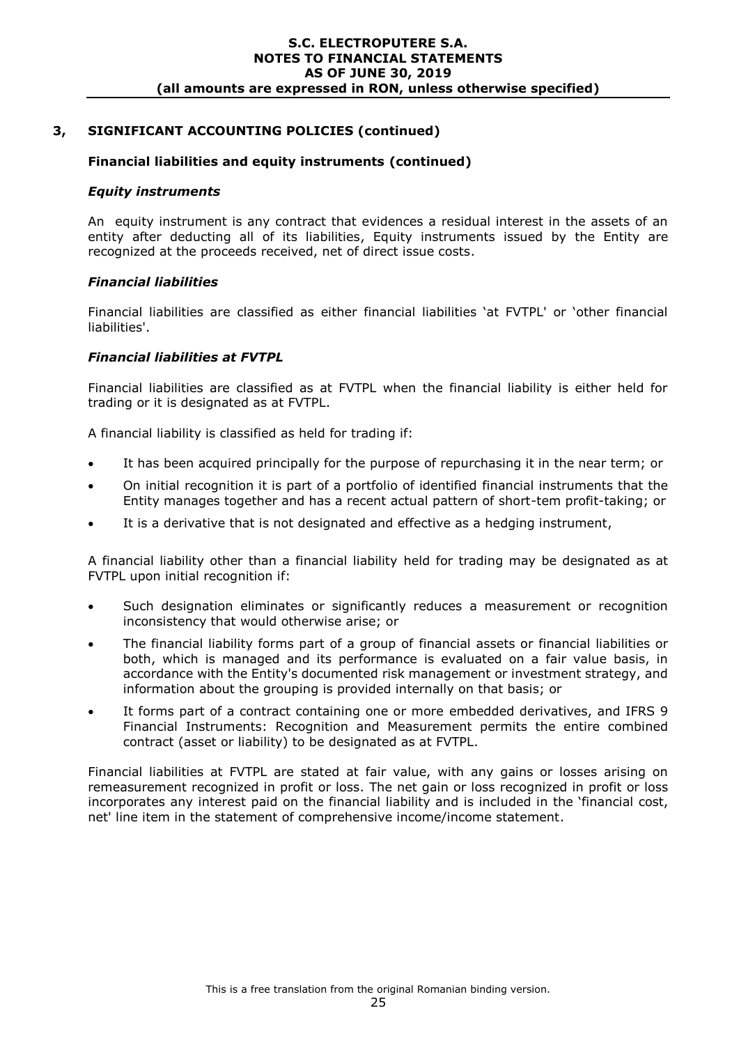## 3, SIGNIFICANT ACCOUNTING POLICIES (continued)

### Financial liabilities and equity instruments (continued)

#### *Equity instruments*

An equity instrument is any contract that evidences a residual interest in the assets of an entity after deducting all of its liabilities, Equity instruments issued by the Entity are recognized at the proceeds received, net of direct issue costs.

#### *Financial liabilities*

Financial liabilities are classified as either financial liabilities 'at FVTPL' or 'other financial liabilities'.

#### *Financial liabilities at FVTPL*

Financial liabilities are classified as at FVTPL when the financial liability is either held for trading or it is designated as at FVTPL.

A financial liability is classified as held for trading if:

- It has been acquired principally for the purpose of repurchasing it in the near term; or
- On initial recognition it is part of a portfolio of identified financial instruments that the Entity manages together and has a recent actual pattern of short-tem profit-taking; or
- It is a derivative that is not designated and effective as a hedging instrument,

A financial liability other than a financial liability held for trading may be designated as at FVTPL upon initial recognition if:

- Such designation eliminates or significantly reduces a measurement or recognition inconsistency that would otherwise arise; or
- The financial liability forms part of a group of financial assets or financial liabilities or both, which is managed and its performance is evaluated on a fair value basis, in accordance with the Entity's documented risk management or investment strategy, and information about the grouping is provided internally on that basis; or
- It forms part of a contract containing one or more embedded derivatives, and IFRS 9 Financial Instruments: Recognition and Measurement permits the entire combined contract (asset or liability) to be designated as at FVTPL.

Financial liabilities at FVTPL are stated at fair value, with any gains or losses arising on remeasurement recognized in profit or loss. The net gain or loss recognized in profit or loss incorporates any interest paid on the financial liability and is included in the 'financial cost, net' line item in the statement of comprehensive income/income statement.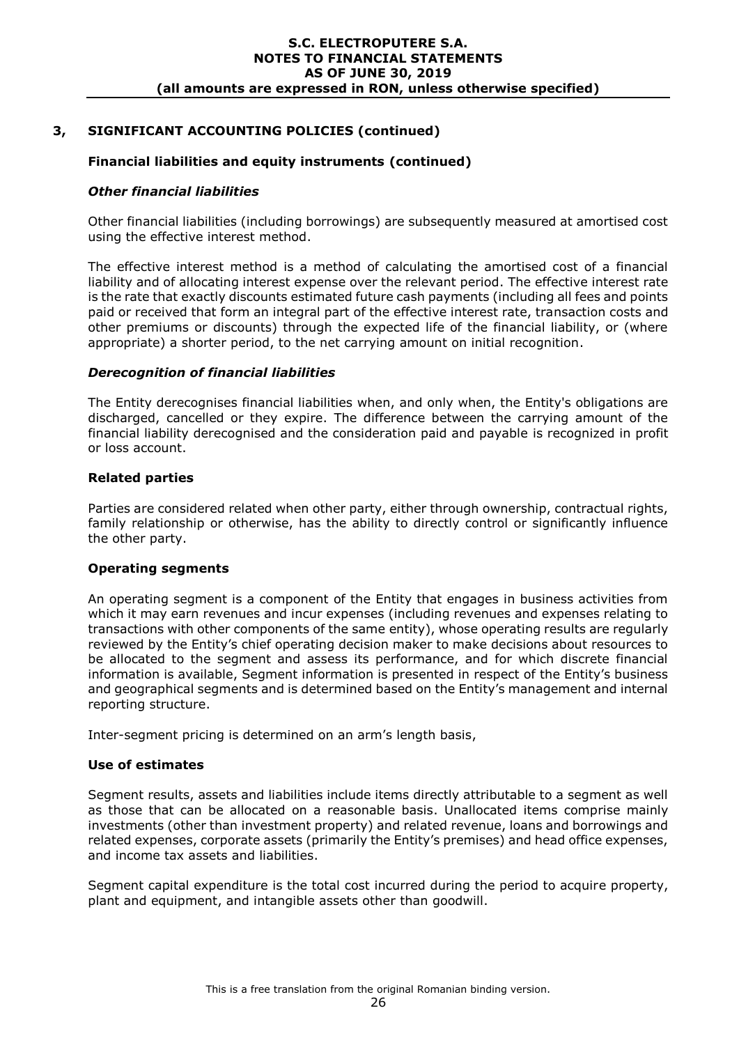## 3, SIGNIFICANT ACCOUNTING POLICIES (continued)

### Financial liabilities and equity instruments (continued)

#### *Other financial liabilities*

Other financial liabilities (including borrowings) are subsequently measured at amortised cost using the effective interest method.

The effective interest method is a method of calculating the amortised cost of a financial liability and of allocating interest expense over the relevant period. The effective interest rate is the rate that exactly discounts estimated future cash payments (including all fees and points paid or received that form an integral part of the effective interest rate, transaction costs and other premiums or discounts) through the expected life of the financial liability, or (where appropriate) a shorter period, to the net carrying amount on initial recognition.

#### *Derecognition of financial liabilities*

The Entity derecognises financial liabilities when, and only when, the Entity's obligations are discharged, cancelled or they expire. The difference between the carrying amount of the financial liability derecognised and the consideration paid and payable is recognized in profit or loss account.

### Related parties

Parties are considered related when other party, either through ownership, contractual rights, family relationship or otherwise, has the ability to directly control or significantly influence the other party.

### Operating segments

An operating segment is a component of the Entity that engages in business activities from which it may earn revenues and incur expenses (including revenues and expenses relating to transactions with other components of the same entity), whose operating results are regularly reviewed by the Entity's chief operating decision maker to make decisions about resources to be allocated to the segment and assess its performance, and for which discrete financial information is available, Segment information is presented in respect of the Entity's business and geographical segments and is determined based on the Entity's management and internal reporting structure.

Inter-segment pricing is determined on an arm's length basis,

### Use of estimates

Segment results, assets and liabilities include items directly attributable to a segment as well as those that can be allocated on a reasonable basis. Unallocated items comprise mainly investments (other than investment property) and related revenue, loans and borrowings and related expenses, corporate assets (primarily the Entity's premises) and head office expenses, and income tax assets and liabilities.

Segment capital expenditure is the total cost incurred during the period to acquire property, plant and equipment, and intangible assets other than goodwill.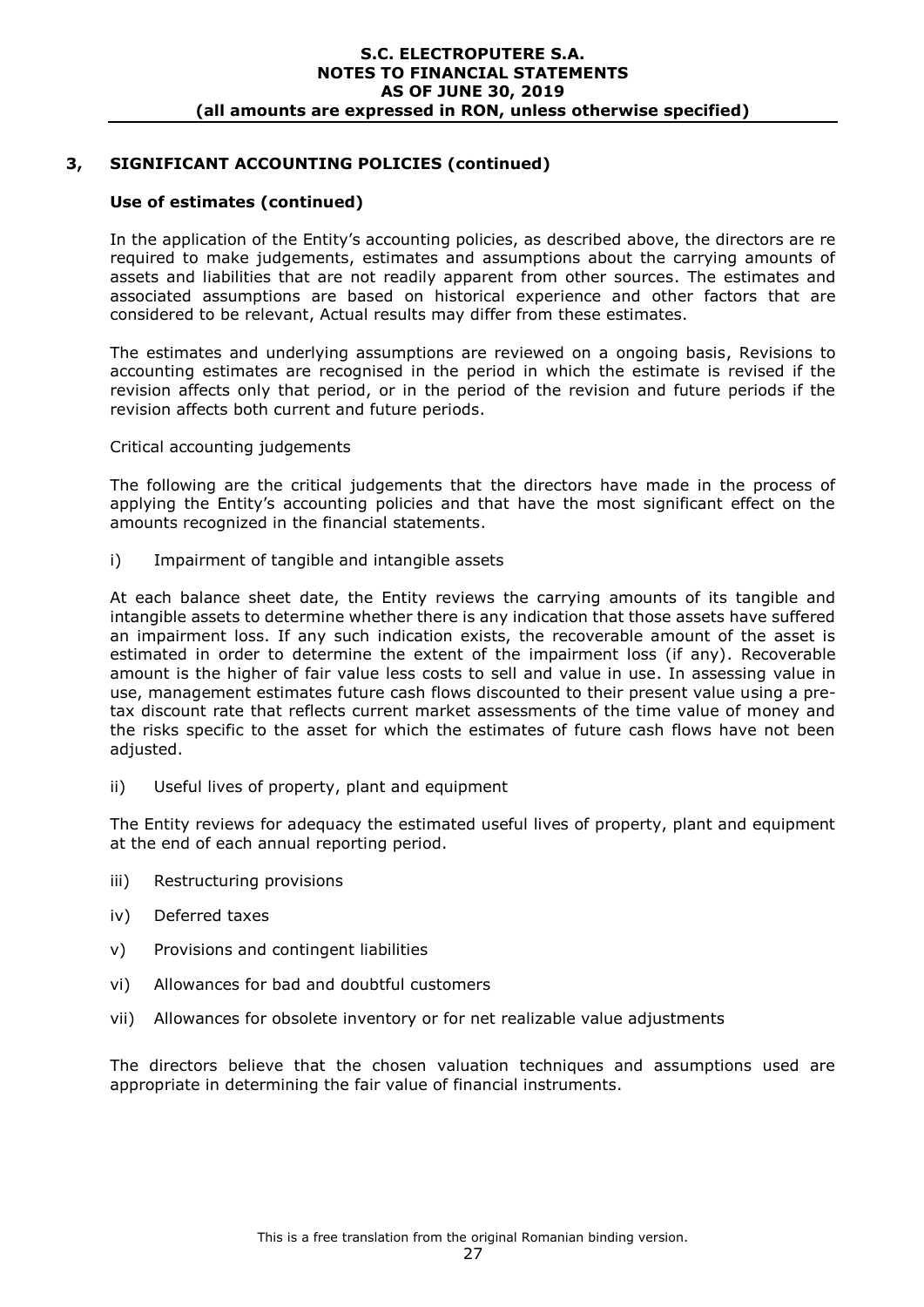## 3, SIGNIFICANT ACCOUNTING POLICIES (continued)

### Use of estimates (continued)

In the application of the Entity's accounting policies, as described above, the directors are re required to make judgements, estimates and assumptions about the carrying amounts of assets and liabilities that are not readily apparent from other sources. The estimates and associated assumptions are based on historical experience and other factors that are considered to be relevant, Actual results may differ from these estimates.

The estimates and underlying assumptions are reviewed on a ongoing basis, Revisions to accounting estimates are recognised in the period in which the estimate is revised if the revision affects only that period, or in the period of the revision and future periods if the revision affects both current and future periods.

Critical accounting judgements

The following are the critical judgements that the directors have made in the process of applying the Entity's accounting policies and that have the most significant effect on the amounts recognized in the financial statements.

i) Impairment of tangible and intangible assets

At each balance sheet date, the Entity reviews the carrying amounts of its tangible and intangible assets to determine whether there is any indication that those assets have suffered an impairment loss. If any such indication exists, the recoverable amount of the asset is estimated in order to determine the extent of the impairment loss (if any). Recoverable amount is the higher of fair value less costs to sell and value in use. In assessing value in use, management estimates future cash flows discounted to their present value using a pre-tax discount rate that reflects current market assessments of the time value of money and the risks specific to the asset for which the estimates of future cash flows have not been adjusted.

ii) Useful lives of property, plant and equipment

The Entity reviews for adequacy the estimated useful lives of property, plant and equipment at the end of each annual reporting period.

iii) Restructuring provisions

iv) Deferred taxes

v) Provisions and contingent liabilities

vi) Allowances for bad and doubtful customers

vii) Allowances for obsolete inventory or for net realizable value adjustments

The directors believe that the chosen valuation techniques and assumptions used are appropriate in determining the fair value of financial instruments.

This is a free translation from the original Romanian binding version.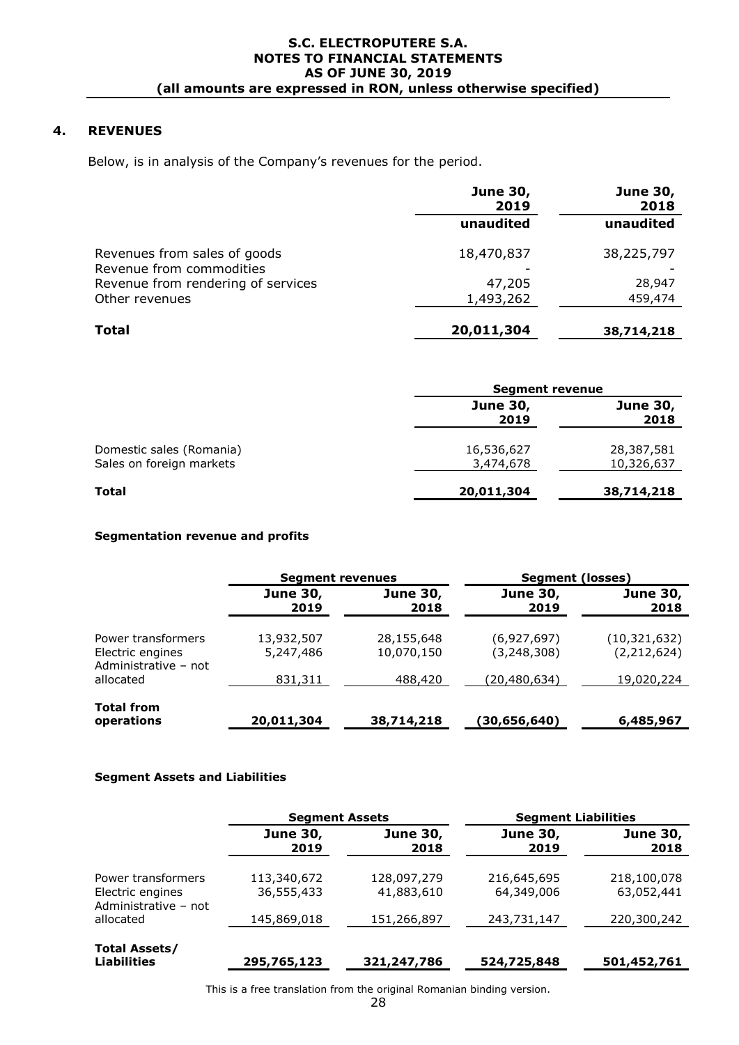## 4. REVENUES

Below, is in analysis of the Company's revenues for the period.

| | June 30, 2019 | June 30, 2018 |
|---|---|---|
| | unaudited | unaudited |
| Revenues from sales of goods | 18,470,837 | 38,225,797 |
| Revenue from commodities | - | - |
| Revenue from rendering of services | 47,205 | 28,947 |
| Other revenues | 1,493,262 | 459,474 |
| **Total** | **20,011,304** | **38,714,218** |

| | Segment revenue | |
|---|---|---|
| | June 30, 2019 | June 30, 2018 |
| Domestic sales (Romania) | 16,536,627 | 28,387,581 |
| Sales on foreign markets | 3,474,678 | 10,326,637 |
| **Total** | **20,011,304** | **38,714,218** |

**Segmentation revenue and profits**

| | Segment revenues | | Segment (losses) | |
|---|---|---|---|---|
| | June 30, 2019 | June 30, 2018 | June 30, 2019 | June 30, 2018 |
| Power transformers | 13,932,507 | 28,155,648 | (6,927,697) | (10,321,632) |
| Electric engines | 5,247,486 | 10,070,150 | (3,248,308) | (2,212,624) |
| Administrative – not allocated | 831,311 | 488,420 | (20,480,634) | 19,020,224 |
| **Total from operations** | **20,011,304** | **38,714,218** | **(30,656,640)** | **6,485,967** |

**Segment Assets and Liabilities**

| | Segment Assets | | Segment Liabilities | |
|---|---|---|---|---|
| | June 30, 2019 | June 30, 2018 | June 30, 2019 | June 30, 2018 |
| Power transformers | 113,340,672 | 128,097,279 | 216,645,695 | 218,100,078 |
| Electric engines | 36,555,433 | 41,883,610 | 64,349,006 | 63,052,441 |
| Administrative – not allocated | 145,869,018 | 151,266,897 | 243,731,147 | 220,300,242 |
| **Total Assets/ Liabilities** | **295,765,123** | **321,247,786** | **524,725,848** | **501,452,761** |

This is a free translation from the original Romanian binding version.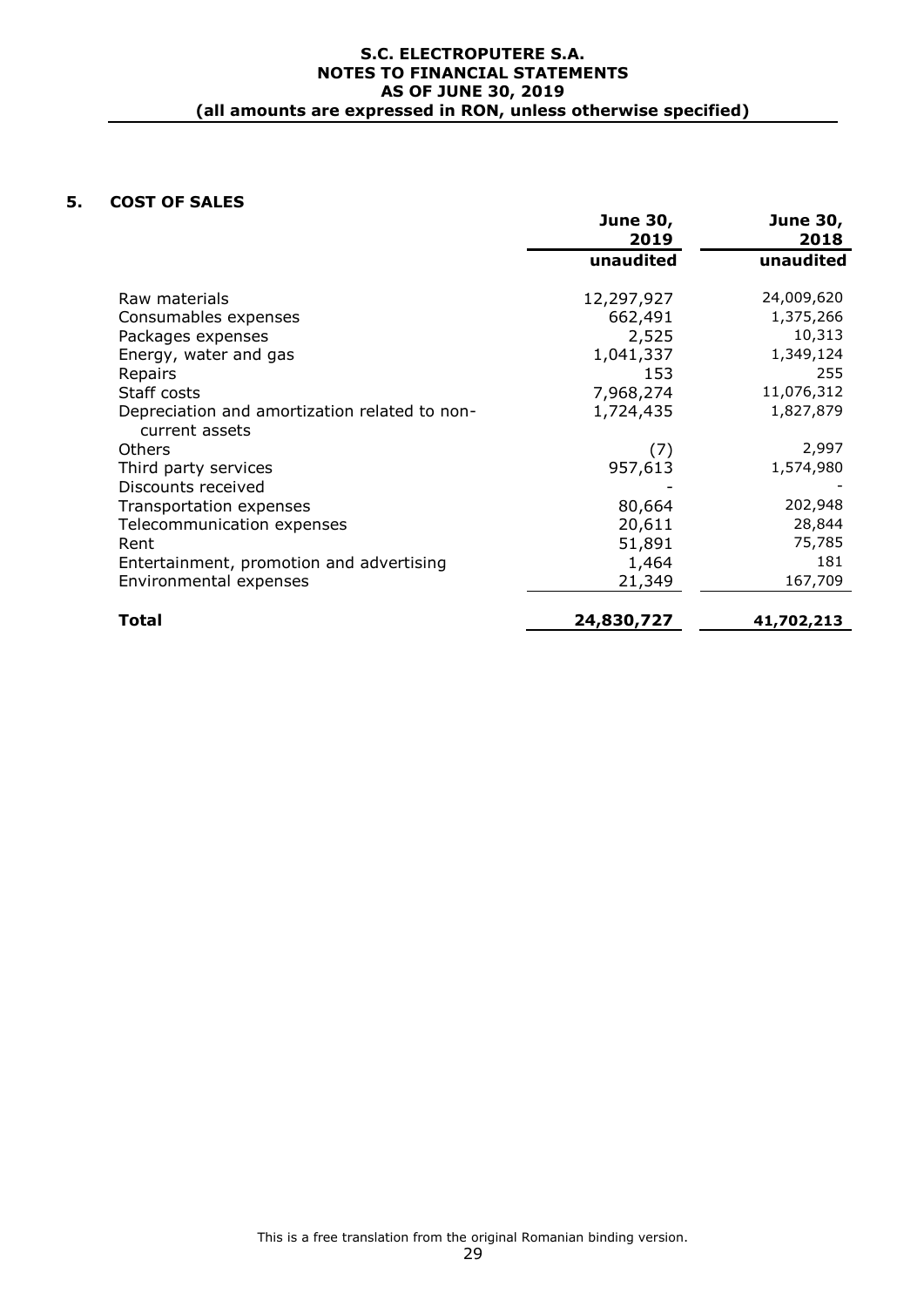## 5. COST OF SALES

| | June 30, 2019 | June 30, 2018 |
|---|---|---|
| | unaudited | unaudited |
| Raw materials | 12,297,927 | 24,009,620 |
| Consumables expenses | 662,491 | 1,375,266 |
| Packages expenses | 2,525 | 10,313 |
| Energy, water and gas | 1,041,337 | 1,349,124 |
| Repairs | 153 | 255 |
| Staff costs | 7,968,274 | 11,076,312 |
| Depreciation and amortization related to non-current assets | 1,724,435 | 1,827,879 |
| Others | (7) | 2,997 |
| Third party services | 957,613 | 1,574,980 |
| Discounts received | - | - |
| Transportation expenses | 80,664 | 202,948 |
| Telecommunication expenses | 20,611 | 28,844 |
| Rent | 51,891 | 75,785 |
| Entertainment, promotion and advertising | 1,464 | 181 |
| Environmental expenses | 21,349 | 167,709 |
| **Total** | **24,830,727** | **41,702,213** |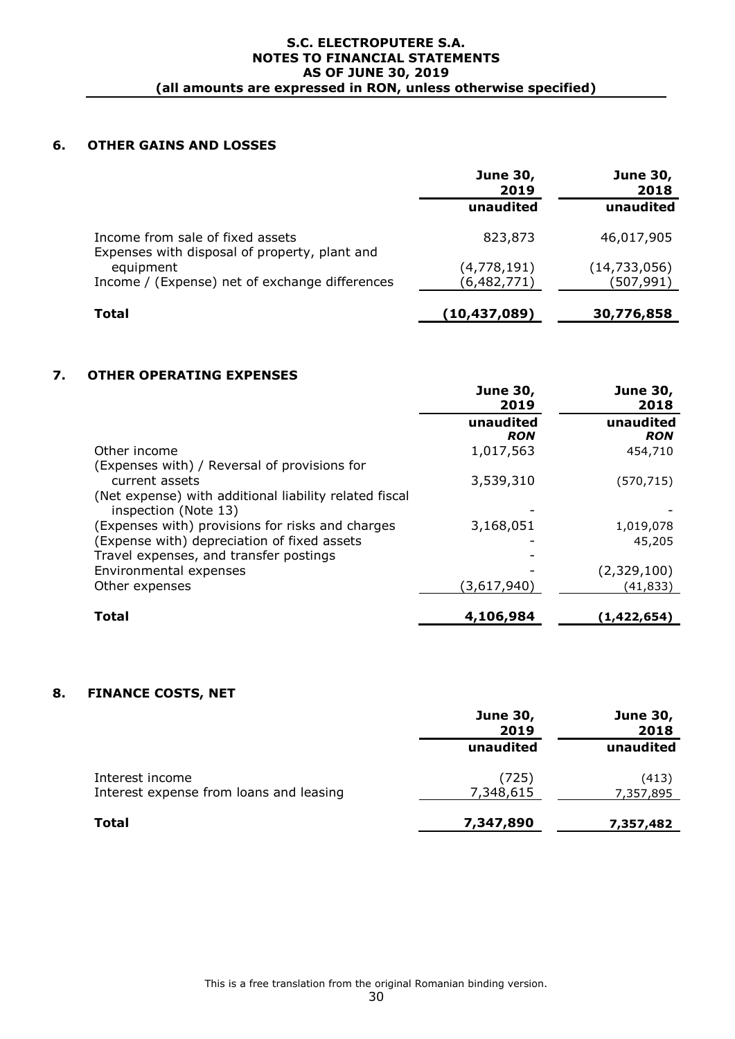## 6. OTHER GAINS AND LOSSES

| | June 30, 2019 | June 30, 2018 |
|---|---|---|
| | unaudited | unaudited |
| Income from sale of fixed assets | 823,873 | 46,017,905 |
| Expenses with disposal of property, plant and equipment | (4,778,191) | (14,733,056) |
| Income / (Expense) net of exchange differences | (6,482,771) | (507,991) |
| **Total** | **(10,437,089)** | **30,776,858** |

## 7. OTHER OPERATING EXPENSES

| | June 30, 2019 | June 30, 2018 |
|---|---|---|
| | unaudited *RON* | unaudited *RON* |
| Other income | 1,017,563 | 454,710 |
| (Expenses with) / Reversal of provisions for current assets | 3,539,310 | (570,715) |
| (Net expense) with additional liability related fiscal inspection (Note 13) | - | - |
| (Expenses with) provisions for risks and charges | 3,168,051 | 1,019,078 |
| (Expense with) depreciation of fixed assets | - | 45,205 |
| Travel expenses, and transfer postings | - | |
| Environmental expenses | - | (2,329,100) |
| Other expenses | (3,617,940) | (41,833) |
| **Total** | **4,106,984** | **(1,422,654)** |

## 8. FINANCE COSTS, NET

| | June 30, 2019 | June 30, 2018 |
|---|---|---|
| | unaudited | unaudited |
| Interest income | (725) | (413) |
| Interest expense from loans and leasing | 7,348,615 | 7,357,895 |
| **Total** | **7,347,890** | **7,357,482** |

This is a free translation from the original Romanian binding version.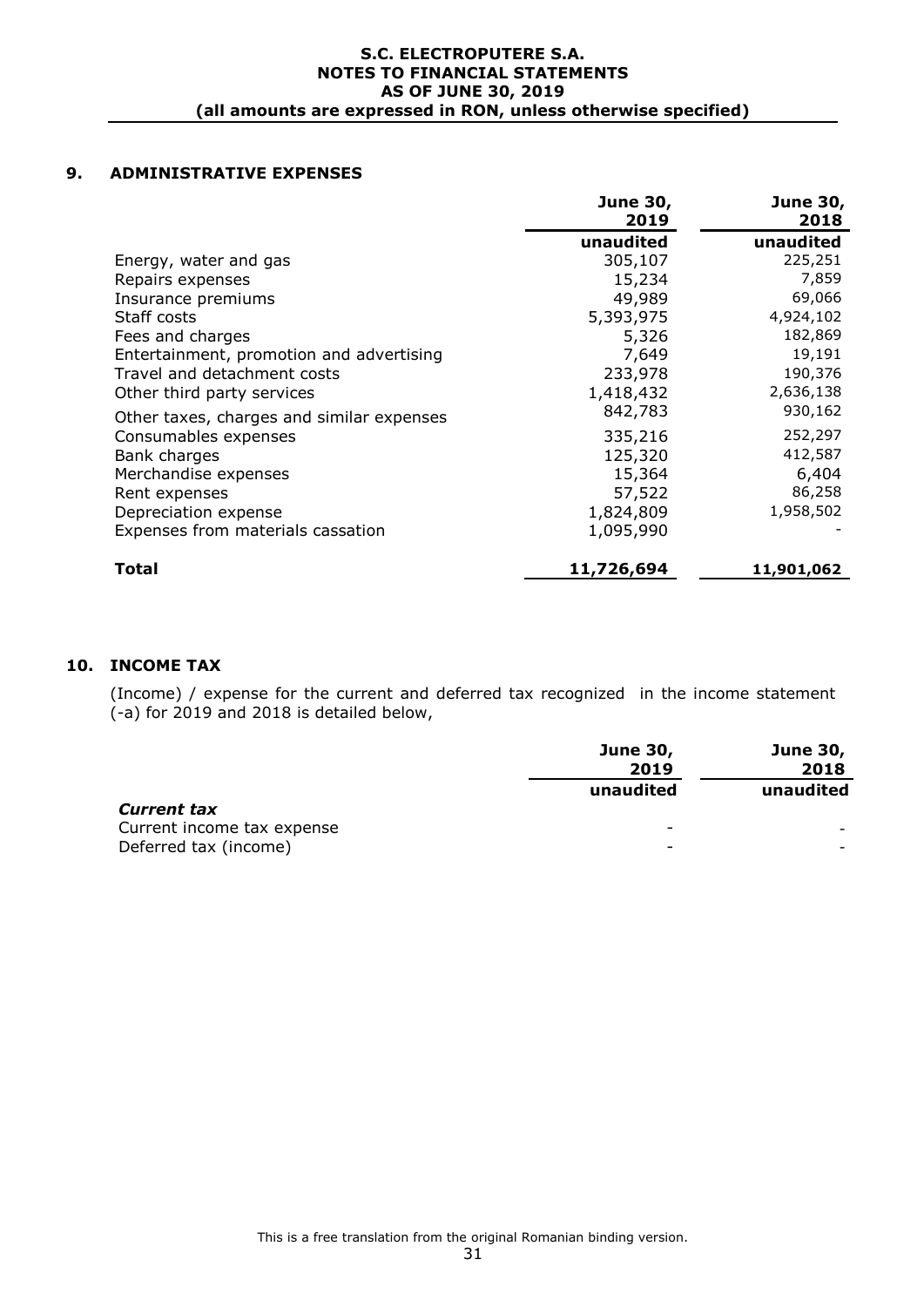## 9. ADMINISTRATIVE EXPENSES

| | June 30, 2019 | June 30, 2018 |
|---|---|---|
| | unaudited | unaudited |
| Energy, water and gas | 305,107 | 225,251 |
| Repairs expenses | 15,234 | 7,859 |
| Insurance premiums | 49,989 | 69,066 |
| Staff costs | 5,393,975 | 4,924,102 |
| Fees and charges | 5,326 | 182,869 |
| Entertainment, promotion and advertising | 7,649 | 19,191 |
| Travel and detachment costs | 233,978 | 190,376 |
| Other third party services | 1,418,432 | 2,636,138 |
| Other taxes, charges and similar expenses | 842,783 | 930,162 |
| Consumables expenses | 335,216 | 252,297 |
| Bank charges | 125,320 | 412,587 |
| Merchandise expenses | 15,364 | 6,404 |
| Rent expenses | 57,522 | 86,258 |
| Depreciation expense | 1,824,809 | 1,958,502 |
| Expenses from materials cassation | 1,095,990 | - |
| **Total** | **11,726,694** | **11,901,062** |

## 10. INCOME TAX

(Income) / expense for the current and deferred tax recognized in the income statement (-a) for 2019 and 2018 is detailed below,

| | June 30, 2019 | June 30, 2018 |
|---|---|---|
| | unaudited | unaudited |
| ***Current tax*** | | |
| Current income tax expense | - | - |
| Deferred tax (income) | - | - |

This is a free translation from the original Romanian binding version.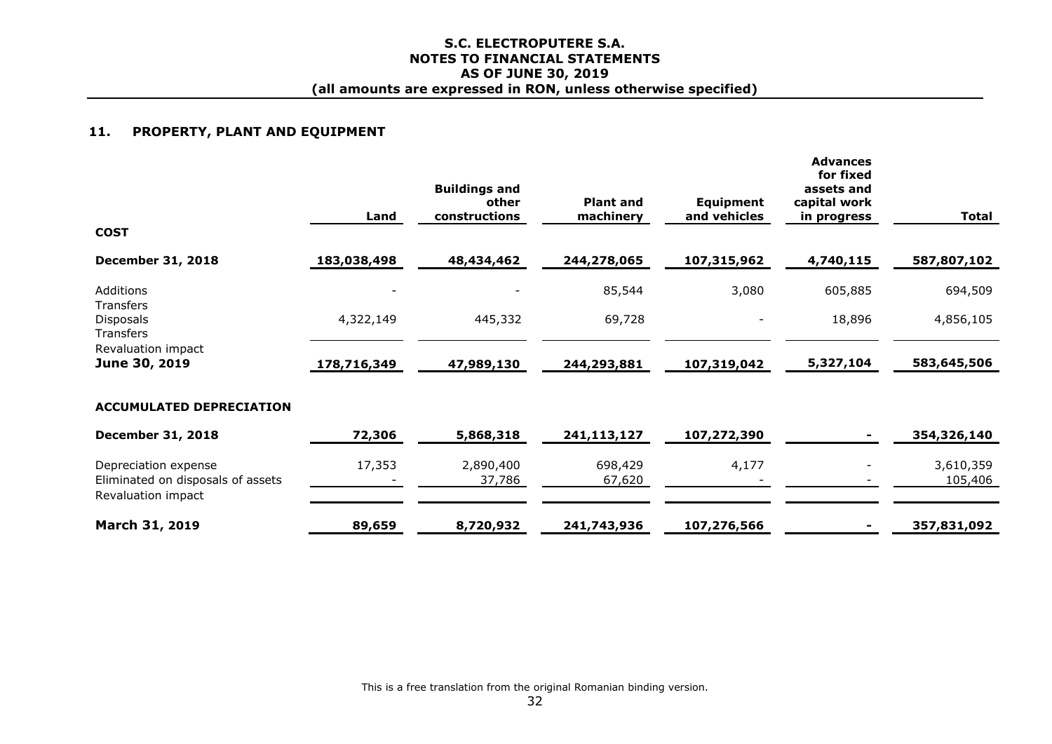## 11. PROPERTY, PLANT AND EQUIPMENT

| | Land | Buildings and other constructions | Plant and machinery | Equipment and vehicles | Advances for fixed assets and capital work in progress | Total |
|---|---|---|---|---|---|---|
| **COST** | | | | | | |
| **December 31, 2018** | **183,038,498** | **48,434,462** | **244,278,065** | **107,315,962** | **4,740,115** | **587,807,102** |
| Additions | - | - | 85,544 | 3,080 | 605,885 | 694,509 |
| Transfers | | | | | | |
| Disposals | 4,322,149 | 445,332 | 69,728 | - | 18,896 | 4,856,105 |
| Transfers | | | | | | |
| Revaluation impact | | | | | | |
| **June 30, 2019** | **178,716,349** | **47,989,130** | **244,293,881** | **107,319,042** | **5,327,104** | **583,645,506** |
| **ACCUMULATED DEPRECIATION** | | | | | | |
| **December 31, 2018** | **72,306** | **5,868,318** | **241,113,127** | **107,272,390** | **-** | **354,326,140** |
| Depreciation expense | 17,353 | 2,890,400 | 698,429 | 4,177 | - | 3,610,359 |
| Eliminated on disposals of assets | - | 37,786 | 67,620 | - | - | 105,406 |
| Revaluation impact | | | | | | |
| **March 31, 2019** | **89,659** | **8,720,932** | **241,743,936** | **107,276,566** | **-** | **357,831,092** |

This is a free translation from the original Romanian binding version.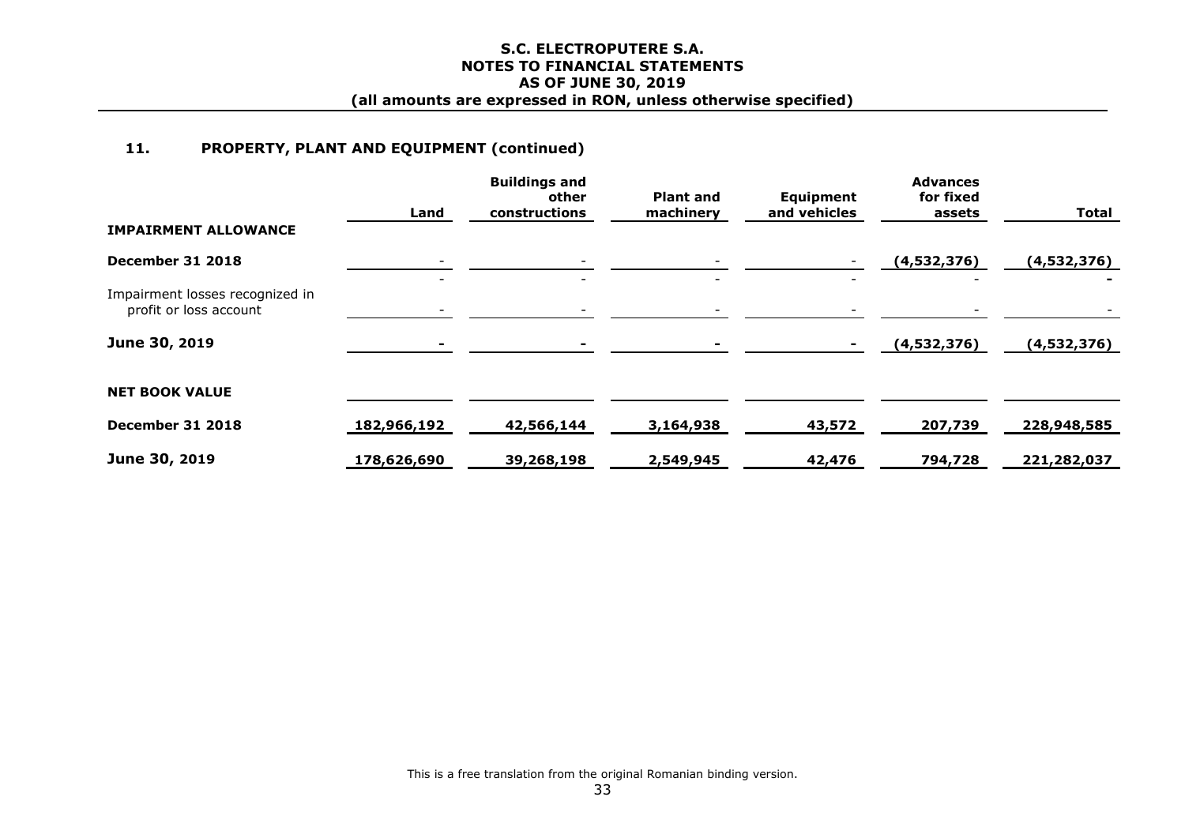## 11. PROPERTY, PLANT AND EQUIPMENT (continued)

| | Land | Buildings and other constructions | Plant and machinery | Equipment and vehicles | Advances for fixed assets | Total |
|---|---|---|---|---|---|---|
| **IMPAIRMENT ALLOWANCE** | | | | | | |
| **December 31 2018** | - | - | - | - | **(4,532,376)** | **(4,532,376)** |
| | - | - | - | - | - | **-** |
| Impairment losses recognized in profit or loss account | - | - | - | - | - | - |
| **June 30, 2019** | **-** | **-** | **-** | **-** | **(4,532,376)** | **(4,532,376)** |
| **NET BOOK VALUE** | | | | | | |
| **December 31 2018** | **182,966,192** | **42,566,144** | **3,164,938** | **43,572** | **207,739** | **228,948,585** |
| **June 30, 2019** | **178,626,690** | **39,268,198** | **2,549,945** | **42,476** | **794,728** | **221,282,037** |

This is a free translation from the original Romanian binding version.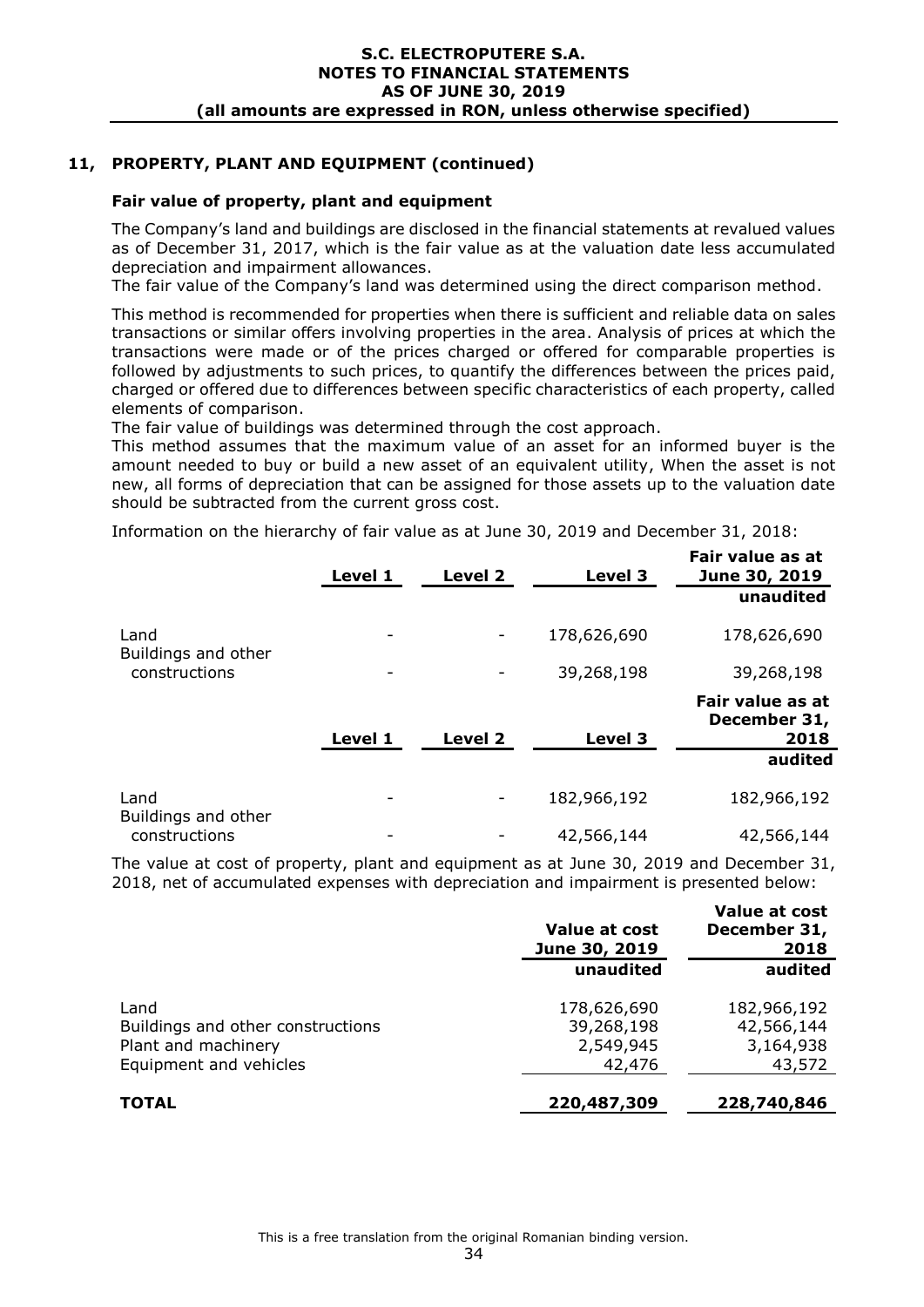## 11, PROPERTY, PLANT AND EQUIPMENT (continued)

### Fair value of property, plant and equipment

The Company's land and buildings are disclosed in the financial statements at revalued values as of December 31, 2017, which is the fair value as at the valuation date less accumulated depreciation and impairment allowances.

The fair value of the Company's land was determined using the direct comparison method.

This method is recommended for properties when there is sufficient and reliable data on sales transactions or similar offers involving properties in the area. Analysis of prices at which the transactions were made or of the prices charged or offered for comparable properties is followed by adjustments to such prices, to quantify the differences between the prices paid, charged or offered due to differences between specific characteristics of each property, called elements of comparison.

The fair value of buildings was determined through the cost approach.

This method assumes that the maximum value of an asset for an informed buyer is the amount needed to buy or build a new asset of an equivalent utility, When the asset is not new, all forms of depreciation that can be assigned for those assets up to the valuation date should be subtracted from the current gross cost.

Information on the hierarchy of fair value as at June 30, 2019 and December 31, 2018:

| | Level 1 | Level 2 | Level 3 | Fair value as at June 30, 2019 |
|---|---|---|---|---|
| | | | | unaudited |
| Land | - | - | 178,626,690 | 178,626,690 |
| Buildings and other constructions | - | - | 39,268,198 | 39,268,198 |

| | Level 1 | Level 2 | Level 3 | Fair value as at December 31, 2018 |
|---|---|---|---|---|
| | | | | audited |
| Land | - | - | 182,966,192 | 182,966,192 |
| Buildings and other constructions | - | - | 42,566,144 | 42,566,144 |

The value at cost of property, plant and equipment as at June 30, 2019 and December 31, 2018, net of accumulated expenses with depreciation and impairment is presented below:

| | Value at cost June 30, 2019 | Value at cost December 31, 2018 |
|---|---|---|
| | unaudited | audited |
| Land | 178,626,690 | 182,966,192 |
| Buildings and other constructions | 39,268,198 | 42,566,144 |
| Plant and machinery | 2,549,945 | 3,164,938 |
| Equipment and vehicles | 42,476 | 43,572 |
| **TOTAL** | **220,487,309** | **228,740,846** |

This is a free translation from the original Romanian binding version.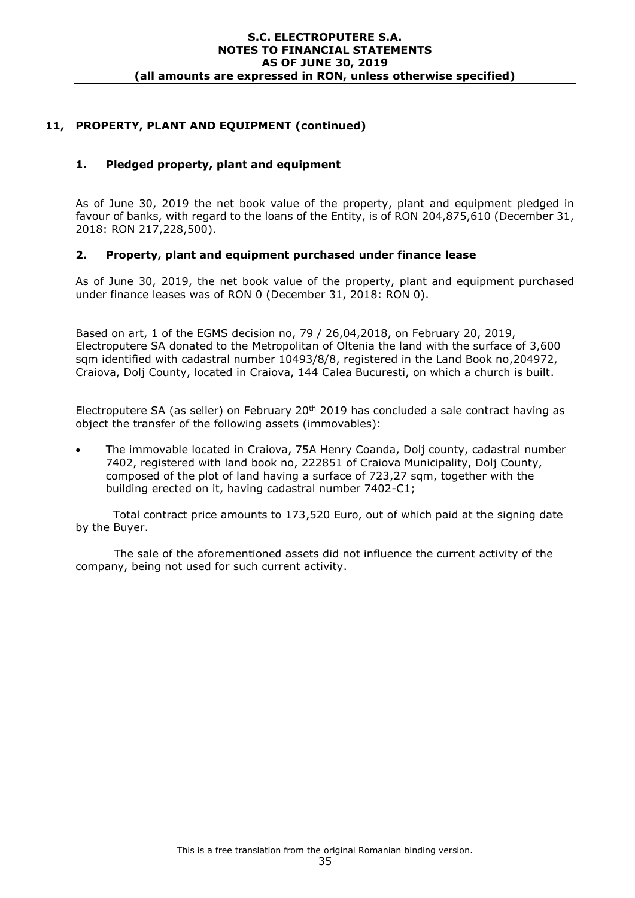## 11, PROPERTY, PLANT AND EQUIPMENT (continued)

### 1. Pledged property, plant and equipment

As of June 30, 2019 the net book value of the property, plant and equipment pledged in favour of banks, with regard to the loans of the Entity, is of RON 204,875,610 (December 31, 2018: RON 217,228,500).

### 2. Property, plant and equipment purchased under finance lease

As of June 30, 2019, the net book value of the property, plant and equipment purchased under finance leases was of RON 0 (December 31, 2018: RON 0).

Based on art, 1 of the EGMS decision no, 79 / 26,04,2018, on February 20, 2019, Electroputere SA donated to the Metropolitan of Oltenia the land with the surface of 3,600 sqm identified with cadastral number 10493/8/8, registered in the Land Book no,204972, Craiova, Dolj County, located in Craiova, 144 Calea Bucuresti, on which a church is built.

Electroputere SA (as seller) on February 20th 2019 has concluded a sale contract having as object the transfer of the following assets (immovables):

- The immovable located in Craiova, 75A Henry Coanda, Dolj county, cadastral number 7402, registered with land book no, 222851 of Craiova Municipality, Dolj County, composed of the plot of land having a surface of 723,27 sqm, together with the building erected on it, having cadastral number 7402-C1;

Total contract price amounts to 173,520 Euro, out of which paid at the signing date by the Buyer.

The sale of the aforementioned assets did not influence the current activity of the company, being not used for such current activity.

This is a free translation from the original Romanian binding version.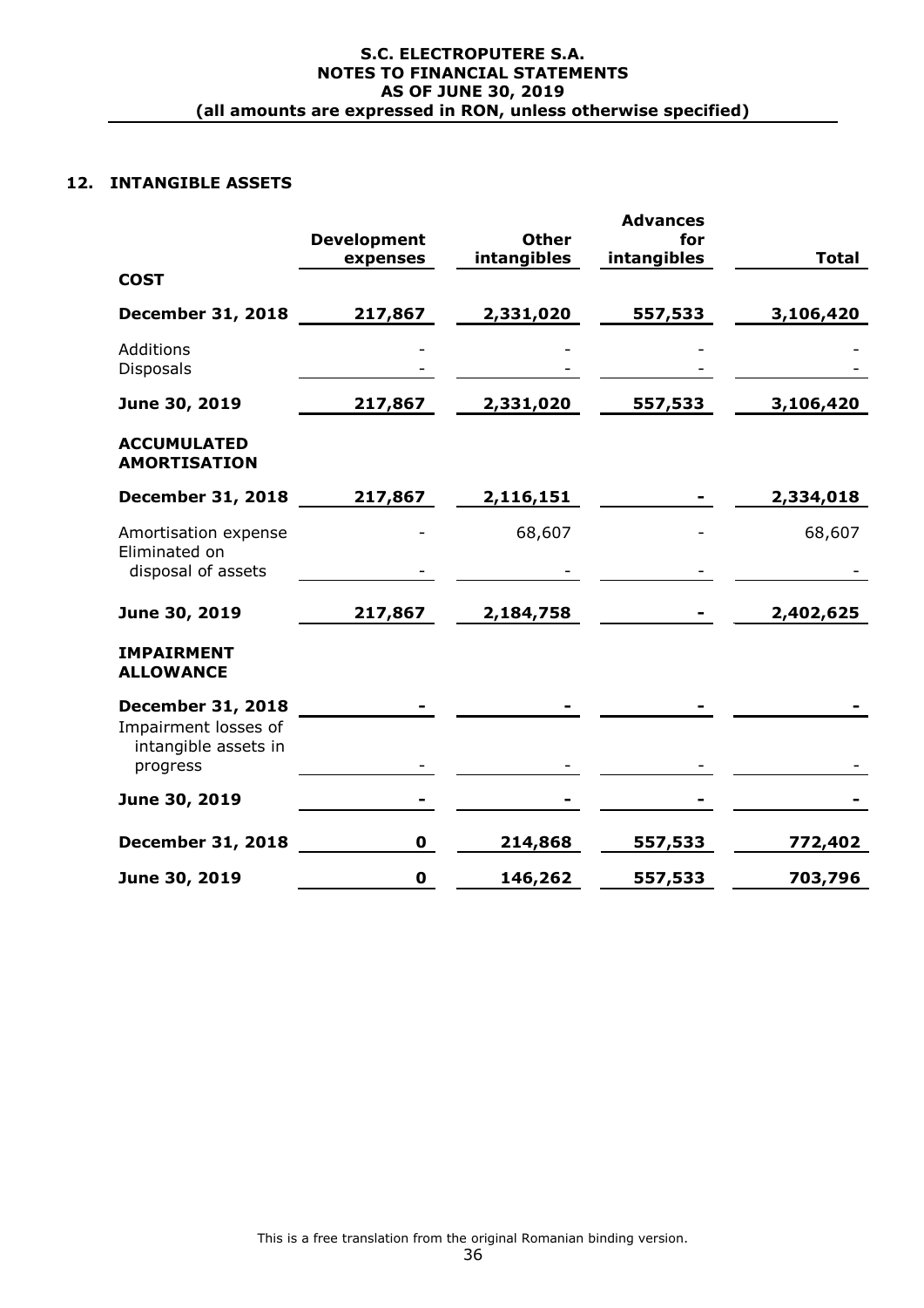## 12. INTANGIBLE ASSETS

| | Development expenses | Other intangibles | Advances for intangibles | Total |
|---|---|---|---|---|
| **COST** | | | | |
| **December 31, 2018** | **217,867** | **2,331,020** | **557,533** | **3,106,420** |
| Additions | - | - | - | - |
| Disposals | - | - | - | - |
| **June 30, 2019** | **217,867** | **2,331,020** | **557,533** | **3,106,420** |
| **ACCUMULATED AMORTISATION** | | | | |
| **December 31, 2018** | **217,867** | **2,116,151** | **-** | **2,334,018** |
| Amortisation expense | - | 68,607 | - | 68,607 |
| Eliminated on disposal of assets | - | - | - | - |
| **June 30, 2019** | **217,867** | **2,184,758** | **-** | **2,402,625** |
| **IMPAIRMENT ALLOWANCE** | | | | |
| **December 31, 2018** | **-** | **-** | **-** | **-** |
| Impairment losses of intangible assets in progress | - | - | - | - |
| **June 30, 2019** | **-** | **-** | **-** | **-** |
| **December 31, 2018** | **0** | **214,868** | **557,533** | **772,402** |
| **June 30, 2019** | **0** | **146,262** | **557,533** | **703,796** |

This is a free translation from the original Romanian binding version.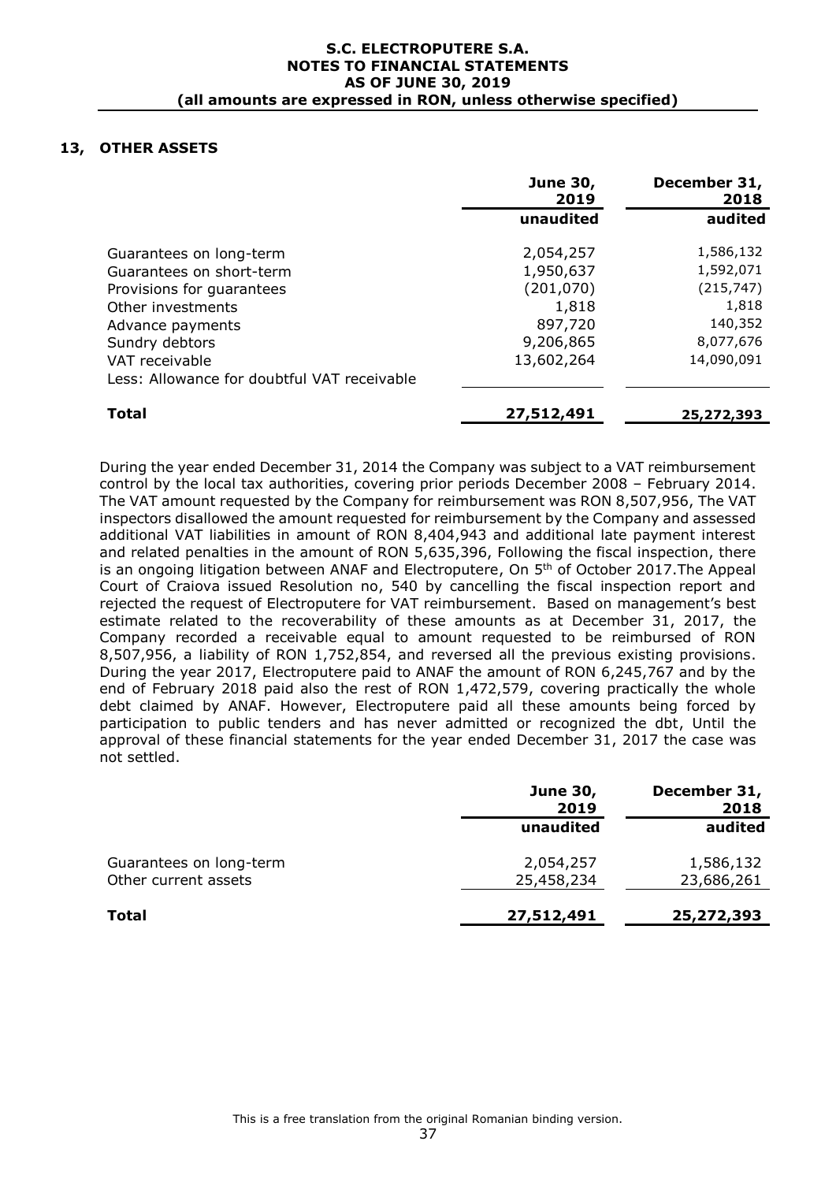## 13, OTHER ASSETS

| | June 30, 2019 | December 31, 2018 |
|---|---|---|
| | unaudited | audited |
| Guarantees on long-term | 2,054,257 | 1,586,132 |
| Guarantees on short-term | 1,950,637 | 1,592,071 |
| Provisions for guarantees | (201,070) | (215,747) |
| Other investments | 1,818 | 1,818 |
| Advance payments | 897,720 | 140,352 |
| Sundry debtors | 9,206,865 | 8,077,676 |
| VAT receivable | 13,602,264 | 14,090,091 |
| Less: Allowance for doubtful VAT receivable | | |
| **Total** | **27,512,491** | **25,272,393** |

During the year ended December 31, 2014 the Company was subject to a VAT reimbursement control by the local tax authorities, covering prior periods December 2008 – February 2014. The VAT amount requested by the Company for reimbursement was RON 8,507,956, The VAT inspectors disallowed the amount requested for reimbursement by the Company and assessed additional VAT liabilities in amount of RON 8,404,943 and additional late payment interest and related penalties in the amount of RON 5,635,396, Following the fiscal inspection, there is an ongoing litigation between ANAF and Electroputere, On 5th of October 2017.The Appeal Court of Craiova issued Resolution no, 540 by cancelling the fiscal inspection report and rejected the request of Electroputere for VAT reimbursement. Based on management's best estimate related to the recoverability of these amounts as at December 31, 2017, the Company recorded a receivable equal to amount requested to be reimbursed of RON 8,507,956, a liability of RON 1,752,854, and reversed all the previous existing provisions. During the year 2017, Electroputere paid to ANAF the amount of RON 6,245,767 and by the end of February 2018 paid also the rest of RON 1,472,579, covering practically the whole debt claimed by ANAF. However, Electroputere paid all these amounts being forced by participation to public tenders and has never admitted or recognized the dbt, Until the approval of these financial statements for the year ended December 31, 2017 the case was not settled.

| | June 30, 2019 | December 31, 2018 |
|---|---|---|
| | unaudited | audited |
| Guarantees on long-term | 2,054,257 | 1,586,132 |
| Other current assets | 25,458,234 | 23,686,261 |
| **Total** | **27,512,491** | **25,272,393** |

This is a free translation from the original Romanian binding version.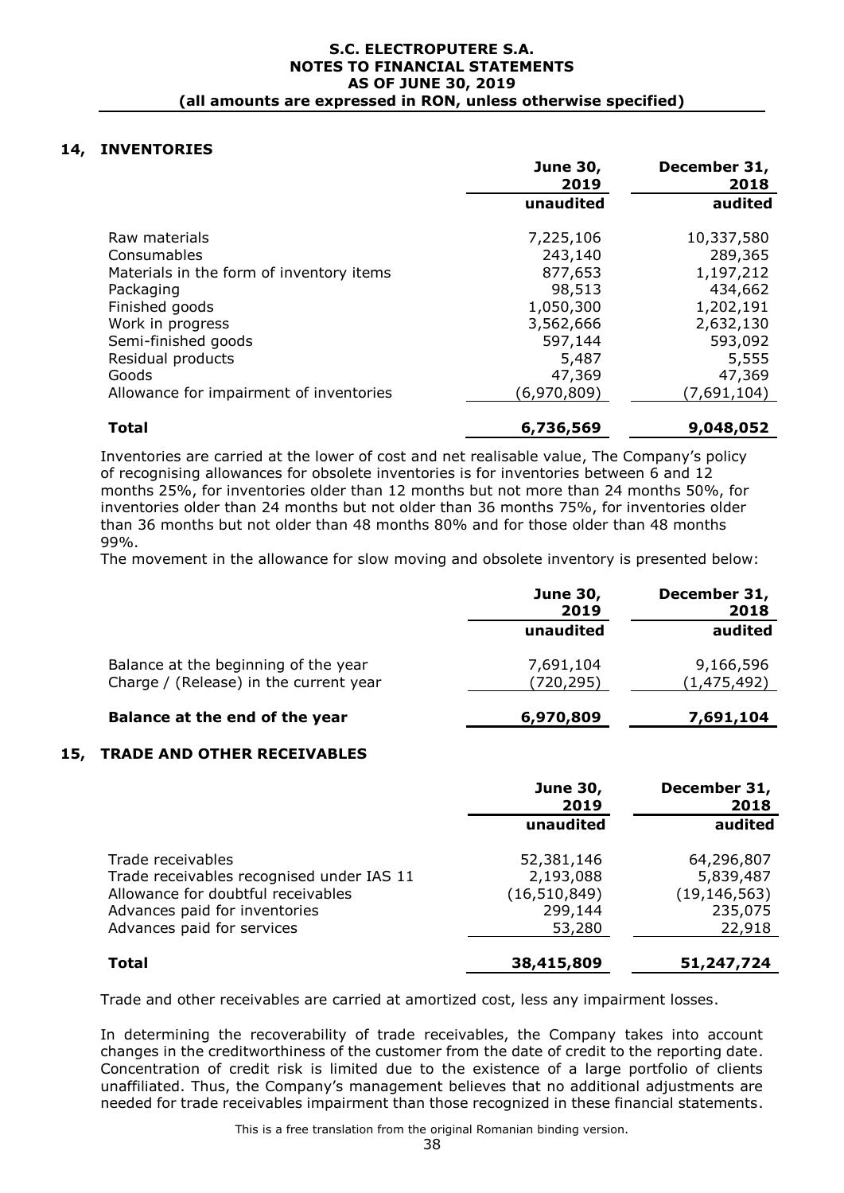## 14, INVENTORIES

| | June 30, 2019 | December 31, 2018 |
|---|---|---|
| | unaudited | audited |
| Raw materials | 7,225,106 | 10,337,580 |
| Consumables | 243,140 | 289,365 |
| Materials in the form of inventory items | 877,653 | 1,197,212 |
| Packaging | 98,513 | 434,662 |
| Finished goods | 1,050,300 | 1,202,191 |
| Work in progress | 3,562,666 | 2,632,130 |
| Semi-finished goods | 597,144 | 593,092 |
| Residual products | 5,487 | 5,555 |
| Goods | 47,369 | 47,369 |
| Allowance for impairment of inventories | (6,970,809) | (7,691,104) |
| **Total** | **6,736,569** | **9,048,052** |

Inventories are carried at the lower of cost and net realisable value, The Company's policy of recognising allowances for obsolete inventories is for inventories between 6 and 12 months 25%, for inventories older than 12 months but not more than 24 months 50%, for inventories older than 24 months but not older than 36 months 75%, for inventories older than 36 months but not older than 48 months 80% and for those older than 48 months 99%.

The movement in the allowance for slow moving and obsolete inventory is presented below:

| | June 30, 2019 | December 31, 2018 |
|---|---|---|
| | unaudited | audited |
| Balance at the beginning of the year | 7,691,104 | 9,166,596 |
| Charge / (Release) in the current year | (720,295) | (1,475,492) |
| **Balance at the end of the year** | **6,970,809** | **7,691,104** |

## 15, TRADE AND OTHER RECEIVABLES

| | June 30, 2019 | December 31, 2018 |
|---|---|---|
| | unaudited | audited |
| Trade receivables | 52,381,146 | 64,296,807 |
| Trade receivables recognised under IAS 11 | 2,193,088 | 5,839,487 |
| Allowance for doubtful receivables | (16,510,849) | (19,146,563) |
| Advances paid for inventories | 299,144 | 235,075 |
| Advances paid for services | 53,280 | 22,918 |
| **Total** | **38,415,809** | **51,247,724** |

Trade and other receivables are carried at amortized cost, less any impairment losses.

In determining the recoverability of trade receivables, the Company takes into account changes in the creditworthiness of the customer from the date of credit to the reporting date. Concentration of credit risk is limited due to the existence of a large portfolio of clients unaffiliated. Thus, the Company's management believes that no additional adjustments are needed for trade receivables impairment than those recognized in these financial statements.

This is a free translation from the original Romanian binding version.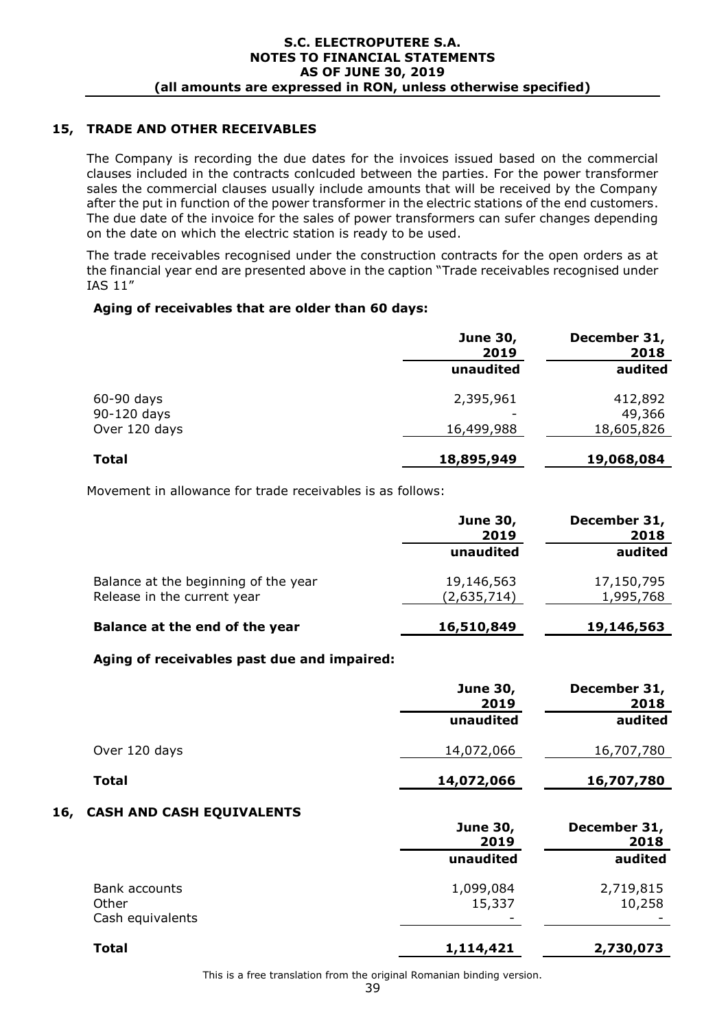## 15, TRADE AND OTHER RECEIVABLES

The Company is recording the due dates for the invoices issued based on the commercial clauses included in the contracts conlcuded between the parties. For the power transformer sales the commercial clauses usually include amounts that will be received by the Company after the put in function of the power transformer in the electric stations of the end customers. The due date of the invoice for the sales of power transformers can sufer changes depending on the date on which the electric station is ready to be used.

The trade receivables recognised under the construction contracts for the open orders as at the financial year end are presented above in the caption "Trade receivables recognised under IAS 11"

**Aging of receivables that are older than 60 days:**

| | June 30, 2019 | December 31, 2018 |
|---|---|---|
| | unaudited | audited |
| 60-90 days | 2,395,961 | 412,892 |
| 90-120 days | - | 49,366 |
| Over 120 days | 16,499,988 | 18,605,826 |
| **Total** | **18,895,949** | **19,068,084** |

Movement in allowance for trade receivables is as follows:

| | June 30, 2019 | December 31, 2018 |
|---|---|---|
| | unaudited | audited |
| Balance at the beginning of the year | 19,146,563 | 17,150,795 |
| Release in the current year | (2,635,714) | 1,995,768 |
| **Balance at the end of the year** | **16,510,849** | **19,146,563** |

**Aging of receivables past due and impaired:**

| | June 30, 2019 | December 31, 2018 |
|---|---|---|
| | unaudited | audited |
| Over 120 days | 14,072,066 | 16,707,780 |
| **Total** | **14,072,066** | **16,707,780** |

## 16, CASH AND CASH EQUIVALENTS

| | June 30, 2019 | December 31, 2018 |
|---|---|---|
| | unaudited | audited |
| Bank accounts | 1,099,084 | 2,719,815 |
| Other | 15,337 | 10,258 |
| Cash equivalents | - | - |
| **Total** | **1,114,421** | **2,730,073** |

This is a free translation from the original Romanian binding version.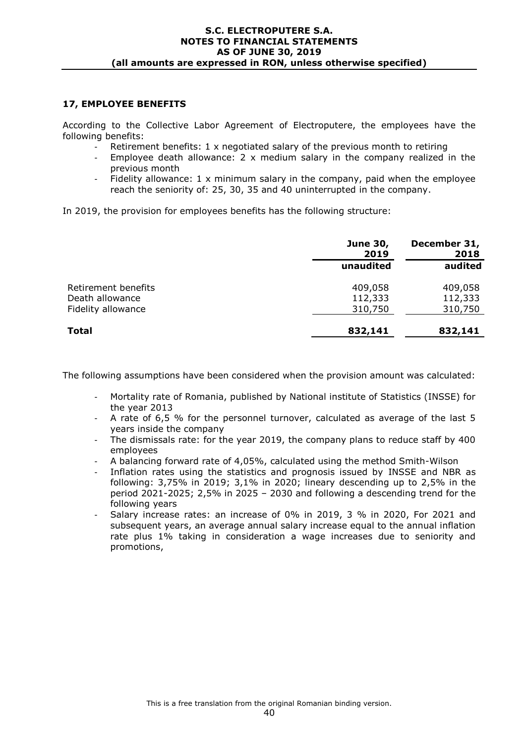## 17, EMPLOYEE BENEFITS

According to the Collective Labor Agreement of Electroputere, the employees have the following benefits:

- Retirement benefits: 1 x negotiated salary of the previous month to retiring
- Employee death allowance: 2 x medium salary in the company realized in the previous month
- Fidelity allowance: 1 x minimum salary in the company, paid when the employee reach the seniority of: 25, 30, 35 and 40 uninterrupted in the company.

In 2019, the provision for employees benefits has the following structure:

| | June 30, 2019 | December 31, 2018 |
|---|---|---|
| | unaudited | audited |
| Retirement benefits | 409,058 | 409,058 |
| Death allowance | 112,333 | 112,333 |
| Fidelity allowance | 310,750 | 310,750 |
| **Total** | **832,141** | **832,141** |

The following assumptions have been considered when the provision amount was calculated:

- Mortality rate of Romania, published by National institute of Statistics (INSSE) for the year 2013
- A rate of 6,5 % for the personnel turnover, calculated as average of the last 5 years inside the company
- The dismissals rate: for the year 2019, the company plans to reduce staff by 400 employees
- A balancing forward rate of 4,05%, calculated using the method Smith-Wilson
- Inflation rates using the statistics and prognosis issued by INSSE and NBR as following: 3,75% in 2019; 3,1% in 2020; lineary descending up to 2,5% in the period 2021-2025; 2,5% in 2025 – 2030 and following a descending trend for the following years
- Salary increase rates: an increase of 0% in 2019, 3 % in 2020, For 2021 and subsequent years, an average annual salary increase equal to the annual inflation rate plus 1% taking in consideration a wage increases due to seniority and promotions,

This is a free translation from the original Romanian binding version.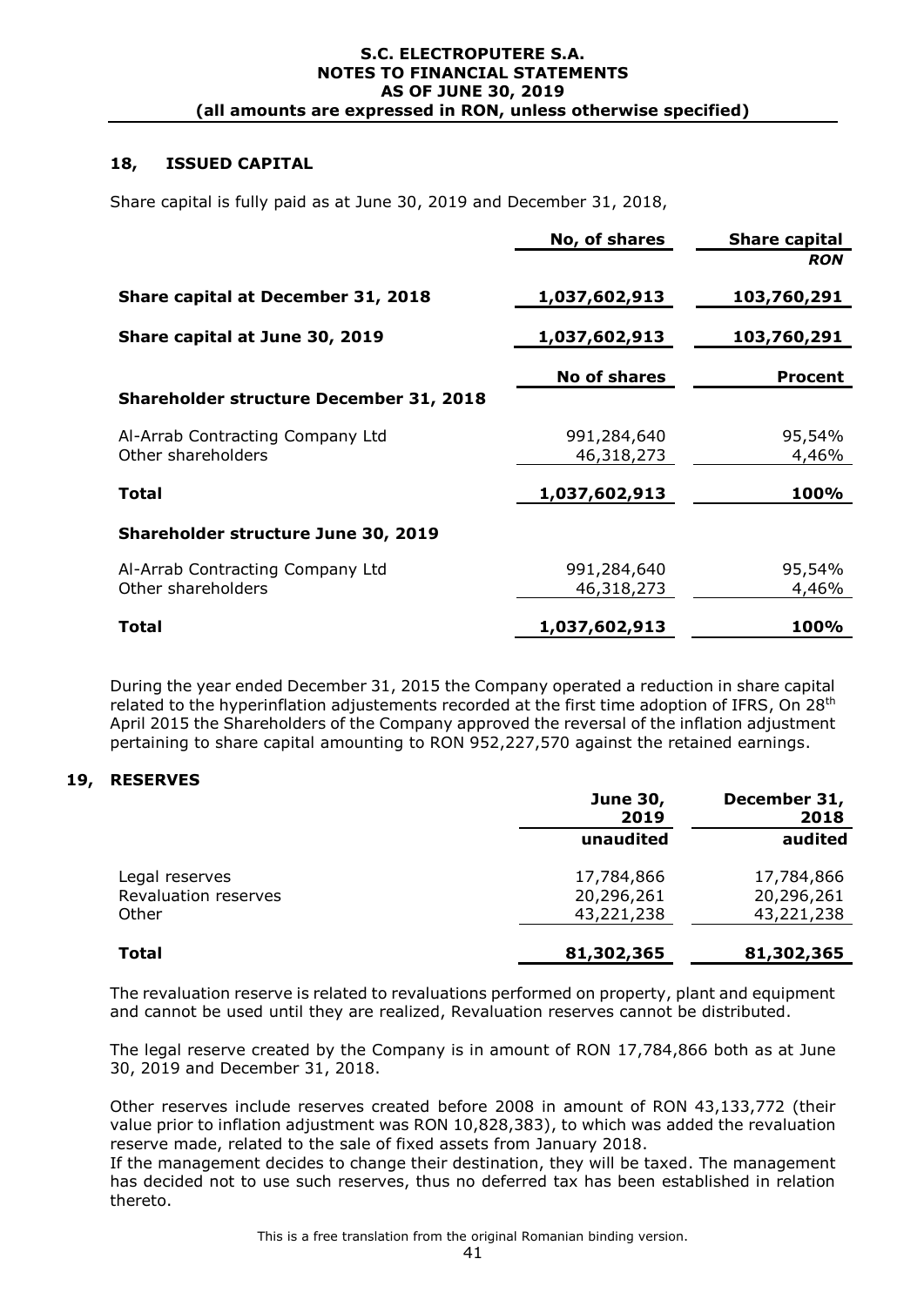## 18, ISSUED CAPITAL

Share capital is fully paid as at June 30, 2019 and December 31, 2018,

| | No, of shares | Share capital |
|---|---|---|
| | | *RON* |
| **Share capital at December 31, 2018** | **1,037,602,913** | **103,760,291** |
| **Share capital at June 30, 2019** | **1,037,602,913** | **103,760,291** |

| | No of shares | Procent |
|---|---|---|
| **Shareholder structure December 31, 2018** | | |
| Al-Arrab Contracting Company Ltd | 991,284,640 | 95,54% |
| Other shareholders | 46,318,273 | 4,46% |
| **Total** | **1,037,602,913** | **100%** |
| **Shareholder structure June 30, 2019** | | |
| Al-Arrab Contracting Company Ltd | 991,284,640 | 95,54% |
| Other shareholders | 46,318,273 | 4,46% |
| **Total** | **1,037,602,913** | **100%** |

During the year ended December 31, 2015 the Company operated a reduction in share capital related to the hyperinflation adjustements recorded at the first time adoption of IFRS, On 28th April 2015 the Shareholders of the Company approved the reversal of the inflation adjustment pertaining to share capital amounting to RON 952,227,570 against the retained earnings.

## 19, RESERVES

| | June 30, 2019 | December 31, 2018 |
|---|---|---|
| | unaudited | audited |
| Legal reserves | 17,784,866 | 17,784,866 |
| Revaluation reserves | 20,296,261 | 20,296,261 |
| Other | 43,221,238 | 43,221,238 |
| **Total** | **81,302,365** | **81,302,365** |

The revaluation reserve is related to revaluations performed on property, plant and equipment and cannot be used until they are realized, Revaluation reserves cannot be distributed.

The legal reserve created by the Company is in amount of RON 17,784,866 both as at June 30, 2019 and December 31, 2018.

Other reserves include reserves created before 2008 in amount of RON 43,133,772 (their value prior to inflation adjustment was RON 10,828,383), to which was added the revaluation reserve made, related to the sale of fixed assets from January 2018.

If the management decides to change their destination, they will be taxed. The management has decided not to use such reserves, thus no deferred tax has been established in relation thereto.

This is a free translation from the original Romanian binding version.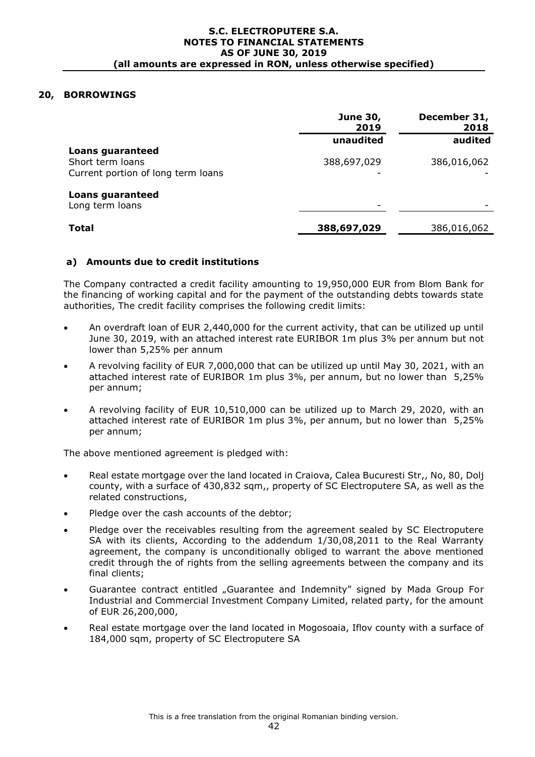## 20, BORROWINGS

| | June 30, 2019 | December 31, 2018 |
|---|---|---|
| | unaudited | audited |
| **Loans guaranteed** | | |
| Short term loans | 388,697,029 | 386,016,062 |
| Current portion of long term loans | - | - |
| **Loans guaranteed** | | |
| Long term loans | - | - |
| **Total** | **388,697,029** | 386,016,062 |

### a) Amounts due to credit institutions

The Company contracted a credit facility amounting to 19,950,000 EUR from Blom Bank for the financing of working capital and for the payment of the outstanding debts towards state authorities, The credit facility comprises the following credit limits:

- An overdraft loan of EUR 2,440,000 for the current activity, that can be utilized up until June 30, 2019, with an attached interest rate EURIBOR 1m plus 3% per annum but not lower than 5,25% per annum
- A revolving facility of EUR 7,000,000 that can be utilized up until May 30, 2021, with an attached interest rate of EURIBOR 1m plus 3%, per annum, but no lower than 5,25% per annum;
- A revolving facility of EUR 10,510,000 can be utilized up to March 29, 2020, with an attached interest rate of EURIBOR 1m plus 3%, per annum, but no lower than 5,25% per annum;

The above mentioned agreement is pledged with:

- Real estate mortgage over the land located in Craiova, Calea Bucuresti Str,, No, 80, Dolj county, with a surface of 430,832 sqm,, property of SC Electroputere SA, as well as the related constructions,
- Pledge over the cash accounts of the debtor;
- Pledge over the receivables resulting from the agreement sealed by SC Electroputere SA with its clients, According to the addendum 1/30,08,2011 to the Real Warranty agreement, the company is unconditionally obliged to warrant the above mentioned credit through the of rights from the selling agreements between the company and its final clients;
- Guarantee contract entitled „Guarantee and Indemnity" signed by Mada Group For Industrial and Commercial Investment Company Limited, related party, for the amount of EUR 26,200,000,
- Real estate mortgage over the land located in Mogosoaia, Iflov county with a surface of 184,000 sqm, property of SC Electroputere SA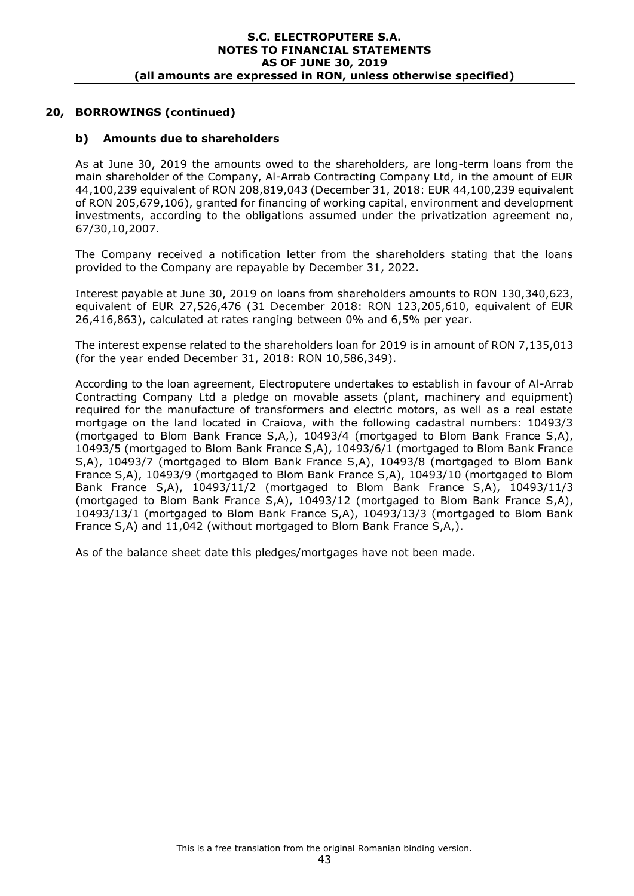## 20, BORROWINGS (continued)

### b) Amounts due to shareholders

As at June 30, 2019 the amounts owed to the shareholders, are long-term loans from the main shareholder of the Company, Al-Arrab Contracting Company Ltd, in the amount of EUR 44,100,239 equivalent of RON 208,819,043 (December 31, 2018: EUR 44,100,239 equivalent of RON 205,679,106), granted for financing of working capital, environment and development investments, according to the obligations assumed under the privatization agreement no, 67/30,10,2007.

The Company received a notification letter from the shareholders stating that the loans provided to the Company are repayable by December 31, 2022.

Interest payable at June 30, 2019 on loans from shareholders amounts to RON 130,340,623, equivalent of EUR 27,526,476 (31 December 2018: RON 123,205,610, equivalent of EUR 26,416,863), calculated at rates ranging between 0% and 6,5% per year.

The interest expense related to the shareholders loan for 2019 is in amount of RON 7,135,013 (for the year ended December 31, 2018: RON 10,586,349).

According to the loan agreement, Electroputere undertakes to establish in favour of Al-Arrab Contracting Company Ltd a pledge on movable assets (plant, machinery and equipment) required for the manufacture of transformers and electric motors, as well as a real estate mortgage on the land located in Craiova, with the following cadastral numbers: 10493/3 (mortgaged to Blom Bank France S,A,), 10493/4 (mortgaged to Blom Bank France S,A), 10493/5 (mortgaged to Blom Bank France S,A), 10493/6/1 (mortgaged to Blom Bank France S,A), 10493/7 (mortgaged to Blom Bank France S,A), 10493/8 (mortgaged to Blom Bank France S,A), 10493/9 (mortgaged to Blom Bank France S,A), 10493/10 (mortgaged to Blom Bank France S,A), 10493/11/2 (mortgaged to Blom Bank France S,A), 10493/11/3 (mortgaged to Blom Bank France S,A), 10493/12 (mortgaged to Blom Bank France S,A), 10493/13/1 (mortgaged to Blom Bank France S,A), 10493/13/3 (mortgaged to Blom Bank France S,A) and 11,042 (without mortgaged to Blom Bank France S,A,).

As of the balance sheet date this pledges/mortgages have not been made.

This is a free translation from the original Romanian binding version.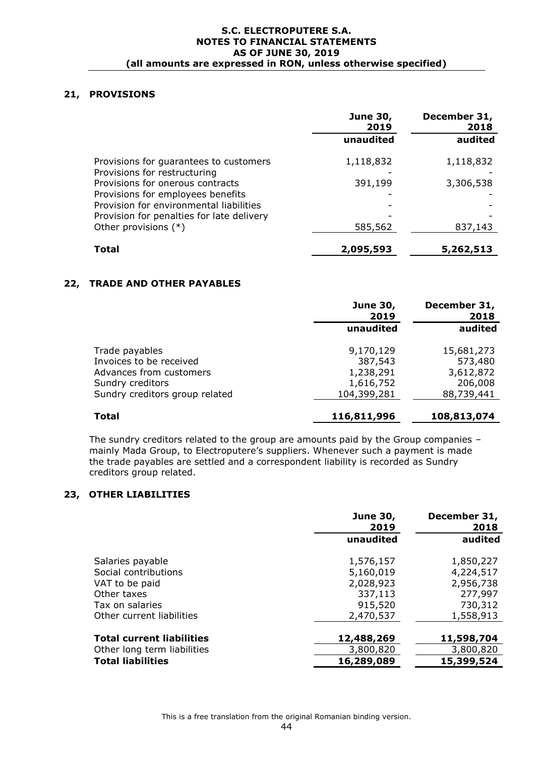## 21, PROVISIONS

| | June 30, 2019 | December 31, 2018 |
|---|---|---|
| | unaudited | audited |
| Provisions for guarantees to customers | 1,118,832 | 1,118,832 |
| Provisions for restructuring | - | - |
| Provisions for onerous contracts | 391,199 | 3,306,538 |
| Provisions for employees benefits | - | - |
| Provision for environmental liabilities | - | - |
| Provision for penalties for late delivery | - | - |
| Other provisions (*) | 585,562 | 837,143 |
| **Total** | **2,095,593** | **5,262,513** |

## 22, TRADE AND OTHER PAYABLES

| | June 30, 2019 | December 31, 2018 |
|---|---|---|
| | unaudited | audited |
| Trade payables | 9,170,129 | 15,681,273 |
| Invoices to be received | 387,543 | 573,480 |
| Advances from customers | 1,238,291 | 3,612,872 |
| Sundry creditors | 1,616,752 | 206,008 |
| Sundry creditors group related | 104,399,281 | 88,739,441 |
| **Total** | **116,811,996** | **108,813,074** |

The sundry creditors related to the group are amounts paid by the Group companies – mainly Mada Group, to Electroputere's suppliers. Whenever such a payment is made the trade payables are settled and a correspondent liability is recorded as Sundry creditors group related.

## 23, OTHER LIABILITIES

| | June 30, 2019 | December 31, 2018 |
|---|---|---|
| | unaudited | audited |
| Salaries payable | 1,576,157 | 1,850,227 |
| Social contributions | 5,160,019 | 4,224,517 |
| VAT to be paid | 2,028,923 | 2,956,738 |
| Other taxes | 337,113 | 277,997 |
| Tax on salaries | 915,520 | 730,312 |
| Other current liabilities | 2,470,537 | 1,558,913 |
| **Total current liabilities** | **12,488,269** | **11,598,704** |
| Other long term liabilities | 3,800,820 | 3,800,820 |
| **Total liabilities** | **16,289,089** | **15,399,524** |

This is a free translation from the original Romanian binding version.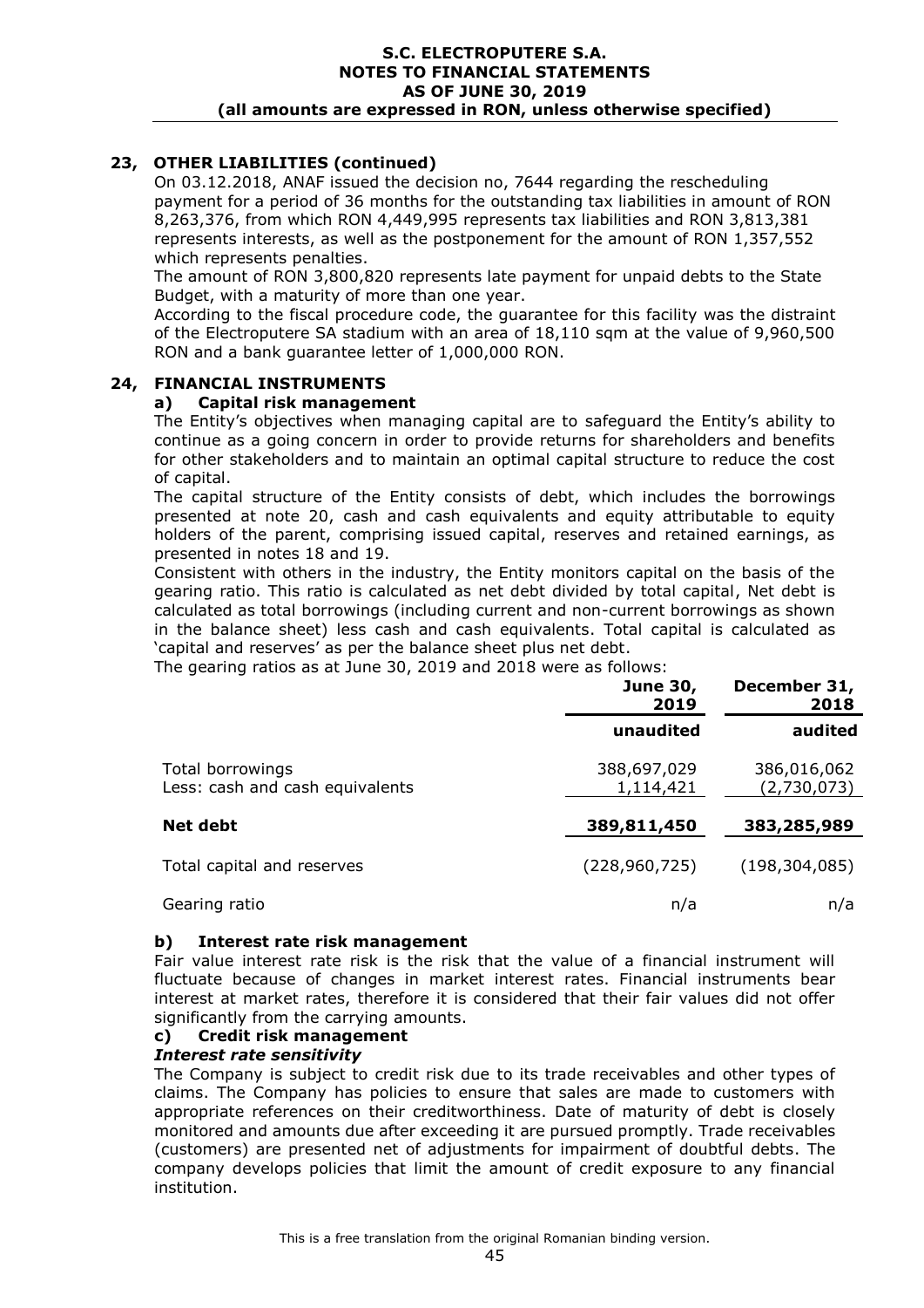## 23, OTHER LIABILITIES (continued)

On 03.12.2018, ANAF issued the decision no, 7644 regarding the rescheduling payment for a period of 36 months for the outstanding tax liabilities in amount of RON 8,263,376, from which RON 4,449,995 represents tax liabilities and RON 3,813,381 represents interests, as well as the postponement for the amount of RON 1,357,552 which represents penalties.

The amount of RON 3,800,820 represents late payment for unpaid debts to the State Budget, with a maturity of more than one year.

According to the fiscal procedure code, the guarantee for this facility was the distraint of the Electroputere SA stadium with an area of 18,110 sqm at the value of 9,960,500 RON and a bank guarantee letter of 1,000,000 RON.

## 24, FINANCIAL INSTRUMENTS

### a) Capital risk management

The Entity's objectives when managing capital are to safeguard the Entity's ability to continue as a going concern in order to provide returns for shareholders and benefits for other stakeholders and to maintain an optimal capital structure to reduce the cost of capital.

The capital structure of the Entity consists of debt, which includes the borrowings presented at note 20, cash and cash equivalents and equity attributable to equity holders of the parent, comprising issued capital, reserves and retained earnings, as presented in notes 18 and 19.

Consistent with others in the industry, the Entity monitors capital on the basis of the gearing ratio. This ratio is calculated as net debt divided by total capital, Net debt is calculated as total borrowings (including current and non-current borrowings as shown in the balance sheet) less cash and cash equivalents. Total capital is calculated as 'capital and reserves' as per the balance sheet plus net debt.

The gearing ratios as at June 30, 2019 and 2018 were as follows:

| | June 30, 2019 | December 31, 2018 |
|---|---|---|
| | **unaudited** | **audited** |
| Total borrowings | 388,697,029 | 386,016,062 |
| Less: cash and cash equivalents | 1,114,421 | (2,730,073) |
| **Net debt** | **389,811,450** | **383,285,989** |
| Total capital and reserves | (228,960,725) | (198,304,085) |
| Gearing ratio | n/a | n/a |

### b) Interest rate risk management

Fair value interest rate risk is the risk that the value of a financial instrument will fluctuate because of changes in market interest rates. Financial instruments bear interest at market rates, therefore it is considered that their fair values did not offer significantly from the carrying amounts.

### c) Credit risk management

***Interest rate sensitivity***

The Company is subject to credit risk due to its trade receivables and other types of claims. The Company has policies to ensure that sales are made to customers with appropriate references on their creditworthiness. Date of maturity of debt is closely monitored and amounts due after exceeding it are pursued promptly. Trade receivables (customers) are presented net of adjustments for impairment of doubtful debts. The company develops policies that limit the amount of credit exposure to any financial institution.

This is a free translation from the original Romanian binding version.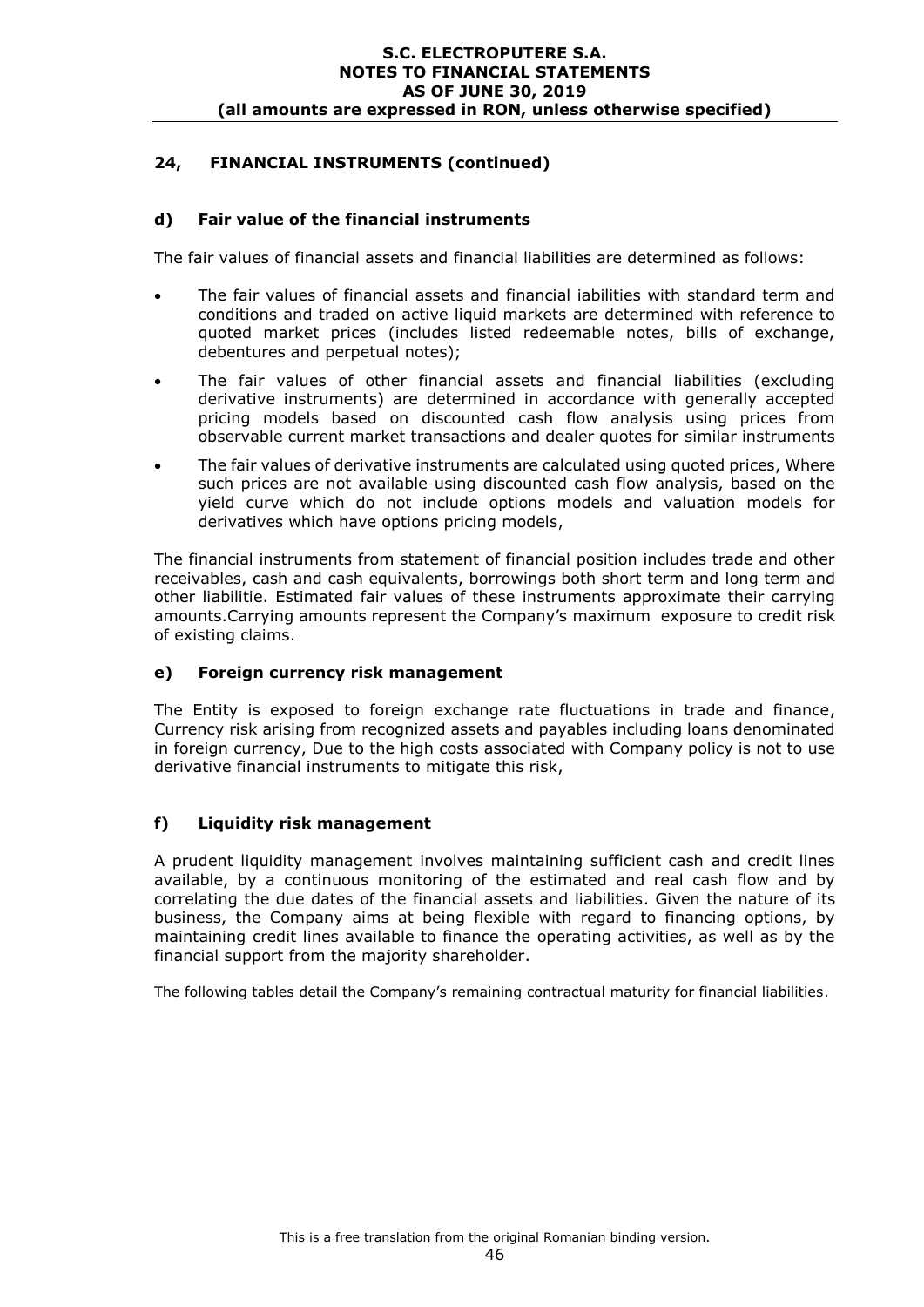## 24, FINANCIAL INSTRUMENTS (continued)

### d) Fair value of the financial instruments

The fair values of financial assets and financial liabilities are determined as follows:

- The fair values of financial assets and financial iabilities with standard term and conditions and traded on active liquid markets are determined with reference to quoted market prices (includes listed redeemable notes, bills of exchange, debentures and perpetual notes);
- The fair values of other financial assets and financial liabilities (excluding derivative instruments) are determined in accordance with generally accepted pricing models based on discounted cash flow analysis using prices from observable current market transactions and dealer quotes for similar instruments
- The fair values of derivative instruments are calculated using quoted prices, Where such prices are not available using discounted cash flow analysis, based on the yield curve which do not include options models and valuation models for derivatives which have options pricing models,

The financial instruments from statement of financial position includes trade and other receivables, cash and cash equivalents, borrowings both short term and long term and other liabilitie. Estimated fair values of these instruments approximate their carrying amounts.Carrying amounts represent the Company's maximum exposure to credit risk of existing claims.

### e) Foreign currency risk management

The Entity is exposed to foreign exchange rate fluctuations in trade and finance, Currency risk arising from recognized assets and payables including loans denominated in foreign currency, Due to the high costs associated with Company policy is not to use derivative financial instruments to mitigate this risk,

### f) Liquidity risk management

A prudent liquidity management involves maintaining sufficient cash and credit lines available, by a continuous monitoring of the estimated and real cash flow and by correlating the due dates of the financial assets and liabilities. Given the nature of its business, the Company aims at being flexible with regard to financing options, by maintaining credit lines available to finance the operating activities, as well as by the financial support from the majority shareholder.

The following tables detail the Company's remaining contractual maturity for financial liabilities.

This is a free translation from the original Romanian binding version.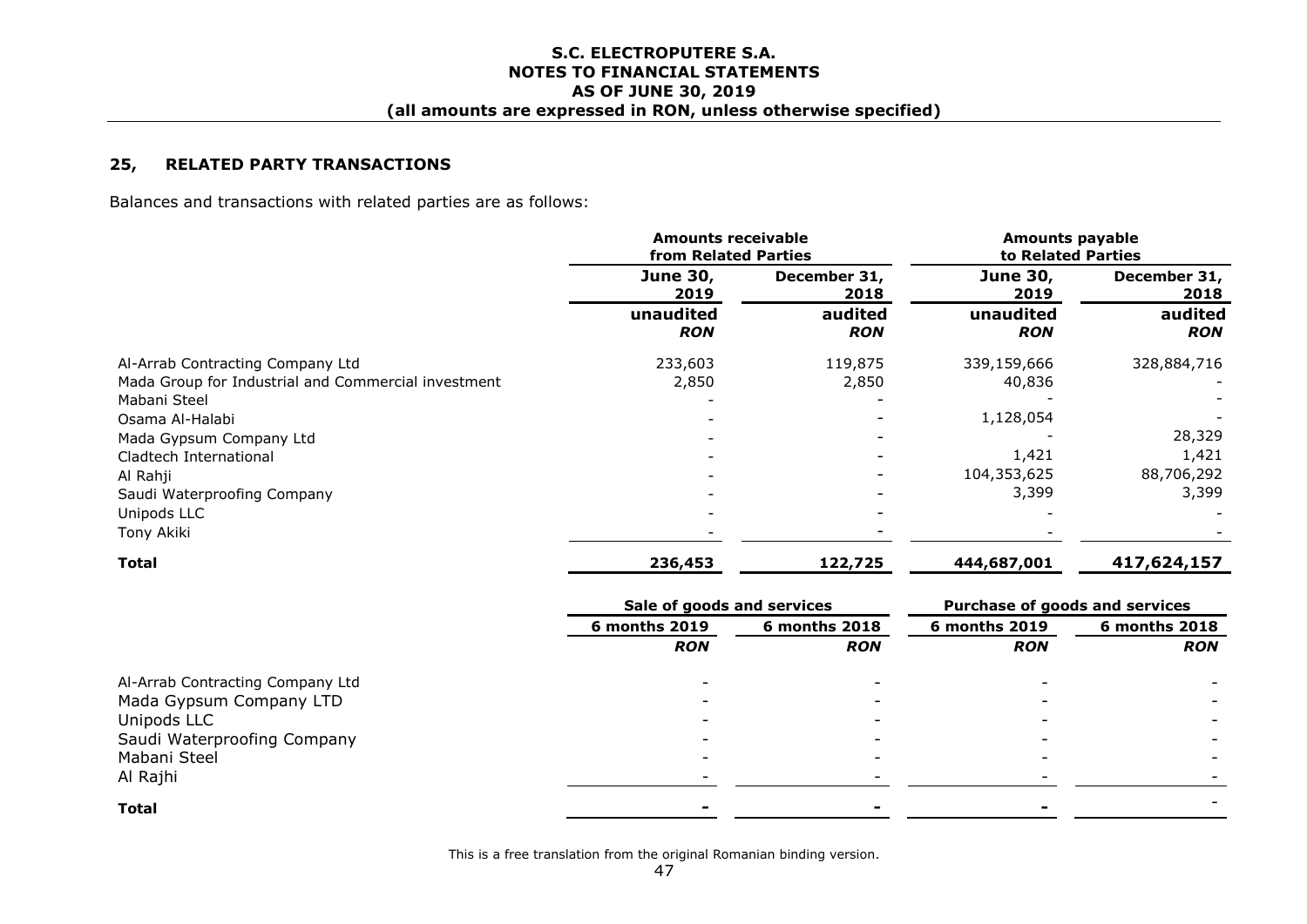## 25, RELATED PARTY TRANSACTIONS

Balances and transactions with related parties are as follows:

| | Amounts receivable from Related Parties | | Amounts payable to Related Parties | |
|---|---|---|---|---|
| | June 30, 2019 | December 31, 2018 | June 30, 2019 | December 31, 2018 |
| | unaudited *RON* | audited *RON* | unaudited *RON* | audited *RON* |
| Al-Arrab Contracting Company Ltd | 233,603 | 119,875 | 339,159,666 | 328,884,716 |
| Mada Group for Industrial and Commercial investment | 2,850 | 2,850 | 40,836 | - |
| Mabani Steel | - | - | - | - |
| Osama Al-Halabi | - | - | 1,128,054 | - |
| Mada Gypsum Company Ltd | - | - | - | 28,329 |
| Cladtech International | - | - | 1,421 | 1,421 |
| Al Rahji | - | - | 104,353,625 | 88,706,292 |
| Saudi Waterproofing Company | - | - | 3,399 | 3,399 |
| Unipods LLC | - | - | - | - |
| Tony Akiki | - | - | - | - |
| **Total** | **236,453** | **122,725** | **444,687,001** | **417,624,157** |

| | Sale of goods and services | | Purchase of goods and services | |
|---|---|---|---|---|
| | 6 months 2019 | 6 months 2018 | 6 months 2019 | 6 months 2018 |
| | *RON* | *RON* | *RON* | *RON* |
| Al-Arrab Contracting Company Ltd | - | - | - | - |
| Mada Gypsum Company LTD | - | - | - | - |
| Unipods LLC | - | - | - | - |
| Saudi Waterproofing Company | - | - | - | - |
| Mabani Steel | - | - | - | - |
| Al Rajhi | - | - | - | - |
| **Total** | **-** | **-** | **-** | - |

This is a free translation from the original Romanian binding version.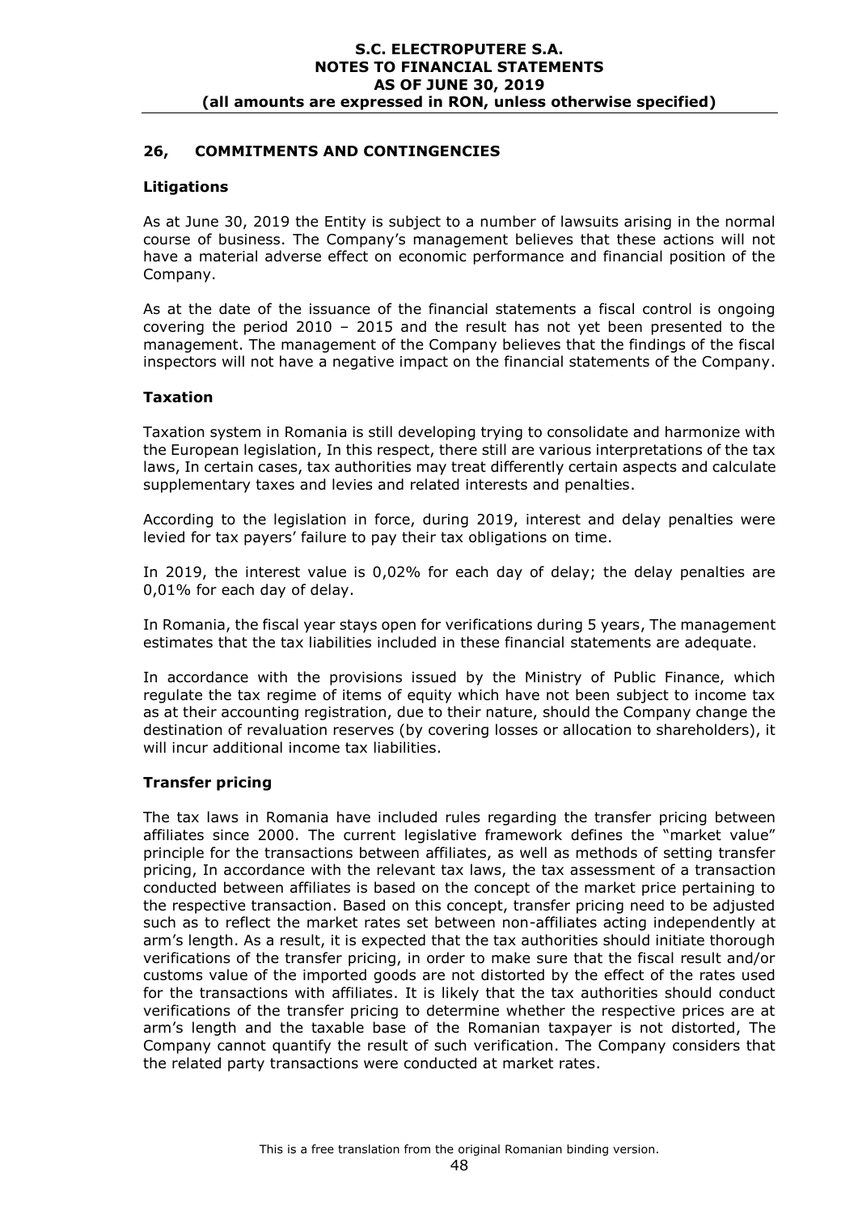## 26, COMMITMENTS AND CONTINGENCIES

### Litigations

As at June 30, 2019 the Entity is subject to a number of lawsuits arising in the normal course of business. The Company's management believes that these actions will not have a material adverse effect on economic performance and financial position of the Company.

As at the date of the issuance of the financial statements a fiscal control is ongoing covering the period 2010 – 2015 and the result has not yet been presented to the management. The management of the Company believes that the findings of the fiscal inspectors will not have a negative impact on the financial statements of the Company.

### Taxation

Taxation system in Romania is still developing trying to consolidate and harmonize with the European legislation, In this respect, there still are various interpretations of the tax laws, In certain cases, tax authorities may treat differently certain aspects and calculate supplementary taxes and levies and related interests and penalties.

According to the legislation in force, during 2019, interest and delay penalties were levied for tax payers' failure to pay their tax obligations on time.

In 2019, the interest value is 0,02% for each day of delay; the delay penalties are 0,01% for each day of delay.

In Romania, the fiscal year stays open for verifications during 5 years, The management estimates that the tax liabilities included in these financial statements are adequate.

In accordance with the provisions issued by the Ministry of Public Finance, which regulate the tax regime of items of equity which have not been subject to income tax as at their accounting registration, due to their nature, should the Company change the destination of revaluation reserves (by covering losses or allocation to shareholders), it will incur additional income tax liabilities.

### Transfer pricing

The tax laws in Romania have included rules regarding the transfer pricing between affiliates since 2000. The current legislative framework defines the "market value" principle for the transactions between affiliates, as well as methods of setting transfer pricing, In accordance with the relevant tax laws, the tax assessment of a transaction conducted between affiliates is based on the concept of the market price pertaining to the respective transaction. Based on this concept, transfer pricing need to be adjusted such as to reflect the market rates set between non-affiliates acting independently at arm's length. As a result, it is expected that the tax authorities should initiate thorough verifications of the transfer pricing, in order to make sure that the fiscal result and/or customs value of the imported goods are not distorted by the effect of the rates used for the transactions with affiliates. It is likely that the tax authorities should conduct verifications of the transfer pricing to determine whether the respective prices are at arm's length and the taxable base of the Romanian taxpayer is not distorted, The Company cannot quantify the result of such verification. The Company considers that the related party transactions were conducted at market rates.

This is a free translation from the original Romanian binding version.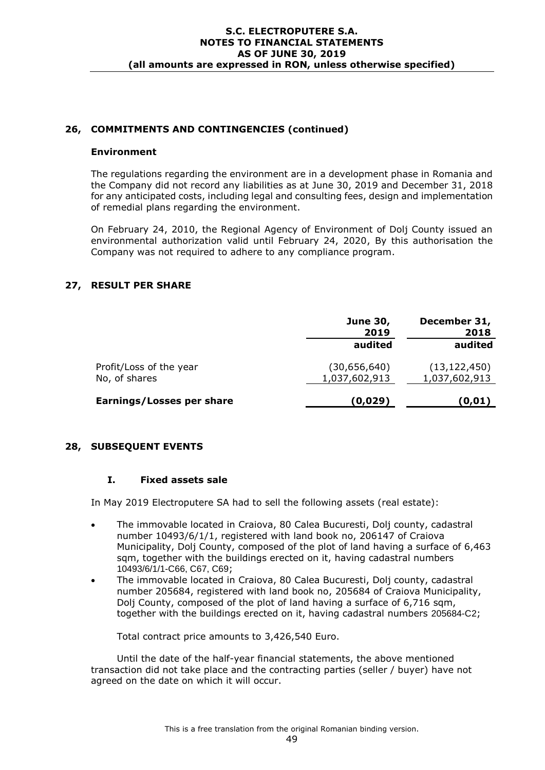## 26, COMMITMENTS AND CONTINGENCIES (continued)

### Environment

The regulations regarding the environment are in a development phase in Romania and the Company did not record any liabilities as at June 30, 2019 and December 31, 2018 for any anticipated costs, including legal and consulting fees, design and implementation of remedial plans regarding the environment.

On February 24, 2010, the Regional Agency of Environment of Dolj County issued an environmental authorization valid until February 24, 2020, By this authorisation the Company was not required to adhere to any compliance program.

## 27, RESULT PER SHARE

| | June 30, 2019 | December 31, 2018 |
|---|---|---|
| | audited | audited |
| Profit/Loss of the year | (30,656,640) | (13,122,450) |
| No, of shares | 1,037,602,913 | 1,037,602,913 |
| **Earnings/Losses per share** | **(0,029)** | **(0,01)** |

## 28, SUBSEQUENT EVENTS

### I. Fixed assets sale

In May 2019 Electroputere SA had to sell the following assets (real estate):

- The immovable located in Craiova, 80 Calea Bucuresti, Dolj county, cadastral number 10493/6/1/1, registered with land book no, 206147 of Craiova Municipality, Dolj County, composed of the plot of land having a surface of 6,463 sqm, together with the buildings erected on it, having cadastral numbers 10493/6/1/1-C66, C67, C69;
- The immovable located in Craiova, 80 Calea Bucuresti, Dolj county, cadastral number 205684, registered with land book no, 205684 of Craiova Municipality, Dolj County, composed of the plot of land having a surface of 6,716 sqm, together with the buildings erected on it, having cadastral numbers 205684-C2;

Total contract price amounts to 3,426,540 Euro.

Until the date of the half-year financial statements, the above mentioned transaction did not take place and the contracting parties (seller / buyer) have not agreed on the date on which it will occur.

This is a free translation from the original Romanian binding version.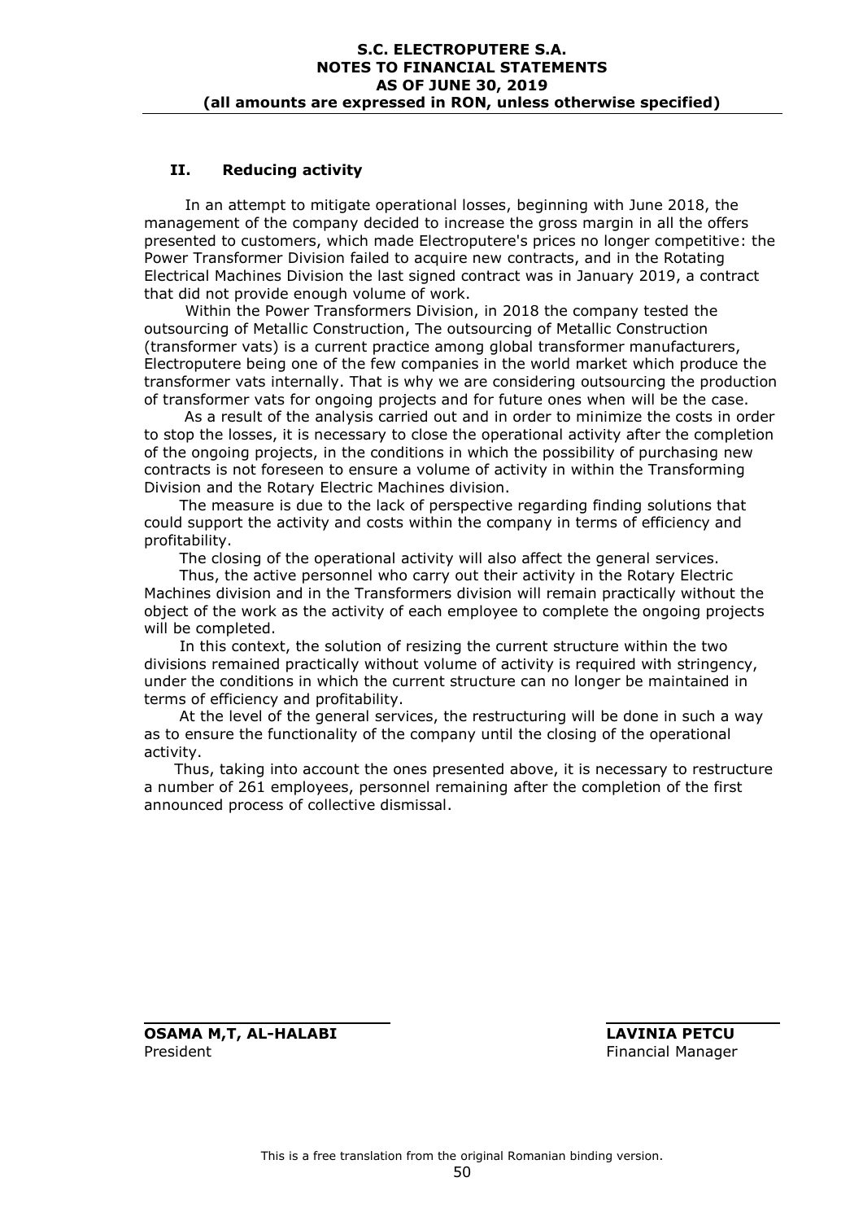## II. Reducing activity

In an attempt to mitigate operational losses, beginning with June 2018, the management of the company decided to increase the gross margin in all the offers presented to customers, which made Electroputere's prices no longer competitive: the Power Transformer Division failed to acquire new contracts, and in the Rotating Electrical Machines Division the last signed contract was in January 2019, a contract that did not provide enough volume of work.

Within the Power Transformers Division, in 2018 the company tested the outsourcing of Metallic Construction, The outsourcing of Metallic Construction (transformer vats) is a current practice among global transformer manufacturers, Electroputere being one of the few companies in the world market which produce the transformer vats internally. That is why we are considering outsourcing the production of transformer vats for ongoing projects and for future ones when will be the case.

As a result of the analysis carried out and in order to minimize the costs in order to stop the losses, it is necessary to close the operational activity after the completion of the ongoing projects, in the conditions in which the possibility of purchasing new contracts is not foreseen to ensure a volume of activity in within the Transforming Division and the Rotary Electric Machines division.

The measure is due to the lack of perspective regarding finding solutions that could support the activity and costs within the company in terms of efficiency and profitability.

The closing of the operational activity will also affect the general services.

Thus, the active personnel who carry out their activity in the Rotary Electric Machines division and in the Transformers division will remain practically without the object of the work as the activity of each employee to complete the ongoing projects will be completed.

In this context, the solution of resizing the current structure within the two divisions remained practically without volume of activity is required with stringency, under the conditions in which the current structure can no longer be maintained in terms of efficiency and profitability.

At the level of the general services, the restructuring will be done in such a way as to ensure the functionality of the company until the closing of the operational activity.

Thus, taking into account the ones presented above, it is necessary to restructure a number of 261 employees, personnel remaining after the completion of the first announced process of collective dismissal.

**OSAMA M,T, AL-HALABI**
President

**LAVINIA PETCU**
Financial Manager

This is a free translation from the original Romanian binding version.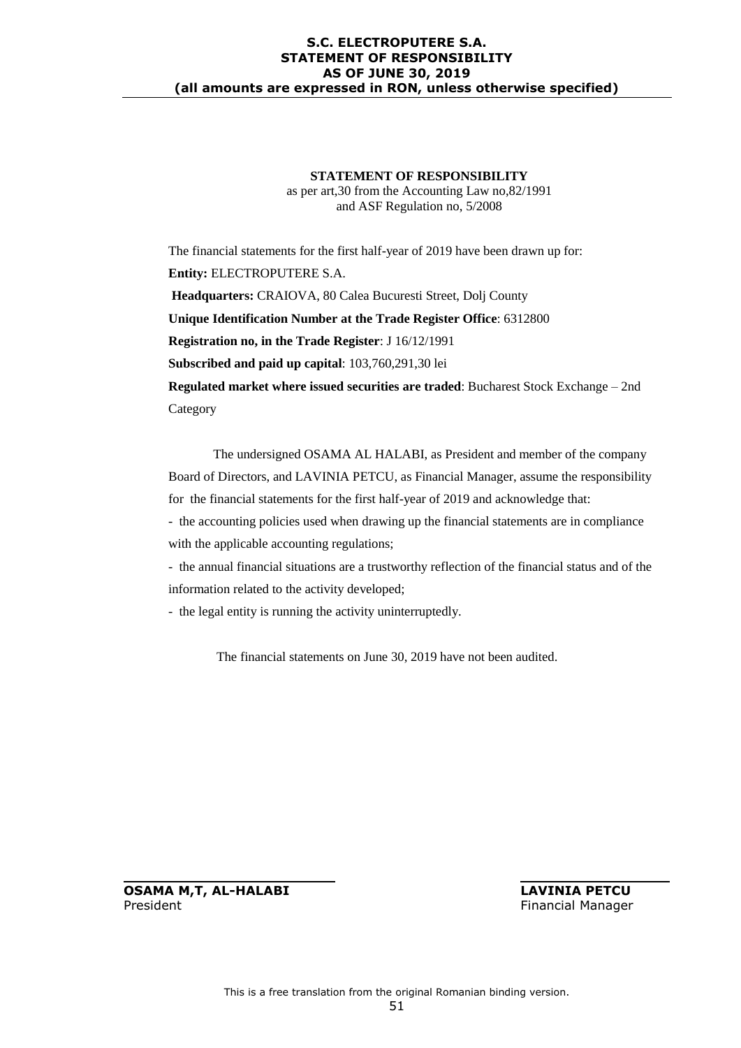## STATEMENT OF RESPONSIBILITY

as per art,30 from the Accounting Law no,82/1991
and ASF Regulation no, 5/2008

The financial statements for the first half-year of 2019 have been drawn up for:

**Entity:** ELECTROPUTERE S.A.

**Headquarters:** CRAIOVA, 80 Calea Bucuresti Street, Dolj County

**Unique Identification Number at the Trade Register Office**: 6312800

**Registration no, in the Trade Register**: J 16/12/1991

**Subscribed and paid up capital**: 103,760,291,30 lei

**Regulated market where issued securities are traded**: Bucharest Stock Exchange – 2nd Category

The undersigned OSAMA AL HALABI, as President and member of the company Board of Directors, and LAVINIA PETCU, as Financial Manager, assume the responsibility for the financial statements for the first half-year of 2019 and acknowledge that:

- the accounting policies used when drawing up the financial statements are in compliance with the applicable accounting regulations;
- the annual financial situations are a trustworthy reflection of the financial status and of the information related to the activity developed;
- the legal entity is running the activity uninterruptedly.

The financial statements on June 30, 2019 have not been audited.

| | |
|---|---|
| **OSAMA M,T, AL-HALABI** | **LAVINIA PETCU** |
| President | Financial Manager |

This is a free translation from the original Romanian binding version.